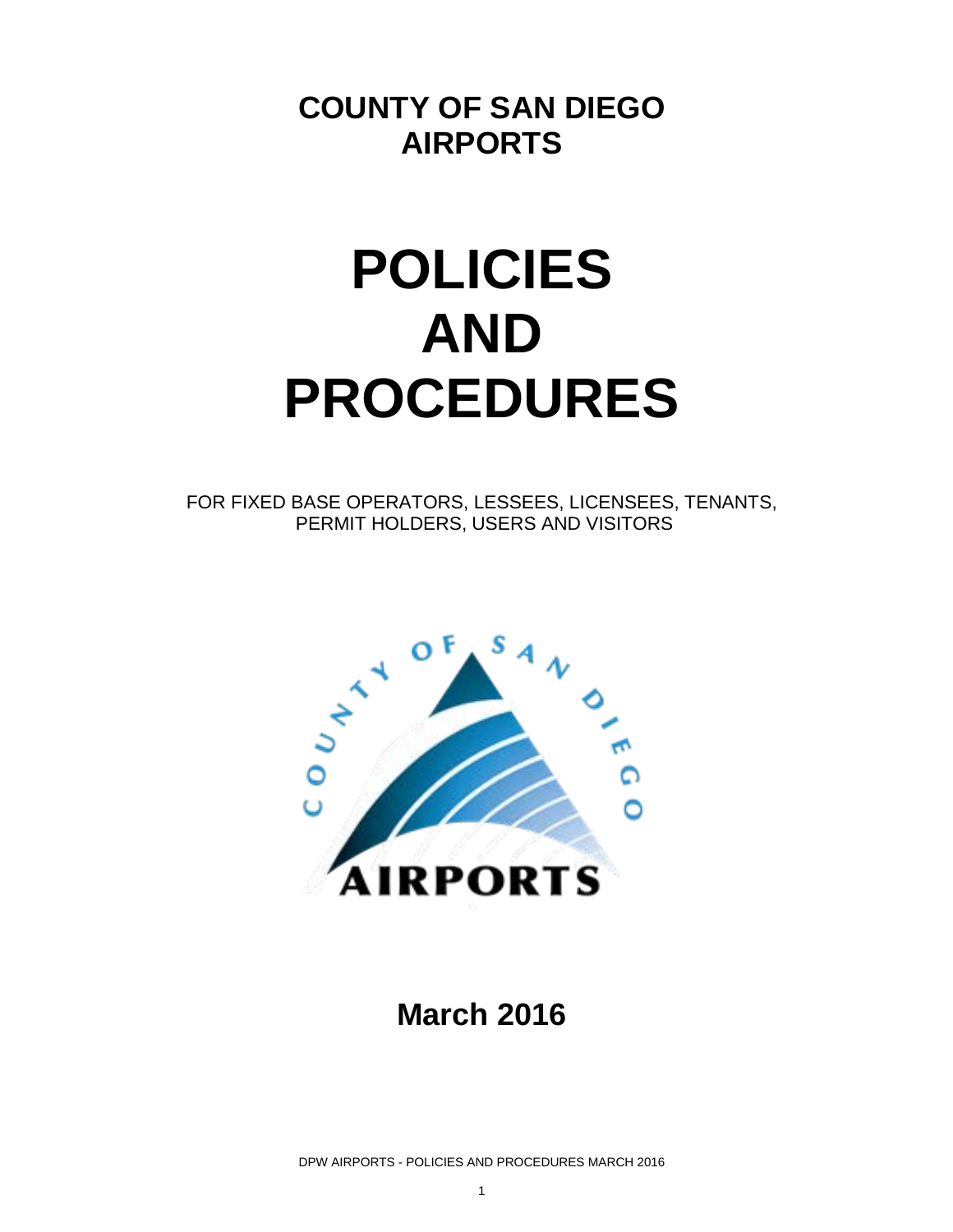# COUNTY OF SAN DIEGO AIRPORTS

# POLICIES AND PROCEDURES

FOR FIXED BASE OPERATORS, LESSEES, LICENSEES, TENANTS, PERMIT HOLDERS, USERS AND VISITORS

**March 2016**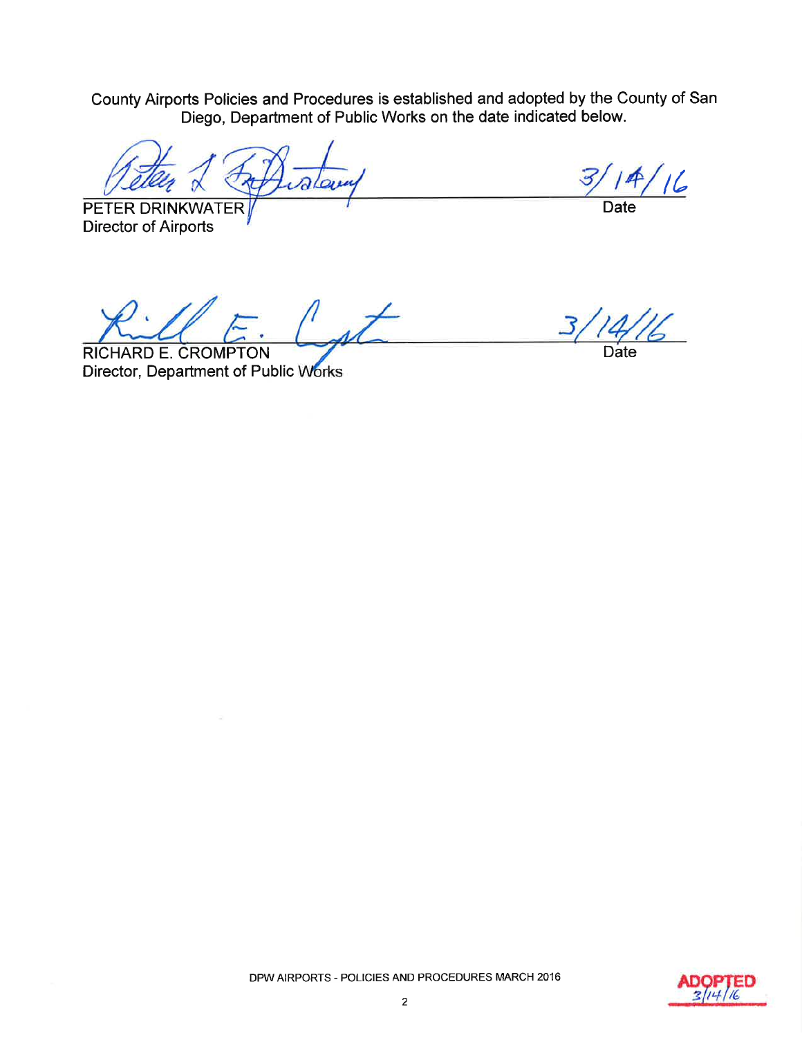County Airports Policies and Procedures is established and adopted by the County of San Diego, Department of Public Works on the date indicated below.

PETER DRINKWATER  
Director of Airports

3/14/16  
Date

RICHARD E. CROMPTON  
Director, Department of Public Works

3/14/16  
Date

DPW AIRPORTS - POLICIES AND PROCEDURES MARCH 2016

ADOPTED 3/14/16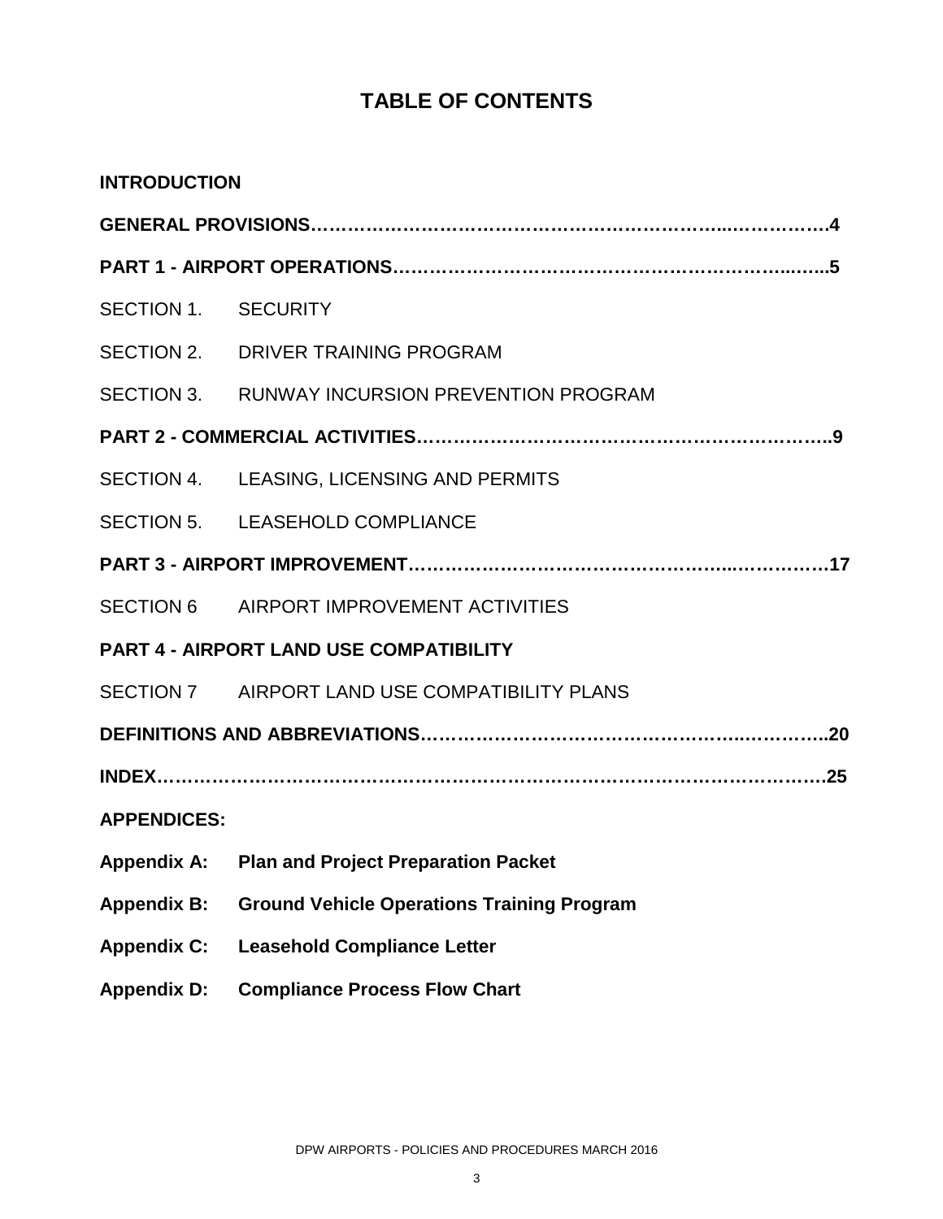# TABLE OF CONTENTS

**INTRODUCTION**

**GENERAL PROVISIONS……………………………………………………………...…………….4**

**PART 1 - AIRPORT OPERATIONS……………………………………………………….....…...5**

SECTION 1. SECURITY

SECTION 2. DRIVER TRAINING PROGRAM

SECTION 3. RUNWAY INCURSION PREVENTION PROGRAM

**PART 2 - COMMERCIAL ACTIVITIES………………………………………………………….9**

SECTION 4. LEASING, LICENSING AND PERMITS

SECTION 5. LEASEHOLD COMPLIANCE

**PART 3 - AIRPORT IMPROVEMENT……………………………………………...……………17**

SECTION 6 AIRPORT IMPROVEMENT ACTIVITIES

**PART 4 - AIRPORT LAND USE COMPATIBILITY**

SECTION 7 AIRPORT LAND USE COMPATIBILITY PLANS

**DEFINITIONS AND ABBREVIATIONS…………………………………………...…………..20**

**INDEX………………………………………………………………………………………………25**

**APPENDICES:**

**Appendix A: Plan and Project Preparation Packet**

**Appendix B: Ground Vehicle Operations Training Program**

**Appendix C: Leasehold Compliance Letter**

**Appendix D: Compliance Process Flow Chart**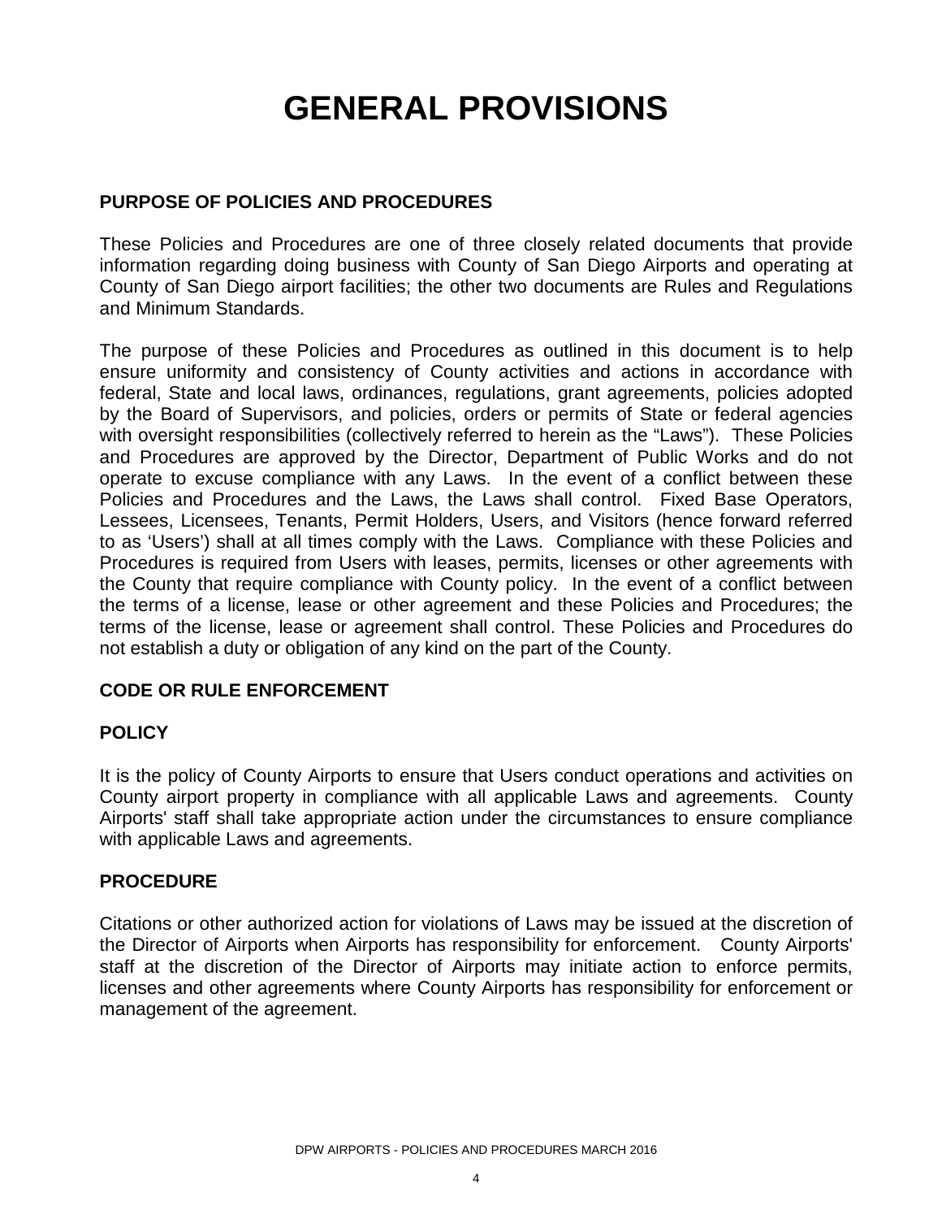# GENERAL PROVISIONS

## PURPOSE OF POLICIES AND PROCEDURES

These Policies and Procedures are one of three closely related documents that provide information regarding doing business with County of San Diego Airports and operating at County of San Diego airport facilities; the other two documents are Rules and Regulations and Minimum Standards.

The purpose of these Policies and Procedures as outlined in this document is to help ensure uniformity and consistency of County activities and actions in accordance with federal, State and local laws, ordinances, regulations, grant agreements, policies adopted by the Board of Supervisors, and policies, orders or permits of State or federal agencies with oversight responsibilities (collectively referred to herein as the "Laws"). These Policies and Procedures are approved by the Director, Department of Public Works and do not operate to excuse compliance with any Laws. In the event of a conflict between these Policies and Procedures and the Laws, the Laws shall control. Fixed Base Operators, Lessees, Licensees, Tenants, Permit Holders, Users, and Visitors (hence forward referred to as 'Users') shall at all times comply with the Laws. Compliance with these Policies and Procedures is required from Users with leases, permits, licenses or other agreements with the County that require compliance with County policy. In the event of a conflict between the terms of a license, lease or other agreement and these Policies and Procedures; the terms of the license, lease or agreement shall control. These Policies and Procedures do not establish a duty or obligation of any kind on the part of the County.

## CODE OR RULE ENFORCEMENT

### POLICY

It is the policy of County Airports to ensure that Users conduct operations and activities on County airport property in compliance with all applicable Laws and agreements. County Airports' staff shall take appropriate action under the circumstances to ensure compliance with applicable Laws and agreements.

### PROCEDURE

Citations or other authorized action for violations of Laws may be issued at the discretion of the Director of Airports when Airports has responsibility for enforcement. County Airports' staff at the discretion of the Director of Airports may initiate action to enforce permits, licenses and other agreements where County Airports has responsibility for enforcement or management of the agreement.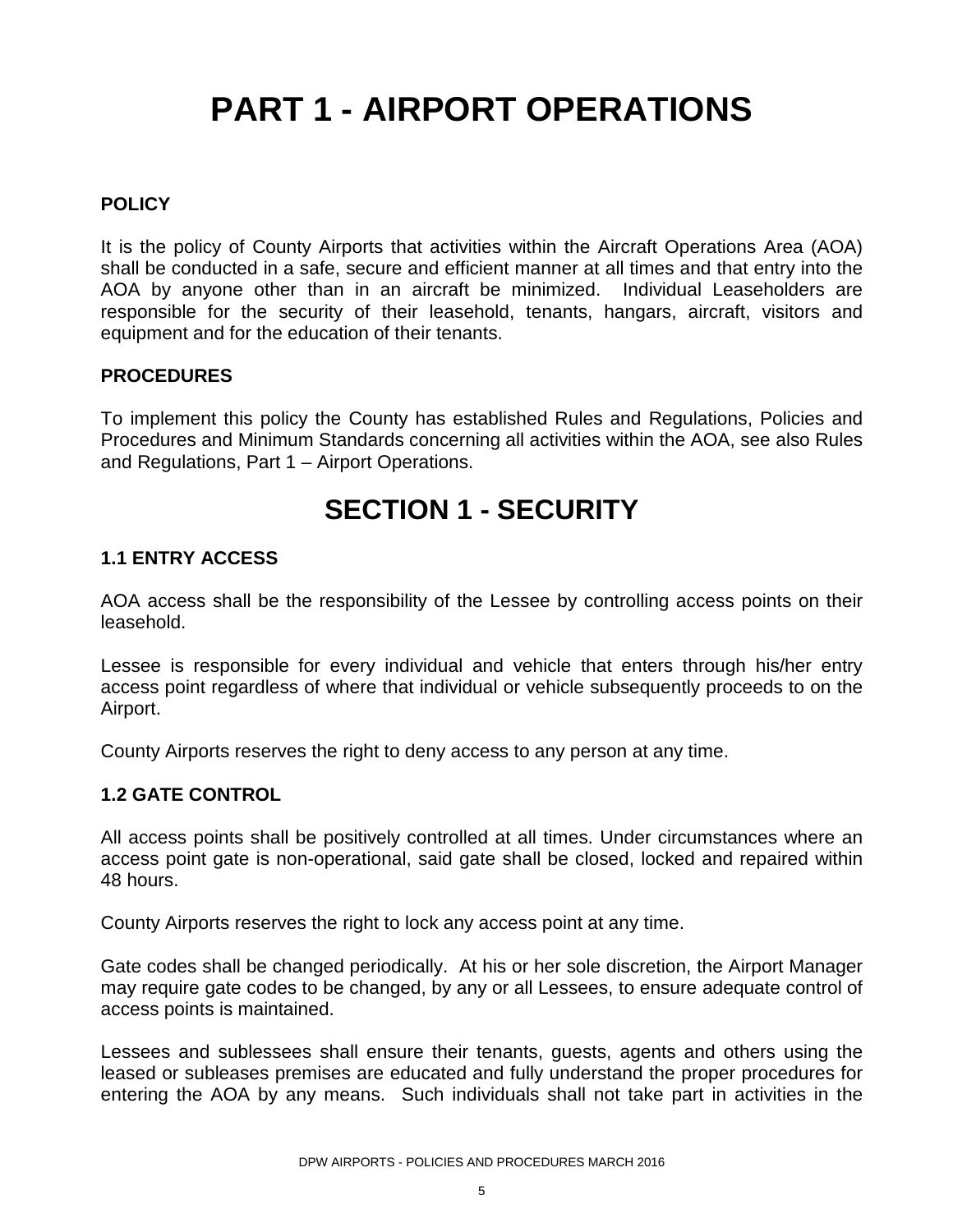# PART 1 - AIRPORT OPERATIONS

### POLICY

It is the policy of County Airports that activities within the Aircraft Operations Area (AOA) shall be conducted in a safe, secure and efficient manner at all times and that entry into the AOA by anyone other than in an aircraft be minimized. Individual Leaseholders are responsible for the security of their leasehold, tenants, hangars, aircraft, visitors and equipment and for the education of their tenants.

### PROCEDURES

To implement this policy the County has established Rules and Regulations, Policies and Procedures and Minimum Standards concerning all activities within the AOA, see also Rules and Regulations, Part 1 – Airport Operations.

## SECTION 1 - SECURITY

### 1.1 ENTRY ACCESS

AOA access shall be the responsibility of the Lessee by controlling access points on their leasehold.

Lessee is responsible for every individual and vehicle that enters through his/her entry access point regardless of where that individual or vehicle subsequently proceeds to on the Airport.

County Airports reserves the right to deny access to any person at any time.

### 1.2 GATE CONTROL

All access points shall be positively controlled at all times. Under circumstances where an access point gate is non-operational, said gate shall be closed, locked and repaired within 48 hours.

County Airports reserves the right to lock any access point at any time.

Gate codes shall be changed periodically. At his or her sole discretion, the Airport Manager may require gate codes to be changed, by any or all Lessees, to ensure adequate control of access points is maintained.

Lessees and sublessees shall ensure their tenants, guests, agents and others using the leased or subleases premises are educated and fully understand the proper procedures for entering the AOA by any means. Such individuals shall not take part in activities in the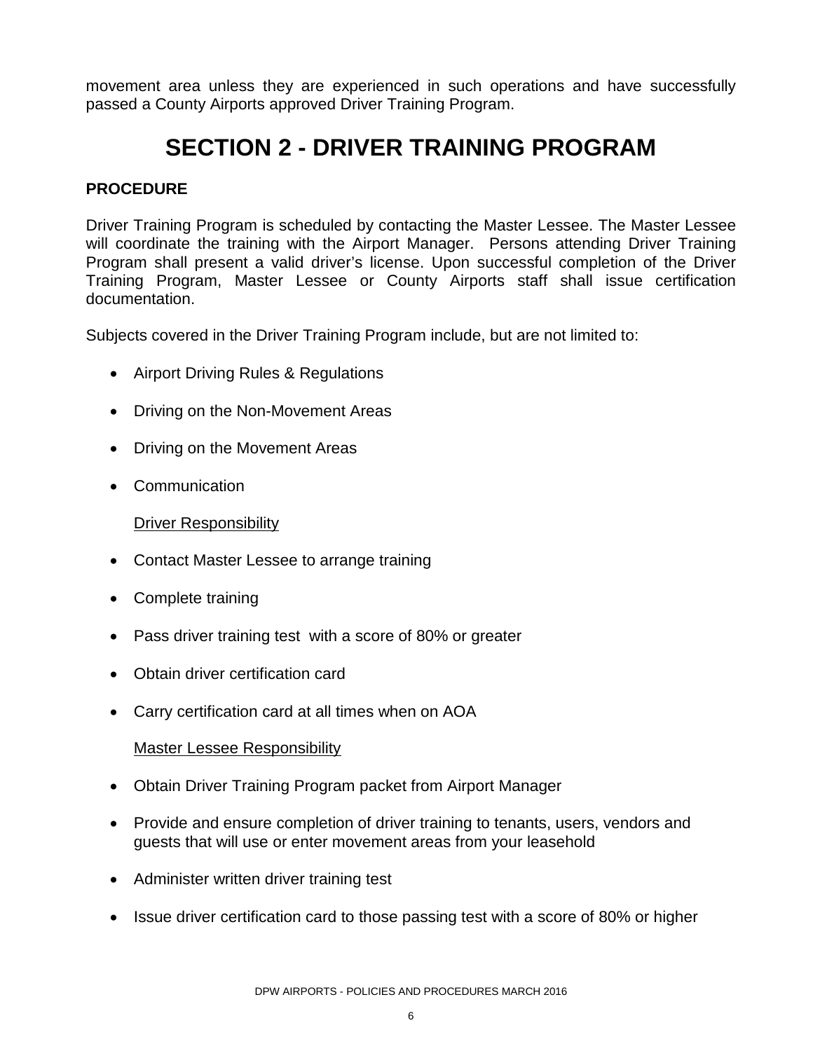movement area unless they are experienced in such operations and have successfully passed a County Airports approved Driver Training Program.

# SECTION 2 - DRIVER TRAINING PROGRAM

**PROCEDURE**

Driver Training Program is scheduled by contacting the Master Lessee. The Master Lessee will coordinate the training with the Airport Manager. Persons attending Driver Training Program shall present a valid driver's license. Upon successful completion of the Driver Training Program, Master Lessee or County Airports staff shall issue certification documentation.

Subjects covered in the Driver Training Program include, but are not limited to:

- Airport Driving Rules & Regulations
- Driving on the Non-Movement Areas
- Driving on the Movement Areas
- Communication

<u>Driver Responsibility</u>

- Contact Master Lessee to arrange training
- Complete training
- Pass driver training test with a score of 80% or greater
- Obtain driver certification card
- Carry certification card at all times when on AOA

<u>Master Lessee Responsibility</u>

- Obtain Driver Training Program packet from Airport Manager
- Provide and ensure completion of driver training to tenants, users, vendors and guests that will use or enter movement areas from your leasehold
- Administer written driver training test
- Issue driver certification card to those passing test with a score of 80% or higher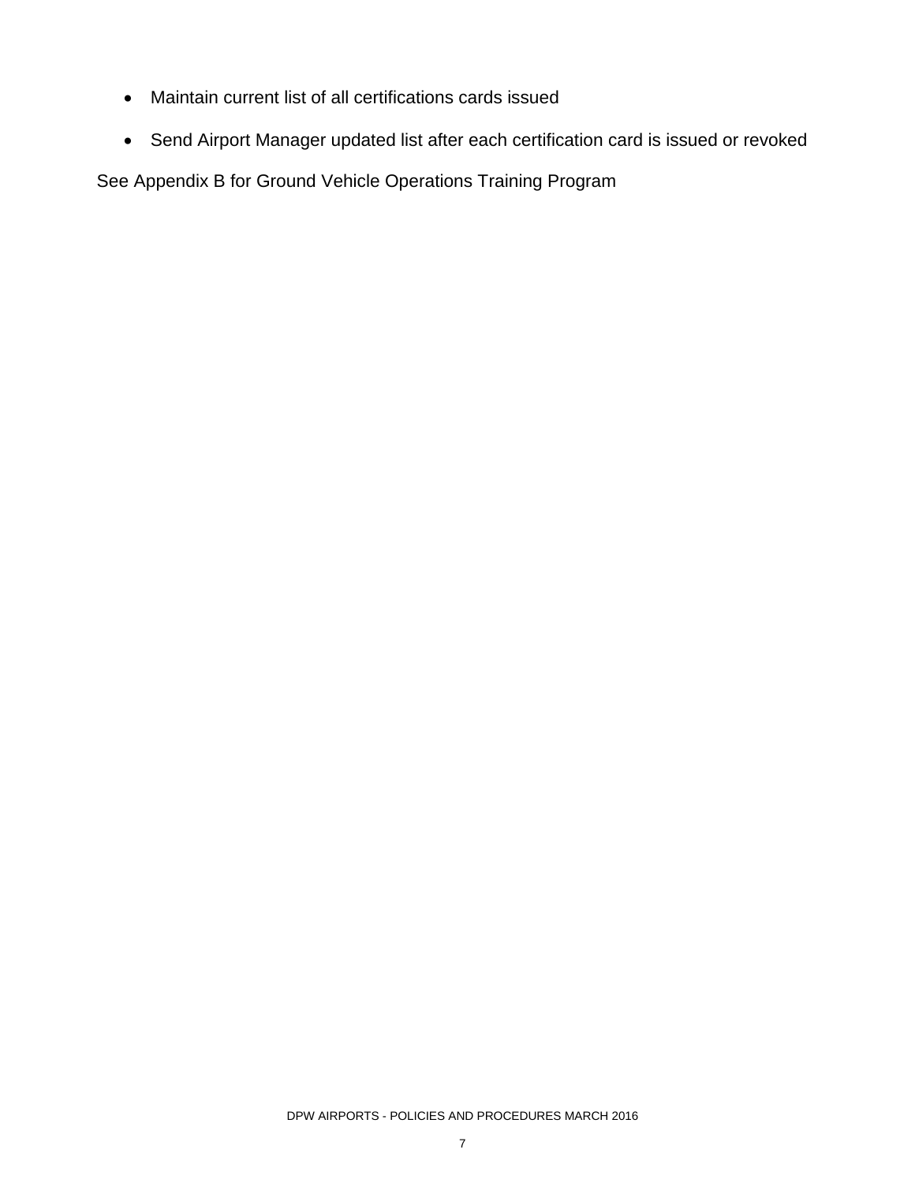- Maintain current list of all certifications cards issued
- Send Airport Manager updated list after each certification card is issued or revoked

See Appendix B for Ground Vehicle Operations Training Program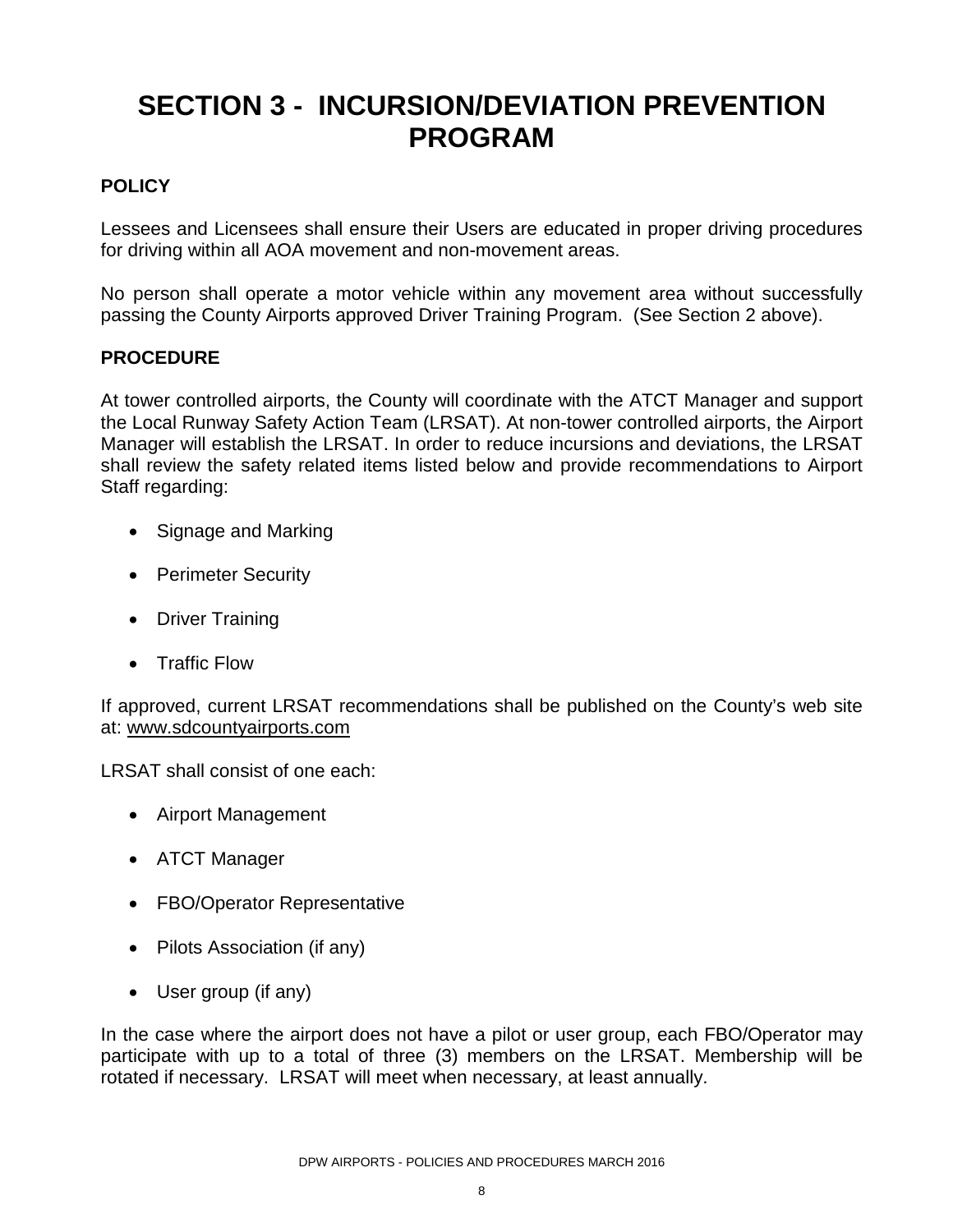# SECTION 3 - INCURSION/DEVIATION PREVENTION PROGRAM

**POLICY**

Lessees and Licensees shall ensure their Users are educated in proper driving procedures for driving within all AOA movement and non-movement areas.

No person shall operate a motor vehicle within any movement area without successfully passing the County Airports approved Driver Training Program. (See Section 2 above).

**PROCEDURE**

At tower controlled airports, the County will coordinate with the ATCT Manager and support the Local Runway Safety Action Team (LRSAT). At non-tower controlled airports, the Airport Manager will establish the LRSAT. In order to reduce incursions and deviations, the LRSAT shall review the safety related items listed below and provide recommendations to Airport Staff regarding:

- Signage and Marking
- Perimeter Security
- Driver Training
- Traffic Flow

If approved, current LRSAT recommendations shall be published on the County's web site at: www.sdcountyairports.com

LRSAT shall consist of one each:

- Airport Management
- ATCT Manager
- FBO/Operator Representative
- Pilots Association (if any)
- User group (if any)

In the case where the airport does not have a pilot or user group, each FBO/Operator may participate with up to a total of three (3) members on the LRSAT. Membership will be rotated if necessary. LRSAT will meet when necessary, at least annually.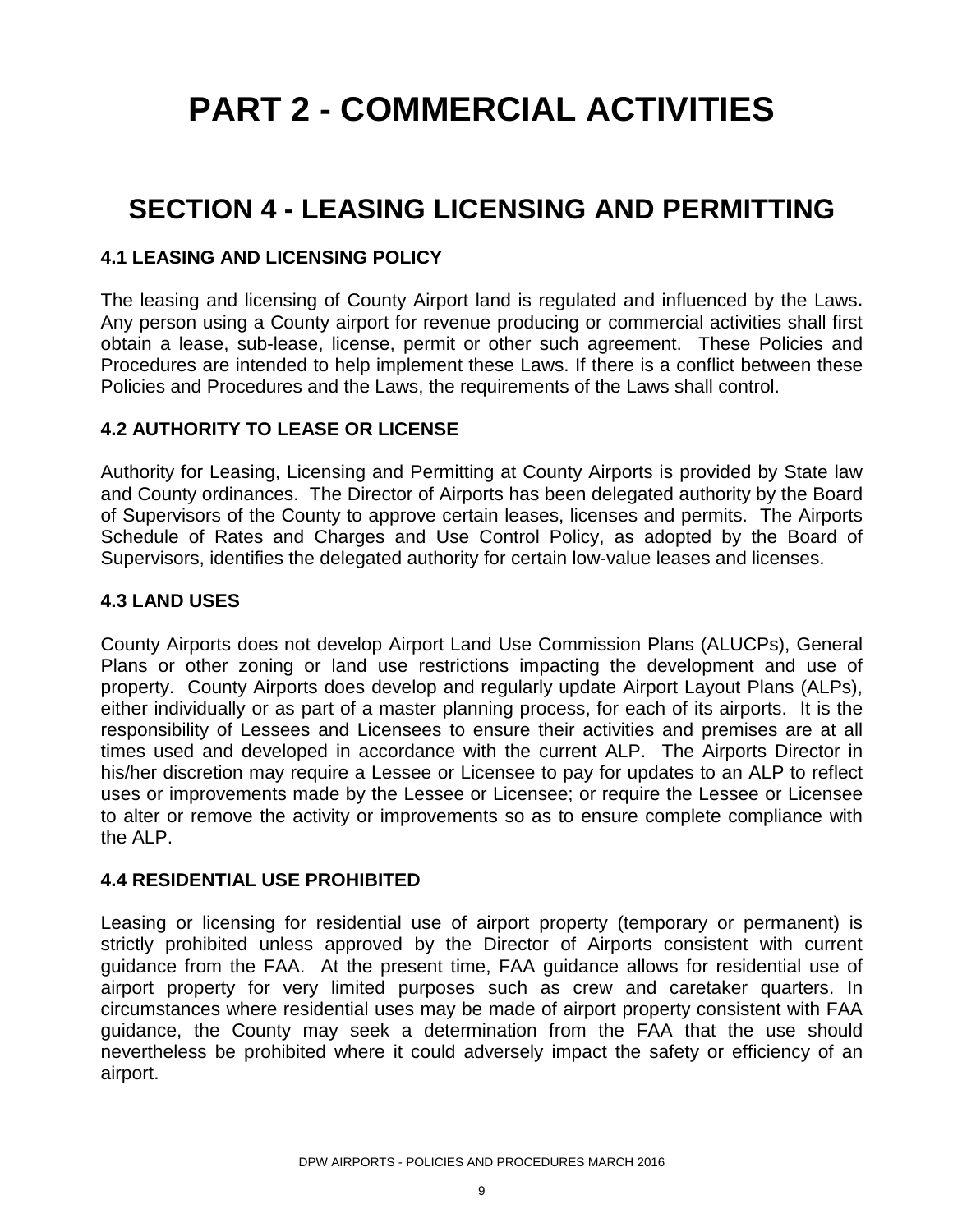# PART 2 - COMMERCIAL ACTIVITIES

## SECTION 4 - LEASING LICENSING AND PERMITTING

### 4.1 LEASING AND LICENSING POLICY

The leasing and licensing of County Airport land is regulated and influenced by the Laws**.** Any person using a County airport for revenue producing or commercial activities shall first obtain a lease, sub-lease, license, permit or other such agreement. These Policies and Procedures are intended to help implement these Laws. If there is a conflict between these Policies and Procedures and the Laws, the requirements of the Laws shall control.

### 4.2 AUTHORITY TO LEASE OR LICENSE

Authority for Leasing, Licensing and Permitting at County Airports is provided by State law and County ordinances. The Director of Airports has been delegated authority by the Board of Supervisors of the County to approve certain leases, licenses and permits. The Airports Schedule of Rates and Charges and Use Control Policy, as adopted by the Board of Supervisors, identifies the delegated authority for certain low-value leases and licenses.

### 4.3 LAND USES

County Airports does not develop Airport Land Use Commission Plans (ALUCPs), General Plans or other zoning or land use restrictions impacting the development and use of property. County Airports does develop and regularly update Airport Layout Plans (ALPs), either individually or as part of a master planning process, for each of its airports. It is the responsibility of Lessees and Licensees to ensure their activities and premises are at all times used and developed in accordance with the current ALP. The Airports Director in his/her discretion may require a Lessee or Licensee to pay for updates to an ALP to reflect uses or improvements made by the Lessee or Licensee; or require the Lessee or Licensee to alter or remove the activity or improvements so as to ensure complete compliance with the ALP.

### 4.4 RESIDENTIAL USE PROHIBITED

Leasing or licensing for residential use of airport property (temporary or permanent) is strictly prohibited unless approved by the Director of Airports consistent with current guidance from the FAA. At the present time, FAA guidance allows for residential use of airport property for very limited purposes such as crew and caretaker quarters. In circumstances where residential uses may be made of airport property consistent with FAA guidance, the County may seek a determination from the FAA that the use should nevertheless be prohibited where it could adversely impact the safety or efficiency of an airport.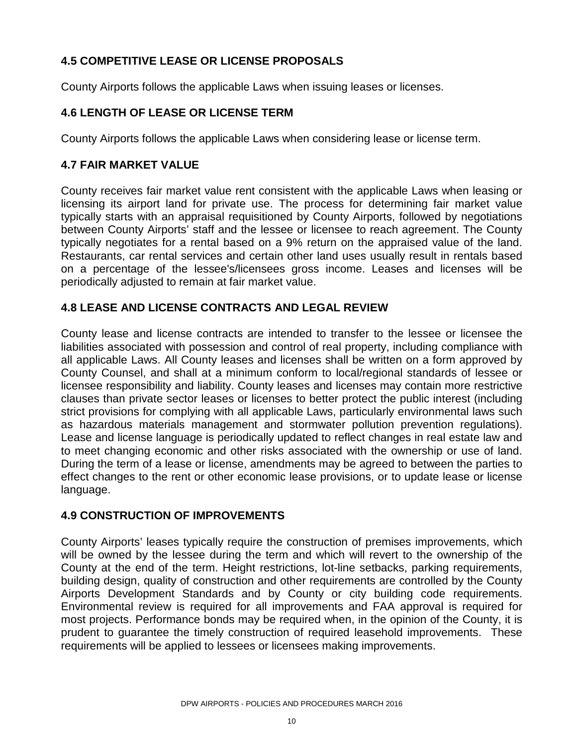### 4.5 COMPETITIVE LEASE OR LICENSE PROPOSALS

County Airports follows the applicable Laws when issuing leases or licenses.

### 4.6 LENGTH OF LEASE OR LICENSE TERM

County Airports follows the applicable Laws when considering lease or license term.

### 4.7 FAIR MARKET VALUE

County receives fair market value rent consistent with the applicable Laws when leasing or licensing its airport land for private use. The process for determining fair market value typically starts with an appraisal requisitioned by County Airports, followed by negotiations between County Airports' staff and the lessee or licensee to reach agreement. The County typically negotiates for a rental based on a 9% return on the appraised value of the land. Restaurants, car rental services and certain other land uses usually result in rentals based on a percentage of the lessee's/licensees gross income. Leases and licenses will be periodically adjusted to remain at fair market value.

### 4.8 LEASE AND LICENSE CONTRACTS AND LEGAL REVIEW

County lease and license contracts are intended to transfer to the lessee or licensee the liabilities associated with possession and control of real property, including compliance with all applicable Laws. All County leases and licenses shall be written on a form approved by County Counsel, and shall at a minimum conform to local/regional standards of lessee or licensee responsibility and liability. County leases and licenses may contain more restrictive clauses than private sector leases or licenses to better protect the public interest (including strict provisions for complying with all applicable Laws, particularly environmental laws such as hazardous materials management and stormwater pollution prevention regulations). Lease and license language is periodically updated to reflect changes in real estate law and to meet changing economic and other risks associated with the ownership or use of land. During the term of a lease or license, amendments may be agreed to between the parties to effect changes to the rent or other economic lease provisions, or to update lease or license language.

### 4.9 CONSTRUCTION OF IMPROVEMENTS

County Airports' leases typically require the construction of premises improvements, which will be owned by the lessee during the term and which will revert to the ownership of the County at the end of the term. Height restrictions, lot-line setbacks, parking requirements, building design, quality of construction and other requirements are controlled by the County Airports Development Standards and by County or city building code requirements. Environmental review is required for all improvements and FAA approval is required for most projects. Performance bonds may be required when, in the opinion of the County, it is prudent to guarantee the timely construction of required leasehold improvements. These requirements will be applied to lessees or licensees making improvements.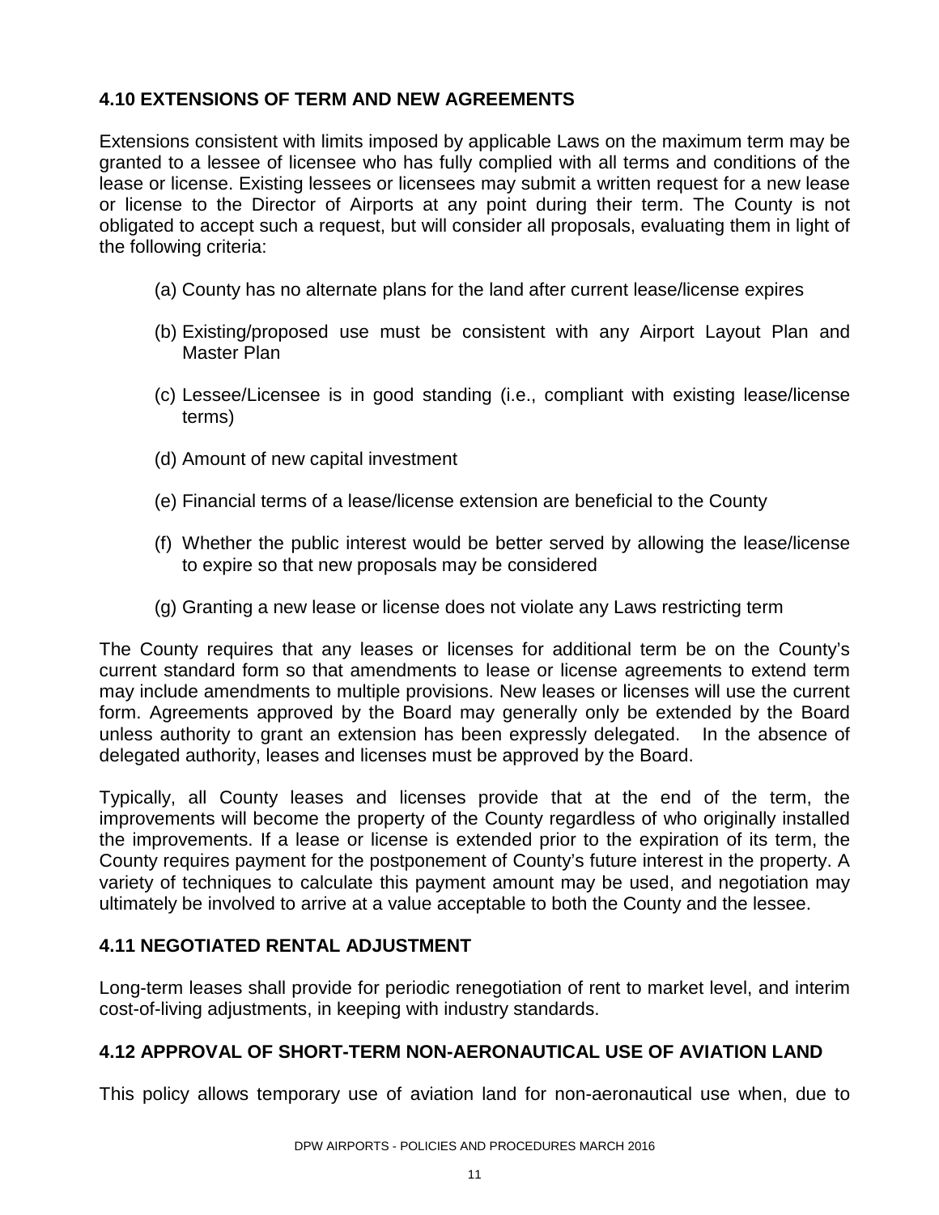## 4.10 EXTENSIONS OF TERM AND NEW AGREEMENTS

Extensions consistent with limits imposed by applicable Laws on the maximum term may be granted to a lessee of licensee who has fully complied with all terms and conditions of the lease or license. Existing lessees or licensees may submit a written request for a new lease or license to the Director of Airports at any point during their term. The County is not obligated to accept such a request, but will consider all proposals, evaluating them in light of the following criteria:

(a) County has no alternate plans for the land after current lease/license expires

(b) Existing/proposed use must be consistent with any Airport Layout Plan and Master Plan

(c) Lessee/Licensee is in good standing (i.e., compliant with existing lease/license terms)

(d) Amount of new capital investment

(e) Financial terms of a lease/license extension are beneficial to the County

(f) Whether the public interest would be better served by allowing the lease/license to expire so that new proposals may be considered

(g) Granting a new lease or license does not violate any Laws restricting term

The County requires that any leases or licenses for additional term be on the County's current standard form so that amendments to lease or license agreements to extend term may include amendments to multiple provisions. New leases or licenses will use the current form. Agreements approved by the Board may generally only be extended by the Board unless authority to grant an extension has been expressly delegated. In the absence of delegated authority, leases and licenses must be approved by the Board.

Typically, all County leases and licenses provide that at the end of the term, the improvements will become the property of the County regardless of who originally installed the improvements. If a lease or license is extended prior to the expiration of its term, the County requires payment for the postponement of County's future interest in the property. A variety of techniques to calculate this payment amount may be used, and negotiation may ultimately be involved to arrive at a value acceptable to both the County and the lessee.

## 4.11 NEGOTIATED RENTAL ADJUSTMENT

Long-term leases shall provide for periodic renegotiation of rent to market level, and interim cost-of-living adjustments, in keeping with industry standards.

## 4.12 APPROVAL OF SHORT-TERM NON-AERONAUTICAL USE OF AVIATION LAND

This policy allows temporary use of aviation land for non-aeronautical use when, due to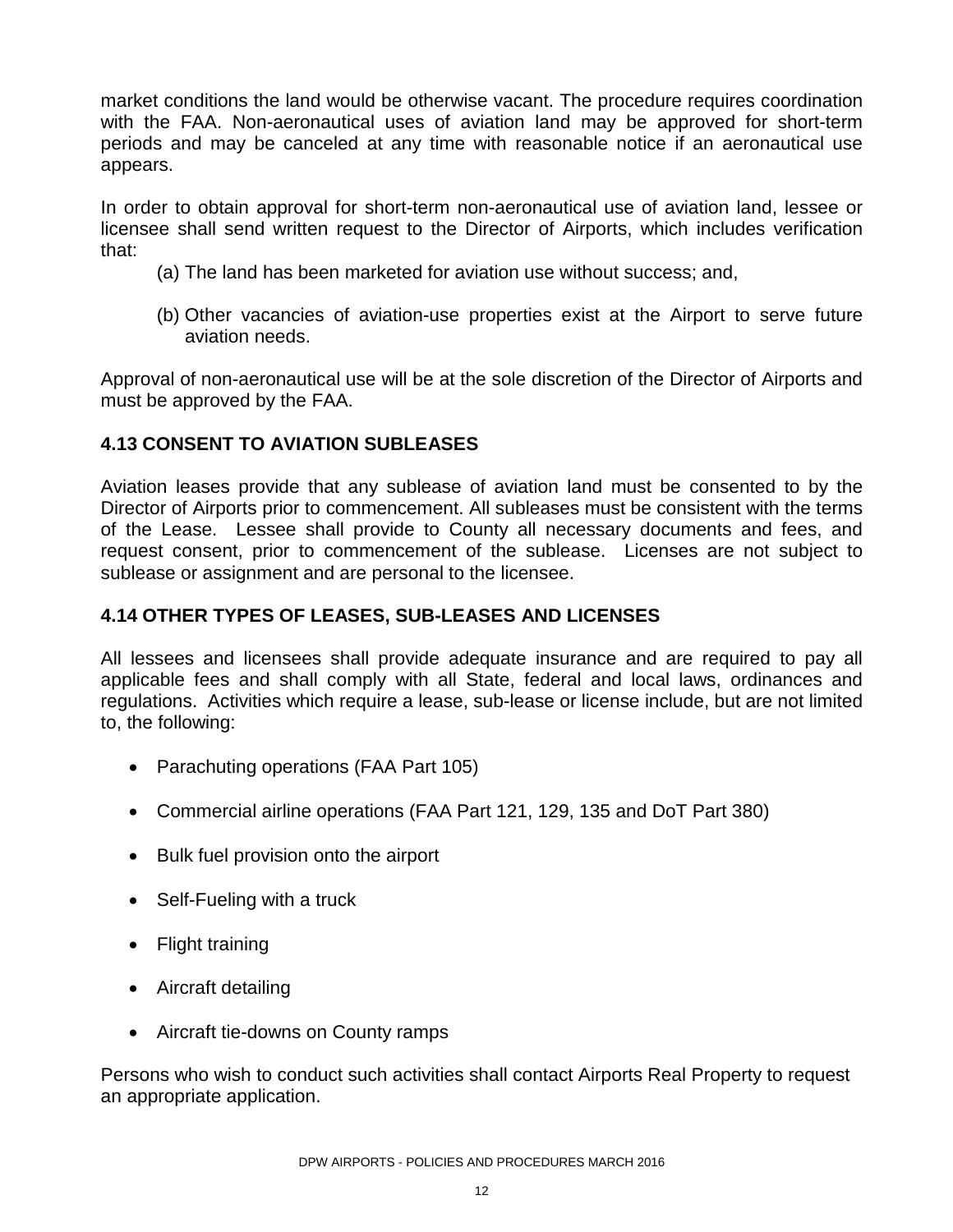market conditions the land would be otherwise vacant. The procedure requires coordination with the FAA. Non-aeronautical uses of aviation land may be approved for short-term periods and may be canceled at any time with reasonable notice if an aeronautical use appears.

In order to obtain approval for short-term non-aeronautical use of aviation land, lessee or licensee shall send written request to the Director of Airports, which includes verification that:

(a) The land has been marketed for aviation use without success; and,

(b) Other vacancies of aviation-use properties exist at the Airport to serve future aviation needs.

Approval of non-aeronautical use will be at the sole discretion of the Director of Airports and must be approved by the FAA.

## 4.13 CONSENT TO AVIATION SUBLEASES

Aviation leases provide that any sublease of aviation land must be consented to by the Director of Airports prior to commencement. All subleases must be consistent with the terms of the Lease. Lessee shall provide to County all necessary documents and fees, and request consent, prior to commencement of the sublease. Licenses are not subject to sublease or assignment and are personal to the licensee.

## 4.14 OTHER TYPES OF LEASES, SUB-LEASES AND LICENSES

All lessees and licensees shall provide adequate insurance and are required to pay all applicable fees and shall comply with all State, federal and local laws, ordinances and regulations. Activities which require a lease, sub-lease or license include, but are not limited to, the following:

- Parachuting operations (FAA Part 105)
- Commercial airline operations (FAA Part 121, 129, 135 and DoT Part 380)
- Bulk fuel provision onto the airport
- Self-Fueling with a truck
- Flight training
- Aircraft detailing
- Aircraft tie-downs on County ramps

Persons who wish to conduct such activities shall contact Airports Real Property to request an appropriate application.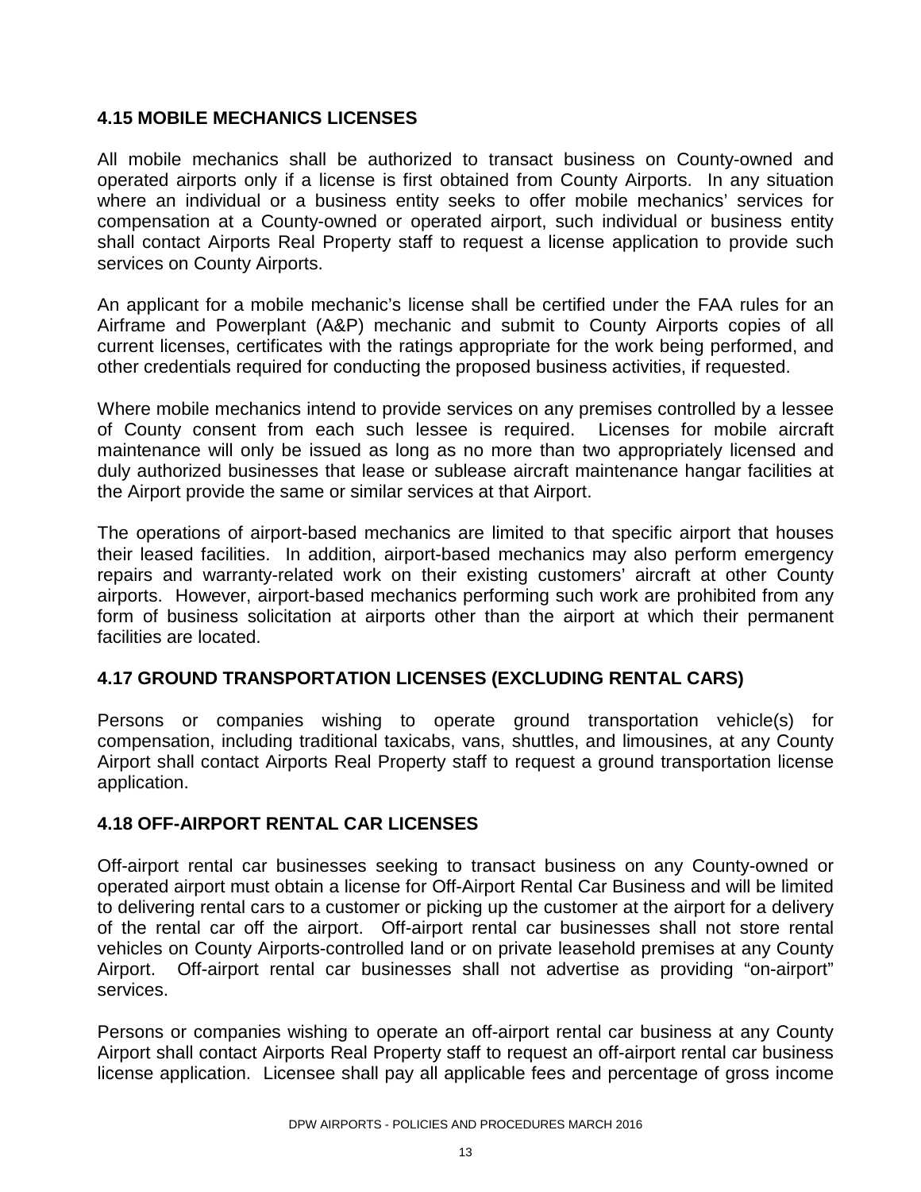### 4.15 MOBILE MECHANICS LICENSES

All mobile mechanics shall be authorized to transact business on County-owned and operated airports only if a license is first obtained from County Airports. In any situation where an individual or a business entity seeks to offer mobile mechanics' services for compensation at a County-owned or operated airport, such individual or business entity shall contact Airports Real Property staff to request a license application to provide such services on County Airports.

An applicant for a mobile mechanic's license shall be certified under the FAA rules for an Airframe and Powerplant (A&P) mechanic and submit to County Airports copies of all current licenses, certificates with the ratings appropriate for the work being performed, and other credentials required for conducting the proposed business activities, if requested.

Where mobile mechanics intend to provide services on any premises controlled by a lessee of County consent from each such lessee is required. Licenses for mobile aircraft maintenance will only be issued as long as no more than two appropriately licensed and duly authorized businesses that lease or sublease aircraft maintenance hangar facilities at the Airport provide the same or similar services at that Airport.

The operations of airport-based mechanics are limited to that specific airport that houses their leased facilities. In addition, airport-based mechanics may also perform emergency repairs and warranty-related work on their existing customers' aircraft at other County airports. However, airport-based mechanics performing such work are prohibited from any form of business solicitation at airports other than the airport at which their permanent facilities are located.

### 4.17 GROUND TRANSPORTATION LICENSES (EXCLUDING RENTAL CARS)

Persons or companies wishing to operate ground transportation vehicle(s) for compensation, including traditional taxicabs, vans, shuttles, and limousines, at any County Airport shall contact Airports Real Property staff to request a ground transportation license application.

### 4.18 OFF-AIRPORT RENTAL CAR LICENSES

Off-airport rental car businesses seeking to transact business on any County-owned or operated airport must obtain a license for Off-Airport Rental Car Business and will be limited to delivering rental cars to a customer or picking up the customer at the airport for a delivery of the rental car off the airport. Off-airport rental car businesses shall not store rental vehicles on County Airports-controlled land or on private leasehold premises at any County Airport. Off-airport rental car businesses shall not advertise as providing "on-airport" services.

Persons or companies wishing to operate an off-airport rental car business at any County Airport shall contact Airports Real Property staff to request an off-airport rental car business license application. Licensee shall pay all applicable fees and percentage of gross income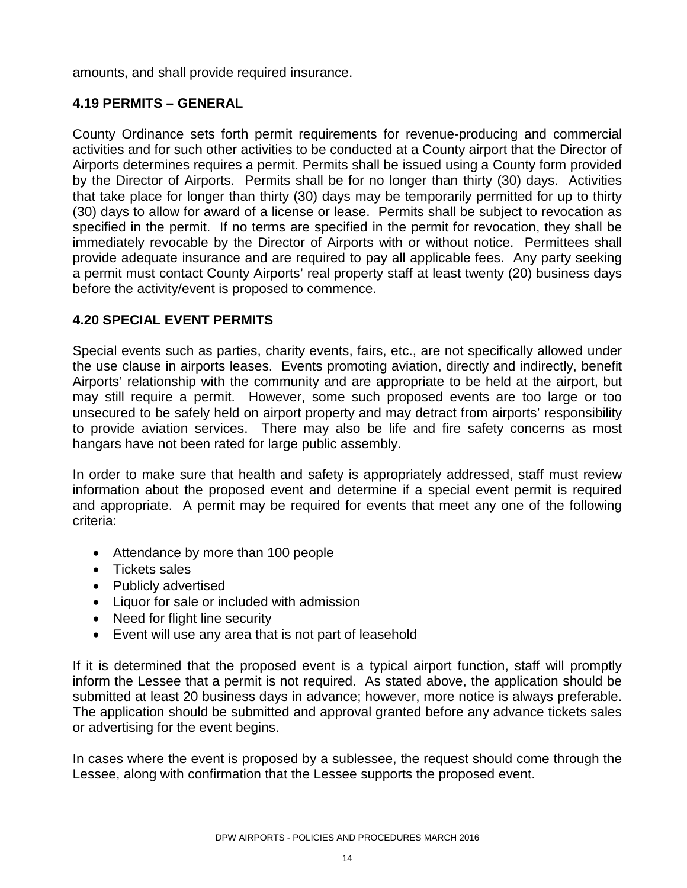amounts, and shall provide required insurance.

### 4.19 PERMITS – GENERAL

County Ordinance sets forth permit requirements for revenue-producing and commercial activities and for such other activities to be conducted at a County airport that the Director of Airports determines requires a permit. Permits shall be issued using a County form provided by the Director of Airports. Permits shall be for no longer than thirty (30) days. Activities that take place for longer than thirty (30) days may be temporarily permitted for up to thirty (30) days to allow for award of a license or lease. Permits shall be subject to revocation as specified in the permit. If no terms are specified in the permit for revocation, they shall be immediately revocable by the Director of Airports with or without notice. Permittees shall provide adequate insurance and are required to pay all applicable fees. Any party seeking a permit must contact County Airports' real property staff at least twenty (20) business days before the activity/event is proposed to commence.

### 4.20 SPECIAL EVENT PERMITS

Special events such as parties, charity events, fairs, etc., are not specifically allowed under the use clause in airports leases. Events promoting aviation, directly and indirectly, benefit Airports' relationship with the community and are appropriate to be held at the airport, but may still require a permit. However, some such proposed events are too large or too unsecured to be safely held on airport property and may detract from airports' responsibility to provide aviation services. There may also be life and fire safety concerns as most hangars have not been rated for large public assembly.

In order to make sure that health and safety is appropriately addressed, staff must review information about the proposed event and determine if a special event permit is required and appropriate. A permit may be required for events that meet any one of the following criteria:

- Attendance by more than 100 people
- Tickets sales
- Publicly advertised
- Liquor for sale or included with admission
- Need for flight line security
- Event will use any area that is not part of leasehold

If it is determined that the proposed event is a typical airport function, staff will promptly inform the Lessee that a permit is not required. As stated above, the application should be submitted at least 20 business days in advance; however, more notice is always preferable. The application should be submitted and approval granted before any advance tickets sales or advertising for the event begins.

In cases where the event is proposed by a sublessee, the request should come through the Lessee, along with confirmation that the Lessee supports the proposed event.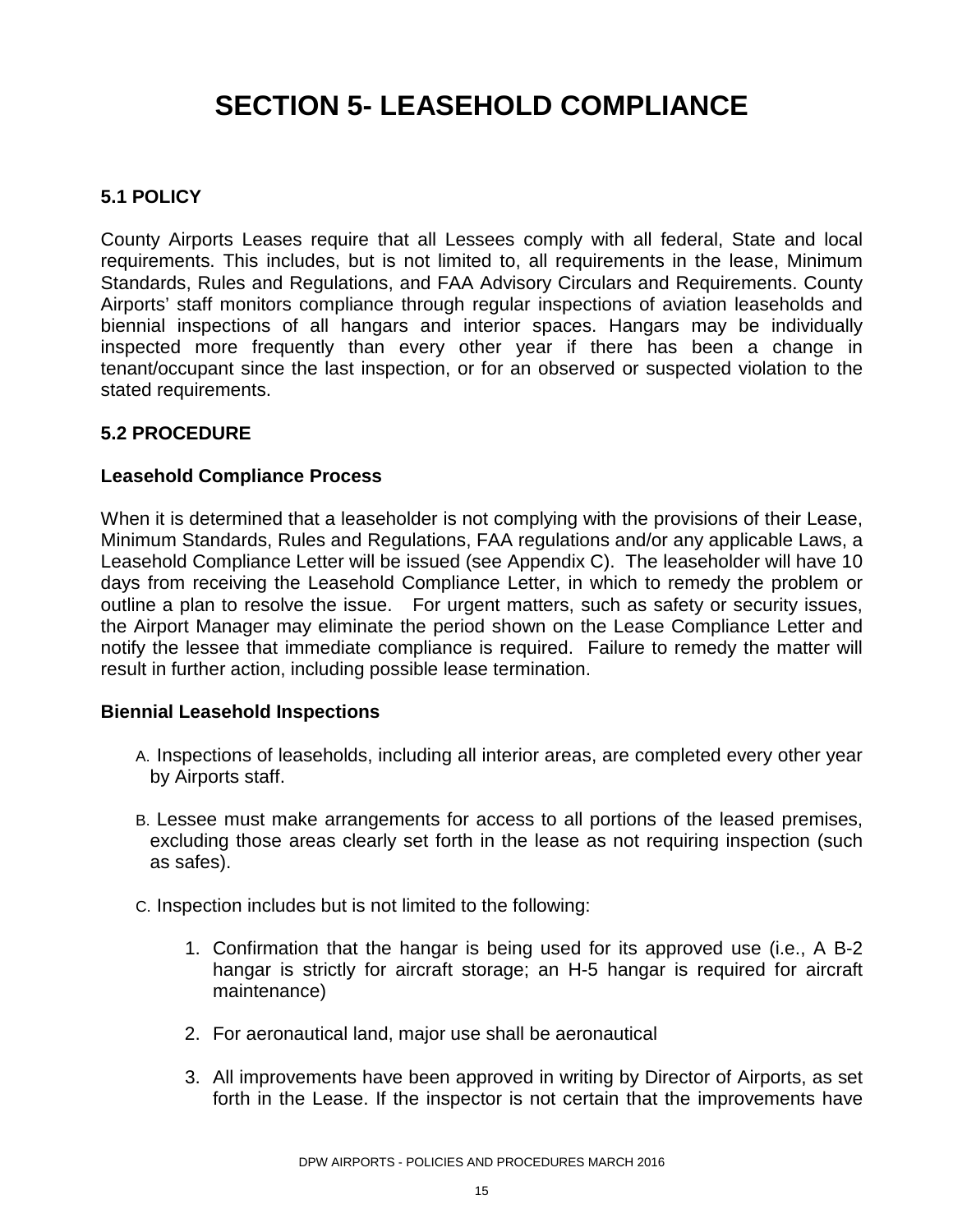# SECTION 5- LEASEHOLD COMPLIANCE

## 5.1 POLICY

County Airports Leases require that all Lessees comply with all federal, State and local requirements. This includes, but is not limited to, all requirements in the lease, Minimum Standards, Rules and Regulations, and FAA Advisory Circulars and Requirements. County Airports' staff monitors compliance through regular inspections of aviation leaseholds and biennial inspections of all hangars and interior spaces. Hangars may be individually inspected more frequently than every other year if there has been a change in tenant/occupant since the last inspection, or for an observed or suspected violation to the stated requirements.

## 5.2 PROCEDURE

### Leasehold Compliance Process

When it is determined that a leaseholder is not complying with the provisions of their Lease, Minimum Standards, Rules and Regulations, FAA regulations and/or any applicable Laws, a Leasehold Compliance Letter will be issued (see Appendix C). The leaseholder will have 10 days from receiving the Leasehold Compliance Letter, in which to remedy the problem or outline a plan to resolve the issue. For urgent matters, such as safety or security issues, the Airport Manager may eliminate the period shown on the Lease Compliance Letter and notify the lessee that immediate compliance is required. Failure to remedy the matter will result in further action, including possible lease termination.

### Biennial Leasehold Inspections

A. Inspections of leaseholds, including all interior areas, are completed every other year by Airports staff.

B. Lessee must make arrangements for access to all portions of the leased premises, excluding those areas clearly set forth in the lease as not requiring inspection (such as safes).

C. Inspection includes but is not limited to the following:

1. Confirmation that the hangar is being used for its approved use (i.e., A B-2 hangar is strictly for aircraft storage; an H-5 hangar is required for aircraft maintenance)

2. For aeronautical land, major use shall be aeronautical

3. All improvements have been approved in writing by Director of Airports, as set forth in the Lease. If the inspector is not certain that the improvements have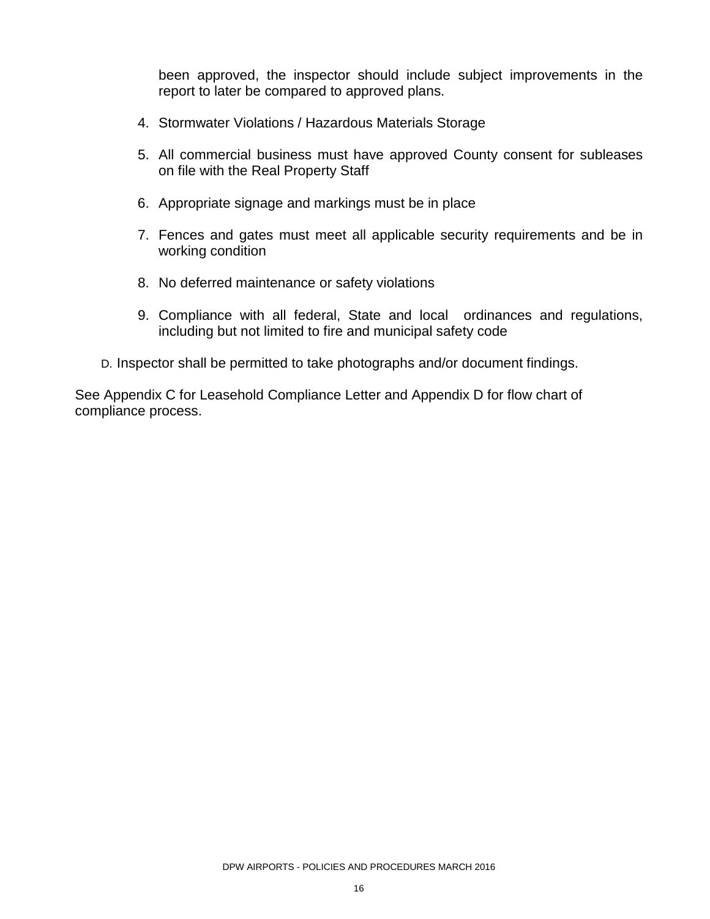been approved, the inspector should include subject improvements in the report to later be compared to approved plans.

4. Stormwater Violations / Hazardous Materials Storage

5. All commercial business must have approved County consent for subleases on file with the Real Property Staff

6. Appropriate signage and markings must be in place

7. Fences and gates must meet all applicable security requirements and be in working condition

8. No deferred maintenance or safety violations

9. Compliance with all federal, State and local ordinances and regulations, including but not limited to fire and municipal safety code

D. Inspector shall be permitted to take photographs and/or document findings.

See Appendix C for Leasehold Compliance Letter and Appendix D for flow chart of compliance process.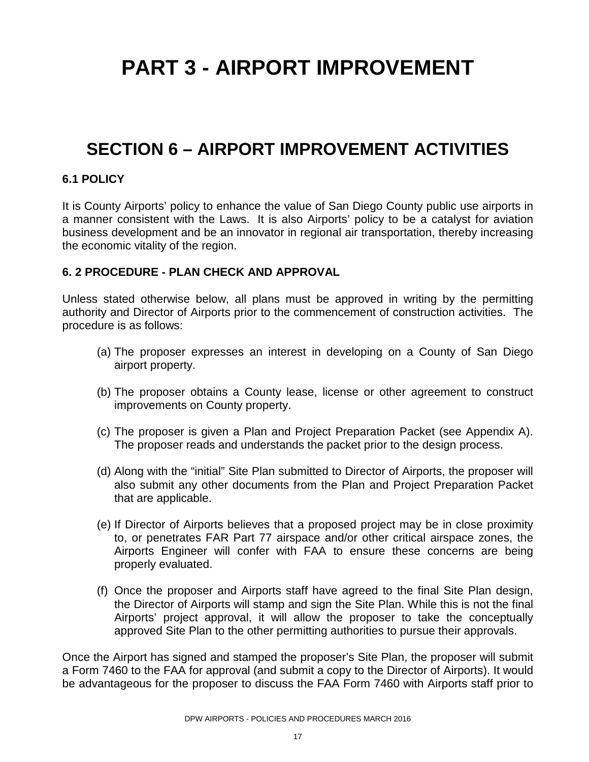# PART 3 - AIRPORT IMPROVEMENT

## SECTION 6 – AIRPORT IMPROVEMENT ACTIVITIES

### 6.1 POLICY

It is County Airports' policy to enhance the value of San Diego County public use airports in a manner consistent with the Laws. It is also Airports' policy to be a catalyst for aviation business development and be an innovator in regional air transportation, thereby increasing the economic vitality of the region.

### 6. 2 PROCEDURE - PLAN CHECK AND APPROVAL

Unless stated otherwise below, all plans must be approved in writing by the permitting authority and Director of Airports prior to the commencement of construction activities. The procedure is as follows:

(a) The proposer expresses an interest in developing on a County of San Diego airport property.

(b) The proposer obtains a County lease, license or other agreement to construct improvements on County property.

(c) The proposer is given a Plan and Project Preparation Packet (see Appendix A). The proposer reads and understands the packet prior to the design process.

(d) Along with the "initial" Site Plan submitted to Director of Airports, the proposer will also submit any other documents from the Plan and Project Preparation Packet that are applicable.

(e) If Director of Airports believes that a proposed project may be in close proximity to, or penetrates FAR Part 77 airspace and/or other critical airspace zones, the Airports Engineer will confer with FAA to ensure these concerns are being properly evaluated.

(f) Once the proposer and Airports staff have agreed to the final Site Plan design, the Director of Airports will stamp and sign the Site Plan. While this is not the final Airports' project approval, it will allow the proposer to take the conceptually approved Site Plan to the other permitting authorities to pursue their approvals.

Once the Airport has signed and stamped the proposer's Site Plan, the proposer will submit a Form 7460 to the FAA for approval (and submit a copy to the Director of Airports). It would be advantageous for the proposer to discuss the FAA Form 7460 with Airports staff prior to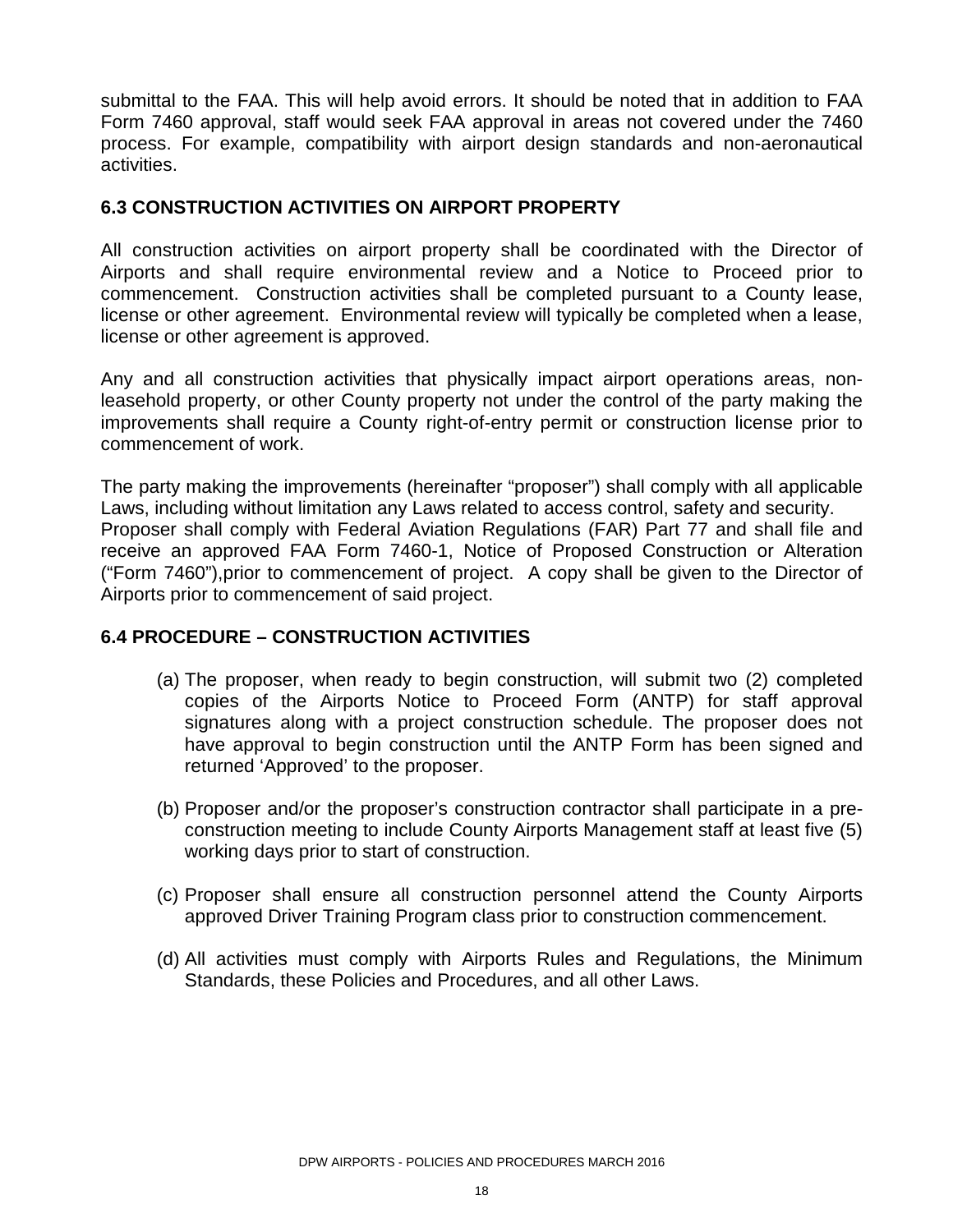submittal to the FAA. This will help avoid errors. It should be noted that in addition to FAA Form 7460 approval, staff would seek FAA approval in areas not covered under the 7460 process. For example, compatibility with airport design standards and non-aeronautical activities.

## 6.3 CONSTRUCTION ACTIVITIES ON AIRPORT PROPERTY

All construction activities on airport property shall be coordinated with the Director of Airports and shall require environmental review and a Notice to Proceed prior to commencement. Construction activities shall be completed pursuant to a County lease, license or other agreement. Environmental review will typically be completed when a lease, license or other agreement is approved.

Any and all construction activities that physically impact airport operations areas, non-leasehold property, or other County property not under the control of the party making the improvements shall require a County right-of-entry permit or construction license prior to commencement of work.

The party making the improvements (hereinafter "proposer") shall comply with all applicable Laws, including without limitation any Laws related to access control, safety and security. Proposer shall comply with Federal Aviation Regulations (FAR) Part 77 and shall file and receive an approved FAA Form 7460-1, Notice of Proposed Construction or Alteration ("Form 7460"),prior to commencement of project. A copy shall be given to the Director of Airports prior to commencement of said project.

## 6.4 PROCEDURE – CONSTRUCTION ACTIVITIES

(a) The proposer, when ready to begin construction, will submit two (2) completed copies of the Airports Notice to Proceed Form (ANTP) for staff approval signatures along with a project construction schedule. The proposer does not have approval to begin construction until the ANTP Form has been signed and returned 'Approved' to the proposer.

(b) Proposer and/or the proposer's construction contractor shall participate in a pre-construction meeting to include County Airports Management staff at least five (5) working days prior to start of construction.

(c) Proposer shall ensure all construction personnel attend the County Airports approved Driver Training Program class prior to construction commencement.

(d) All activities must comply with Airports Rules and Regulations, the Minimum Standards, these Policies and Procedures, and all other Laws.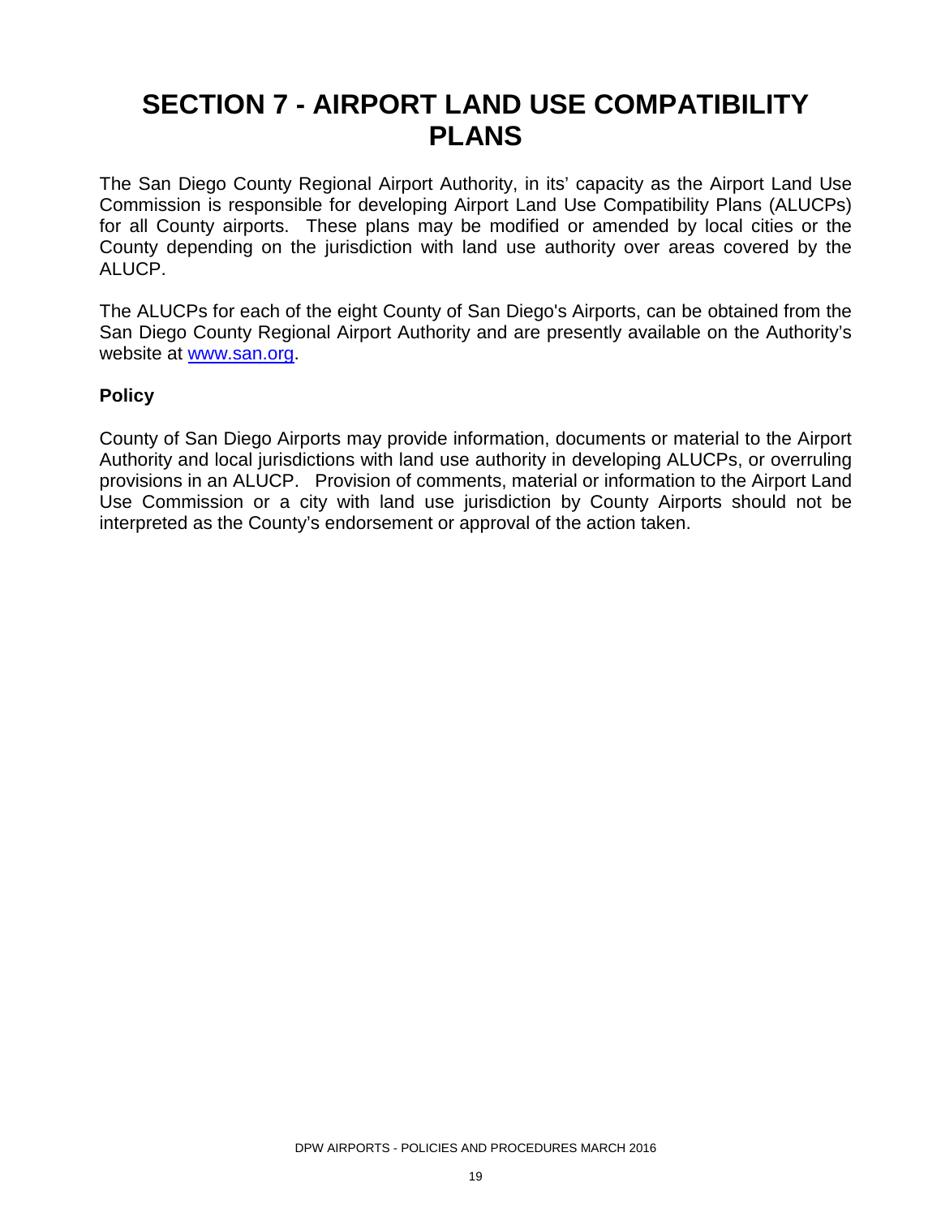# SECTION 7 - AIRPORT LAND USE COMPATIBILITY PLANS

The San Diego County Regional Airport Authority, in its' capacity as the Airport Land Use Commission is responsible for developing Airport Land Use Compatibility Plans (ALUCPs) for all County airports. These plans may be modified or amended by local cities or the County depending on the jurisdiction with land use authority over areas covered by the ALUCP.

The ALUCPs for each of the eight County of San Diego's Airports, can be obtained from the San Diego County Regional Airport Authority and are presently available on the Authority's website at www.san.org.

### Policy

County of San Diego Airports may provide information, documents or material to the Airport Authority and local jurisdictions with land use authority in developing ALUCPs, or overruling provisions in an ALUCP. Provision of comments, material or information to the Airport Land Use Commission or a city with land use jurisdiction by County Airports should not be interpreted as the County's endorsement or approval of the action taken.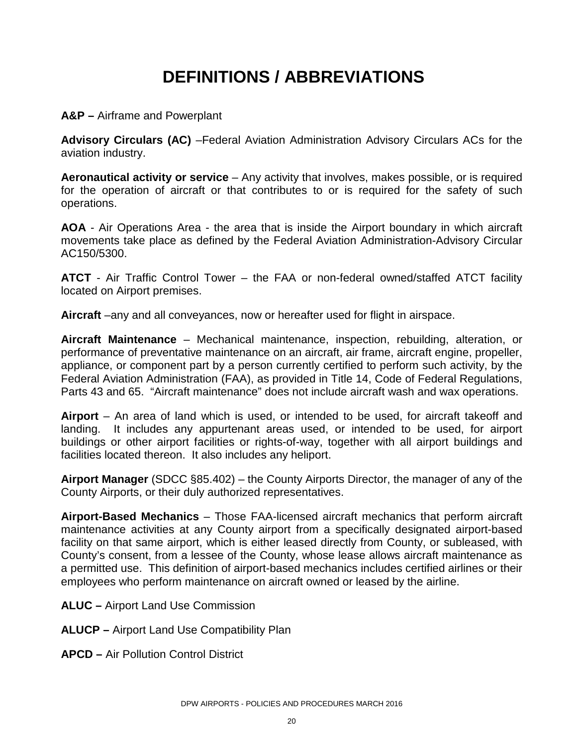# DEFINITIONS / ABBREVIATIONS

**A&P –** Airframe and Powerplant

**Advisory Circulars (AC)** –Federal Aviation Administration Advisory Circulars ACs for the aviation industry.

**Aeronautical activity or service** – Any activity that involves, makes possible, or is required for the operation of aircraft or that contributes to or is required for the safety of such operations.

**AOA** - Air Operations Area - the area that is inside the Airport boundary in which aircraft movements take place as defined by the Federal Aviation Administration-Advisory Circular AC150/5300.

**ATCT** - Air Traffic Control Tower – the FAA or non-federal owned/staffed ATCT facility located on Airport premises.

**Aircraft** –any and all conveyances, now or hereafter used for flight in airspace.

**Aircraft Maintenance** – Mechanical maintenance, inspection, rebuilding, alteration, or performance of preventative maintenance on an aircraft, air frame, aircraft engine, propeller, appliance, or component part by a person currently certified to perform such activity, by the Federal Aviation Administration (FAA), as provided in Title 14, Code of Federal Regulations, Parts 43 and 65. "Aircraft maintenance" does not include aircraft wash and wax operations.

**Airport** – An area of land which is used, or intended to be used, for aircraft takeoff and landing. It includes any appurtenant areas used, or intended to be used, for airport buildings or other airport facilities or rights-of-way, together with all airport buildings and facilities located thereon. It also includes any heliport.

**Airport Manager** (SDCC §85.402) – the County Airports Director, the manager of any of the County Airports, or their duly authorized representatives.

**Airport-Based Mechanics** – Those FAA-licensed aircraft mechanics that perform aircraft maintenance activities at any County airport from a specifically designated airport-based facility on that same airport, which is either leased directly from County, or subleased, with County's consent, from a lessee of the County, whose lease allows aircraft maintenance as a permitted use. This definition of airport-based mechanics includes certified airlines or their employees who perform maintenance on aircraft owned or leased by the airline.

**ALUC –** Airport Land Use Commission

**ALUCP –** Airport Land Use Compatibility Plan

**APCD –** Air Pollution Control District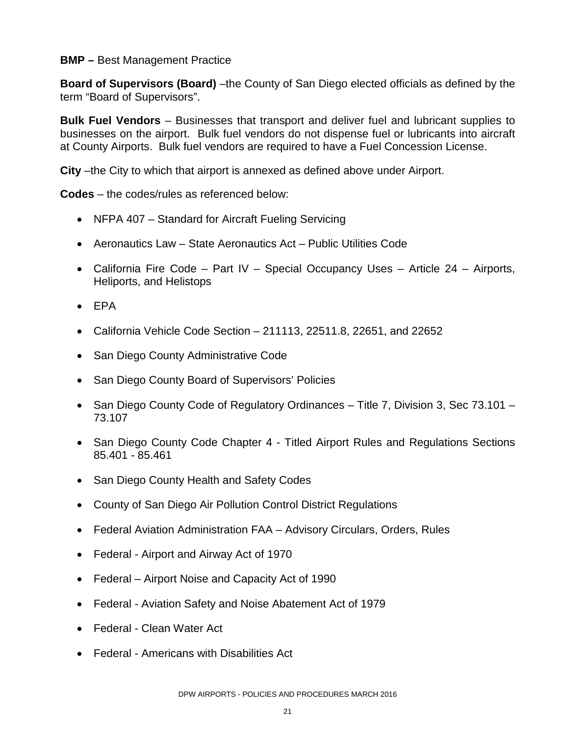**BMP –** Best Management Practice

**Board of Supervisors (Board)** –the County of San Diego elected officials as defined by the term "Board of Supervisors".

**Bulk Fuel Vendors** – Businesses that transport and deliver fuel and lubricant supplies to businesses on the airport. Bulk fuel vendors do not dispense fuel or lubricants into aircraft at County Airports. Bulk fuel vendors are required to have a Fuel Concession License.

**City** –the City to which that airport is annexed as defined above under Airport.

**Codes** – the codes/rules as referenced below:

- NFPA 407 – Standard for Aircraft Fueling Servicing
- Aeronautics Law – State Aeronautics Act – Public Utilities Code
- California Fire Code – Part IV – Special Occupancy Uses – Article 24 – Airports, Heliports, and Helistops
- EPA
- California Vehicle Code Section – 211113, 22511.8, 22651, and 22652
- San Diego County Administrative Code
- San Diego County Board of Supervisors' Policies
- San Diego County Code of Regulatory Ordinances – Title 7, Division 3, Sec 73.101 – 73.107
- San Diego County Code Chapter 4 - Titled Airport Rules and Regulations Sections 85.401 - 85.461
- San Diego County Health and Safety Codes
- County of San Diego Air Pollution Control District Regulations
- Federal Aviation Administration FAA – Advisory Circulars, Orders, Rules
- Federal - Airport and Airway Act of 1970
- Federal – Airport Noise and Capacity Act of 1990
- Federal - Aviation Safety and Noise Abatement Act of 1979
- Federal - Clean Water Act
- Federal - Americans with Disabilities Act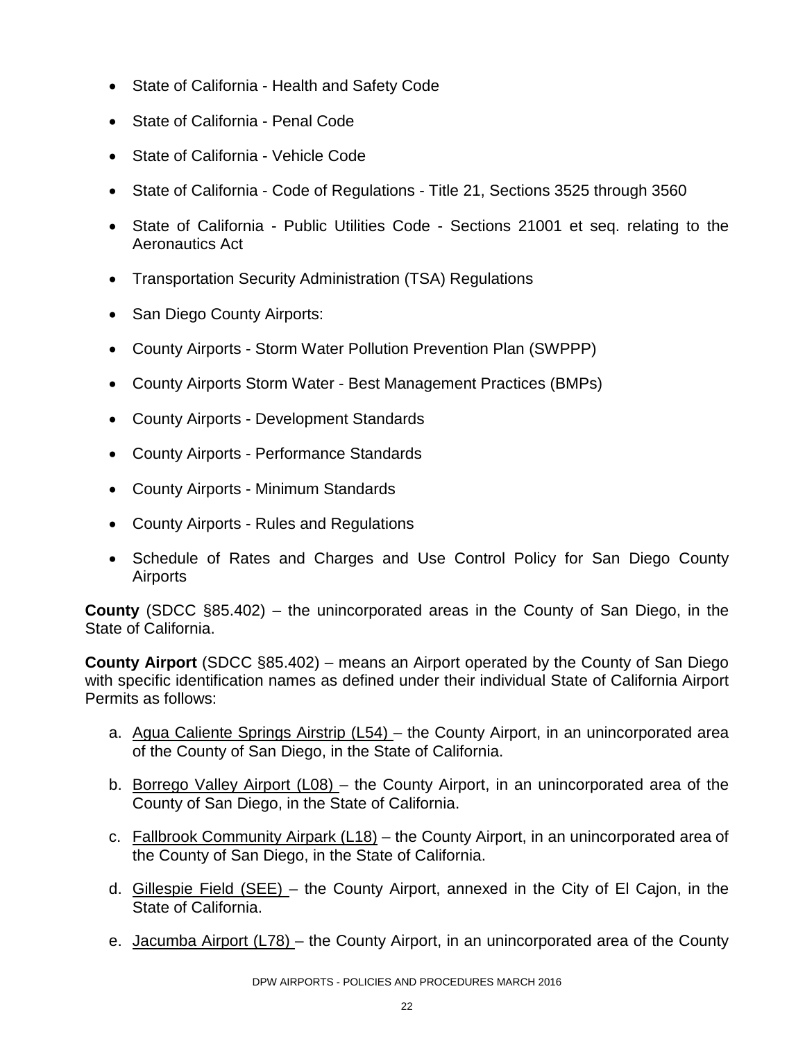- State of California - Health and Safety Code
- State of California - Penal Code
- State of California - Vehicle Code
- State of California - Code of Regulations - Title 21, Sections 3525 through 3560
- State of California - Public Utilities Code - Sections 21001 et seq. relating to the Aeronautics Act
- Transportation Security Administration (TSA) Regulations
- San Diego County Airports:
- County Airports - Storm Water Pollution Prevention Plan (SWPPP)
- County Airports Storm Water - Best Management Practices (BMPs)
- County Airports - Development Standards
- County Airports - Performance Standards
- County Airports - Minimum Standards
- County Airports - Rules and Regulations
- Schedule of Rates and Charges and Use Control Policy for San Diego County Airports

**County** (SDCC §85.402) – the unincorporated areas in the County of San Diego, in the State of California.

**County Airport** (SDCC §85.402) – means an Airport operated by the County of San Diego with specific identification names as defined under their individual State of California Airport Permits as follows:

a. Agua Caliente Springs Airstrip (L54) – the County Airport, in an unincorporated area of the County of San Diego, in the State of California.

b. Borrego Valley Airport (L08) – the County Airport, in an unincorporated area of the County of San Diego, in the State of California.

c. Fallbrook Community Airpark (L18) – the County Airport, in an unincorporated area of the County of San Diego, in the State of California.

d. Gillespie Field (SEE) – the County Airport, annexed in the City of El Cajon, in the State of California.

e. Jacumba Airport (L78) – the County Airport, in an unincorporated area of the County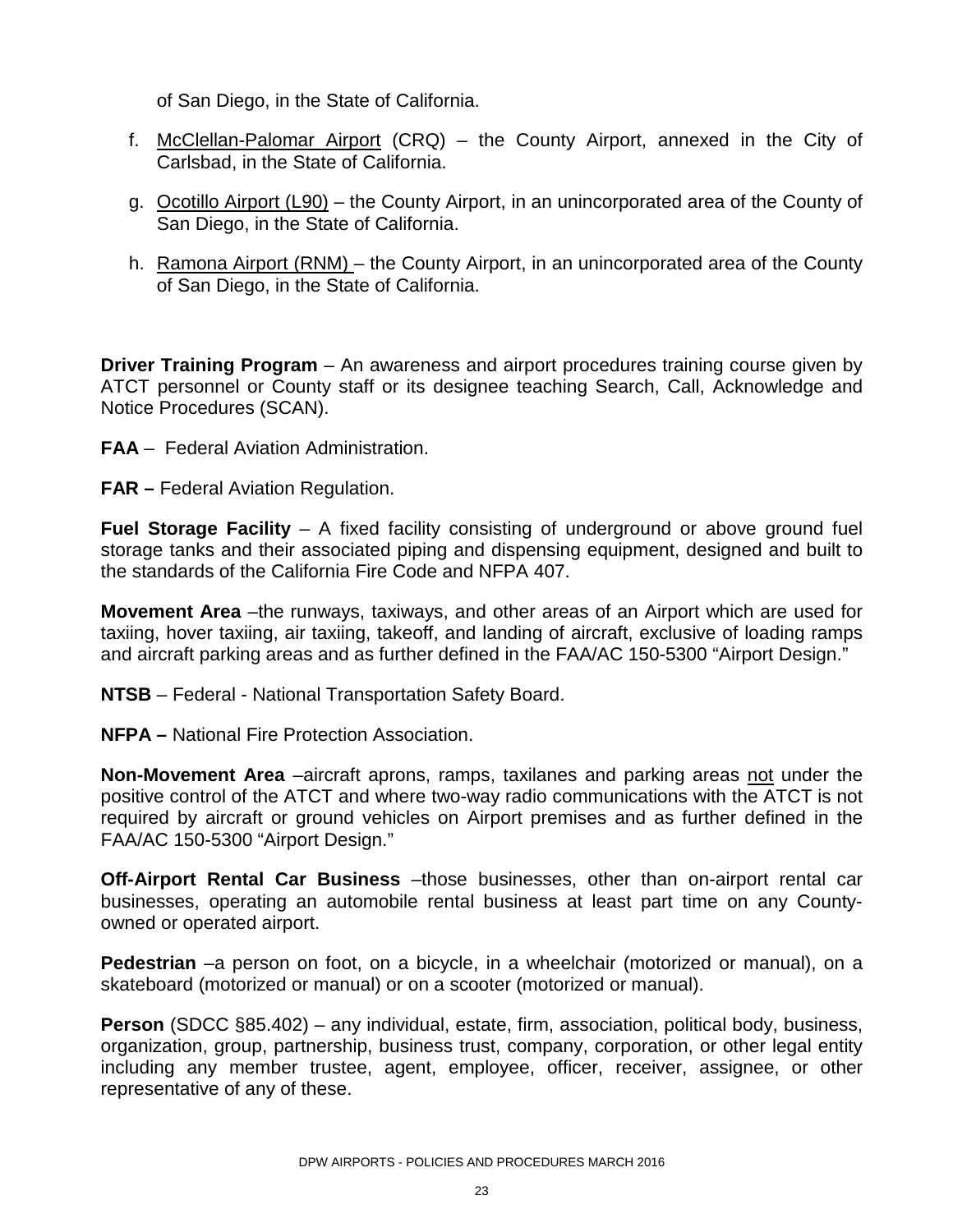of San Diego, in the State of California.

f. McClellan-Palomar Airport (CRQ) – the County Airport, annexed in the City of Carlsbad, in the State of California.

g. Ocotillo Airport (L90) – the County Airport, in an unincorporated area of the County of San Diego, in the State of California.

h. Ramona Airport (RNM) – the County Airport, in an unincorporated area of the County of San Diego, in the State of California.

**Driver Training Program** – An awareness and airport procedures training course given by ATCT personnel or County staff or its designee teaching Search, Call, Acknowledge and Notice Procedures (SCAN).

**FAA** – Federal Aviation Administration.

**FAR –** Federal Aviation Regulation.

**Fuel Storage Facility** – A fixed facility consisting of underground or above ground fuel storage tanks and their associated piping and dispensing equipment, designed and built to the standards of the California Fire Code and NFPA 407.

**Movement Area** –the runways, taxiways, and other areas of an Airport which are used for taxiing, hover taxiing, air taxiing, takeoff, and landing of aircraft, exclusive of loading ramps and aircraft parking areas and as further defined in the FAA/AC 150-5300 "Airport Design."

**NTSB** – Federal - National Transportation Safety Board.

**NFPA –** National Fire Protection Association.

**Non-Movement Area** –aircraft aprons, ramps, taxilanes and parking areas not under the positive control of the ATCT and where two-way radio communications with the ATCT is not required by aircraft or ground vehicles on Airport premises and as further defined in the FAA/AC 150-5300 "Airport Design."

**Off-Airport Rental Car Business** –those businesses, other than on-airport rental car businesses, operating an automobile rental business at least part time on any County-owned or operated airport.

**Pedestrian** –a person on foot, on a bicycle, in a wheelchair (motorized or manual), on a skateboard (motorized or manual) or on a scooter (motorized or manual).

**Person** (SDCC §85.402) – any individual, estate, firm, association, political body, business, organization, group, partnership, business trust, company, corporation, or other legal entity including any member trustee, agent, employee, officer, receiver, assignee, or other representative of any of these.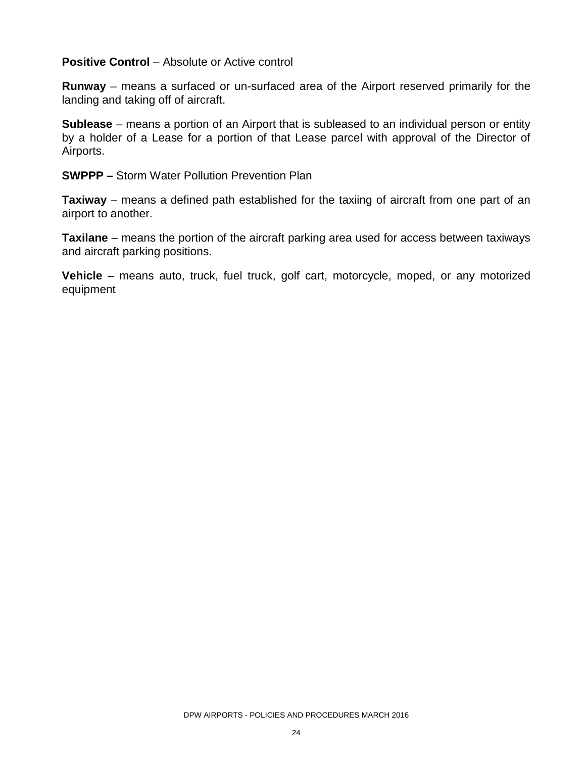**Positive Control** – Absolute or Active control

**Runway** – means a surfaced or un-surfaced area of the Airport reserved primarily for the landing and taking off of aircraft.

**Sublease** – means a portion of an Airport that is subleased to an individual person or entity by a holder of a Lease for a portion of that Lease parcel with approval of the Director of Airports.

**SWPPP –** Storm Water Pollution Prevention Plan

**Taxiway** – means a defined path established for the taxiing of aircraft from one part of an airport to another.

**Taxilane** – means the portion of the aircraft parking area used for access between taxiways and aircraft parking positions.

**Vehicle** – means auto, truck, fuel truck, golf cart, motorcycle, moped, or any motorized equipment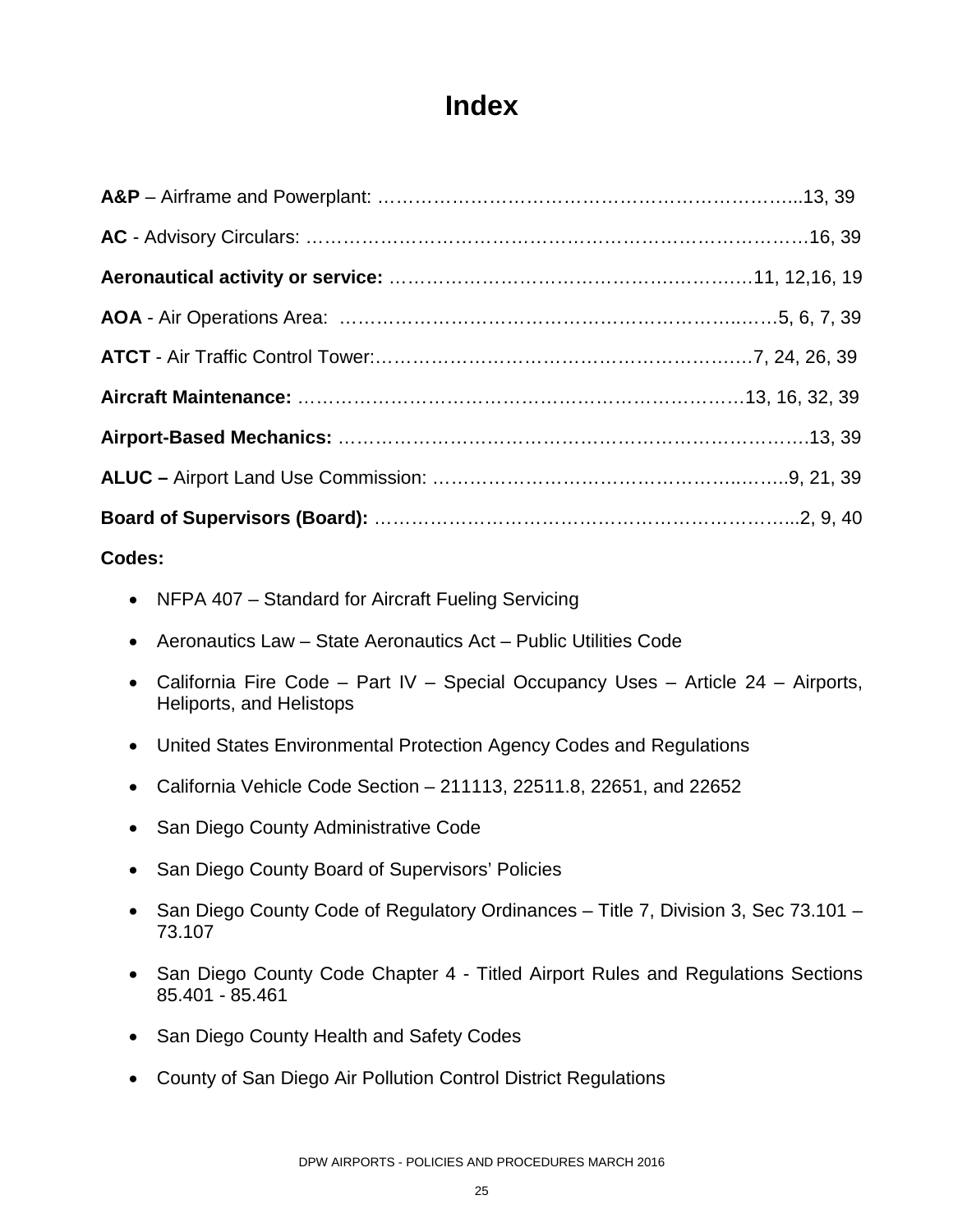# Index

**A&P** – Airframe and Powerplant: …………………………………………………………..13, 39

**AC** - Advisory Circulars: ……………………………………………………………………16, 39

**Aeronautical activity or service:** ……………………………………………………11, 12,16, 19

**AOA** - Air Operations Area: ……………………………………………………………5, 6, 7, 39

**ATCT** - Air Traffic Control Tower:……………………………………………………7, 24, 26, 39

**Aircraft Maintenance:** ……………………………………………………………13, 16, 32, 39

**Airport-Based Mechanics:** ……………………………………………………………………13, 39

**ALUC –** Airport Land Use Commission: ……………………………………………….9, 21, 39

**Board of Supervisors (Board):** ……………………………………………………………...2, 9, 40

**Codes:**

- NFPA 407 – Standard for Aircraft Fueling Servicing
- Aeronautics Law – State Aeronautics Act – Public Utilities Code
- California Fire Code – Part IV – Special Occupancy Uses – Article 24 – Airports, Heliports, and Helistops
- United States Environmental Protection Agency Codes and Regulations
- California Vehicle Code Section – 211113, 22511.8, 22651, and 22652
- San Diego County Administrative Code
- San Diego County Board of Supervisors' Policies
- San Diego County Code of Regulatory Ordinances – Title 7, Division 3, Sec 73.101 – 73.107
- San Diego County Code Chapter 4 - Titled Airport Rules and Regulations Sections 85.401 - 85.461
- San Diego County Health and Safety Codes
- County of San Diego Air Pollution Control District Regulations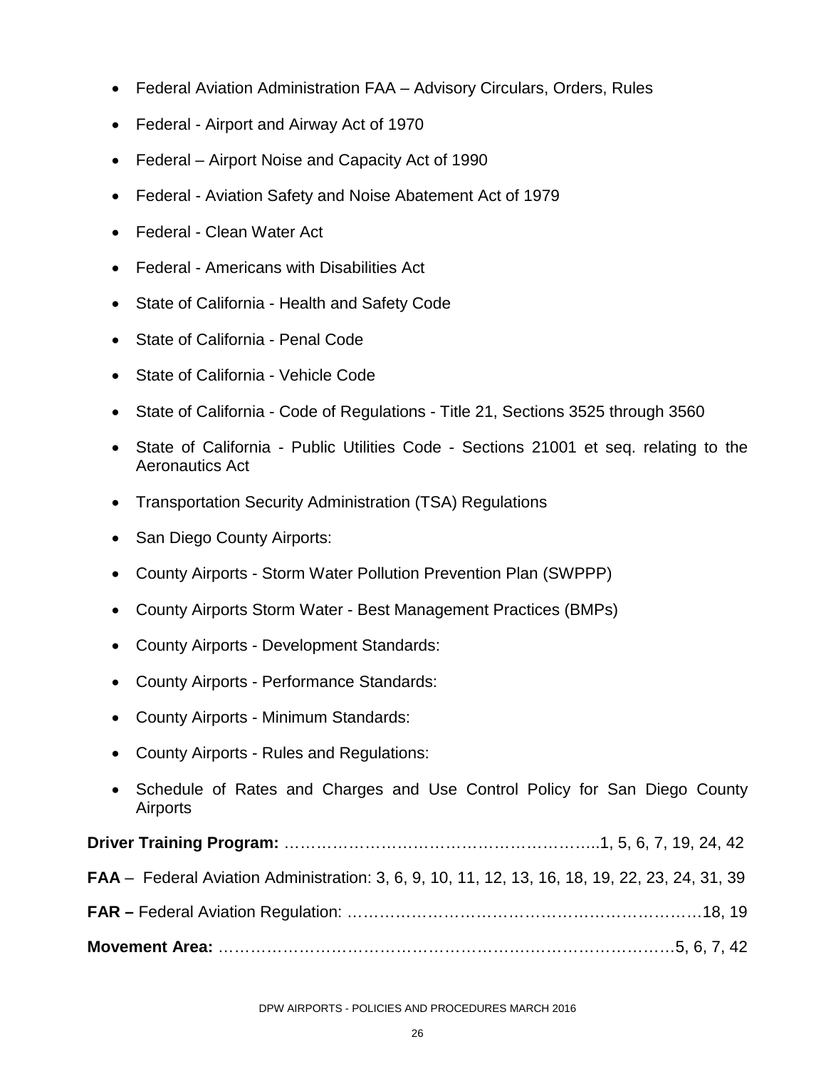- Federal Aviation Administration FAA – Advisory Circulars, Orders, Rules
- Federal - Airport and Airway Act of 1970
- Federal – Airport Noise and Capacity Act of 1990
- Federal - Aviation Safety and Noise Abatement Act of 1979
- Federal - Clean Water Act
- Federal - Americans with Disabilities Act
- State of California - Health and Safety Code
- State of California - Penal Code
- State of California - Vehicle Code
- State of California - Code of Regulations - Title 21, Sections 3525 through 3560
- State of California - Public Utilities Code - Sections 21001 et seq. relating to the Aeronautics Act
- Transportation Security Administration (TSA) Regulations
- San Diego County Airports:
- County Airports - Storm Water Pollution Prevention Plan (SWPPP)
- County Airports Storm Water - Best Management Practices (BMPs)
- County Airports - Development Standards:
- County Airports - Performance Standards:
- County Airports - Minimum Standards:
- County Airports - Rules and Regulations:
- Schedule of Rates and Charges and Use Control Policy for San Diego County Airports

**Driver Training Program:** …………………………………………………..1, 5, 6, 7, 19, 24, 42

**FAA** – Federal Aviation Administration: 3, 6, 9, 10, 11, 12, 13, 16, 18, 19, 22, 23, 24, 31, 39

**FAR –** Federal Aviation Regulation: ………………………………………………………18, 19

**Movement Area:** ……………………………………………………………………………5, 6, 7, 42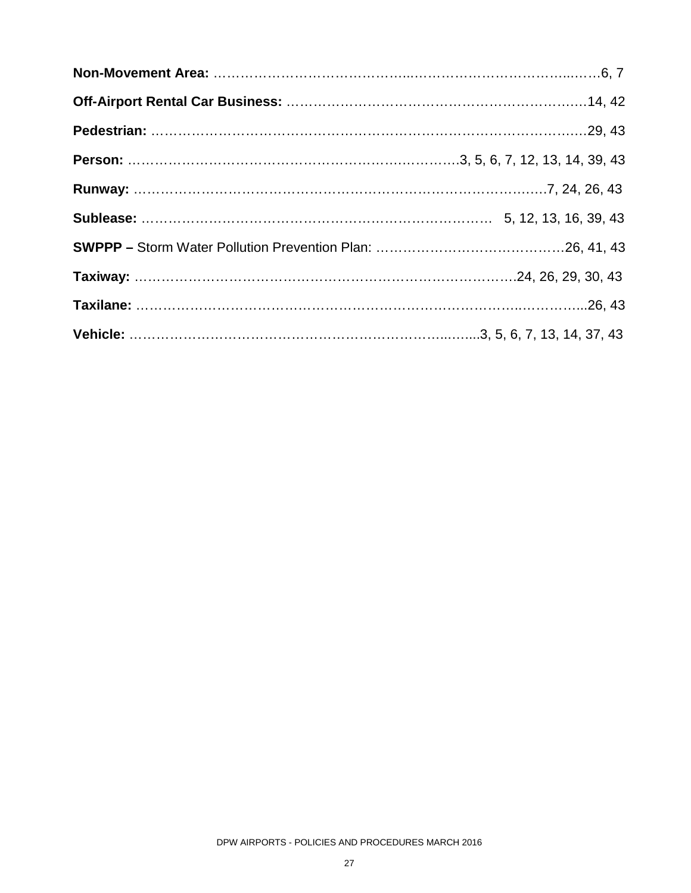**Non-Movement Area:** ……………………………………...………….……………….....……6, 7

**Off-Airport Rental Car Business:** ……….………….………….……….…………….….….14, 42

**Pedestrian:** ………….…………………….……………….……………….……………….…….29, 43

**Person:** ………….…………………….……………….……………..………..3, 5, 6, 7, 12, 13, 14, 39, 43

**Runway:** ………….…………………….……………….……………….……………….…….7, 24, 26, 43

**Sublease:** ………….…………………….……………….……………….………   5, 12, 13, 16, 39, 43

**SWPPP –** Storm Water Pollution Prevention Plan: ……………………………………..26, 41, 43

**Taxiway:** ………….…………………….……………….……………….……………….24, 26, 29, 30, 43

**Taxilane:** ………….…………………….……………….……………….……………...……………...26, 43

**Vehicle:** ………….…………………….……………….………………...……....3, 5, 6, 7, 13, 14, 37, 43

DPW AIRPORTS - POLICIES AND PROCEDURES MARCH 2016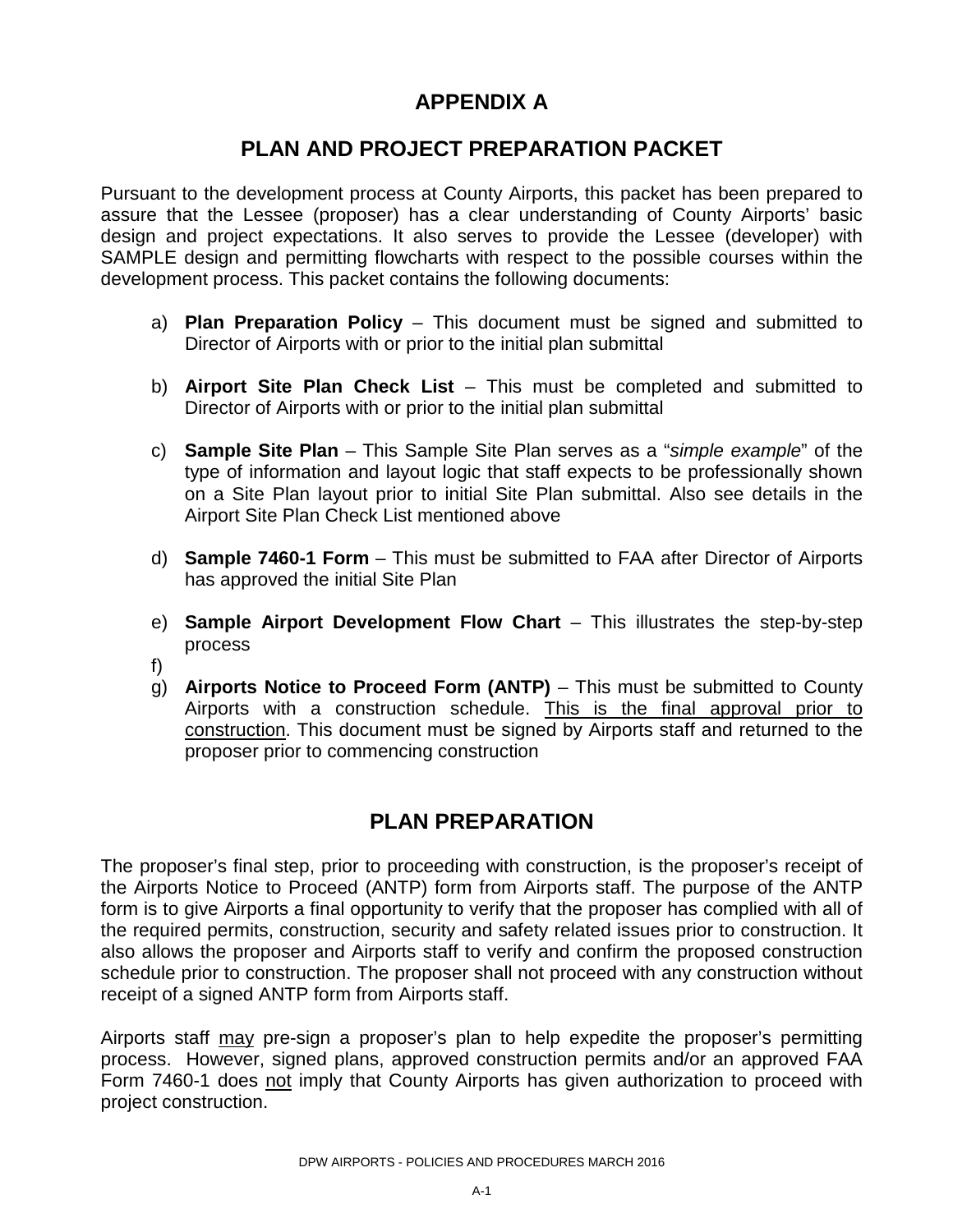# APPENDIX A

## PLAN AND PROJECT PREPARATION PACKET

Pursuant to the development process at County Airports, this packet has been prepared to assure that the Lessee (proposer) has a clear understanding of County Airports' basic design and project expectations. It also serves to provide the Lessee (developer) with SAMPLE design and permitting flowcharts with respect to the possible courses within the development process. This packet contains the following documents:

a) **Plan Preparation Policy** – This document must be signed and submitted to Director of Airports with or prior to the initial plan submittal

b) **Airport Site Plan Check List** – This must be completed and submitted to Director of Airports with or prior to the initial plan submittal

c) **Sample Site Plan** – This Sample Site Plan serves as a "*simple example*" of the type of information and layout logic that staff expects to be professionally shown on a Site Plan layout prior to initial Site Plan submittal. Also see details in the Airport Site Plan Check List mentioned above

d) **Sample 7460-1 Form** – This must be submitted to FAA after Director of Airports has approved the initial Site Plan

e) **Sample Airport Development Flow Chart** – This illustrates the step-by-step process

f)

g) **Airports Notice to Proceed Form (ANTP)** – This must be submitted to County Airports with a construction schedule. <u>This is the final approval prior to construction</u>. This document must be signed by Airports staff and returned to the proposer prior to commencing construction

## PLAN PREPARATION

The proposer's final step, prior to proceeding with construction, is the proposer's receipt of the Airports Notice to Proceed (ANTP) form from Airports staff. The purpose of the ANTP form is to give Airports a final opportunity to verify that the proposer has complied with all of the required permits, construction, security and safety related issues prior to construction. It also allows the proposer and Airports staff to verify and confirm the proposed construction schedule prior to construction. The proposer shall not proceed with any construction without receipt of a signed ANTP form from Airports staff.

Airports staff <u>may</u> pre-sign a proposer's plan to help expedite the proposer's permitting process. However, signed plans, approved construction permits and/or an approved FAA Form 7460-1 does <u>not</u> imply that County Airports has given authorization to proceed with project construction.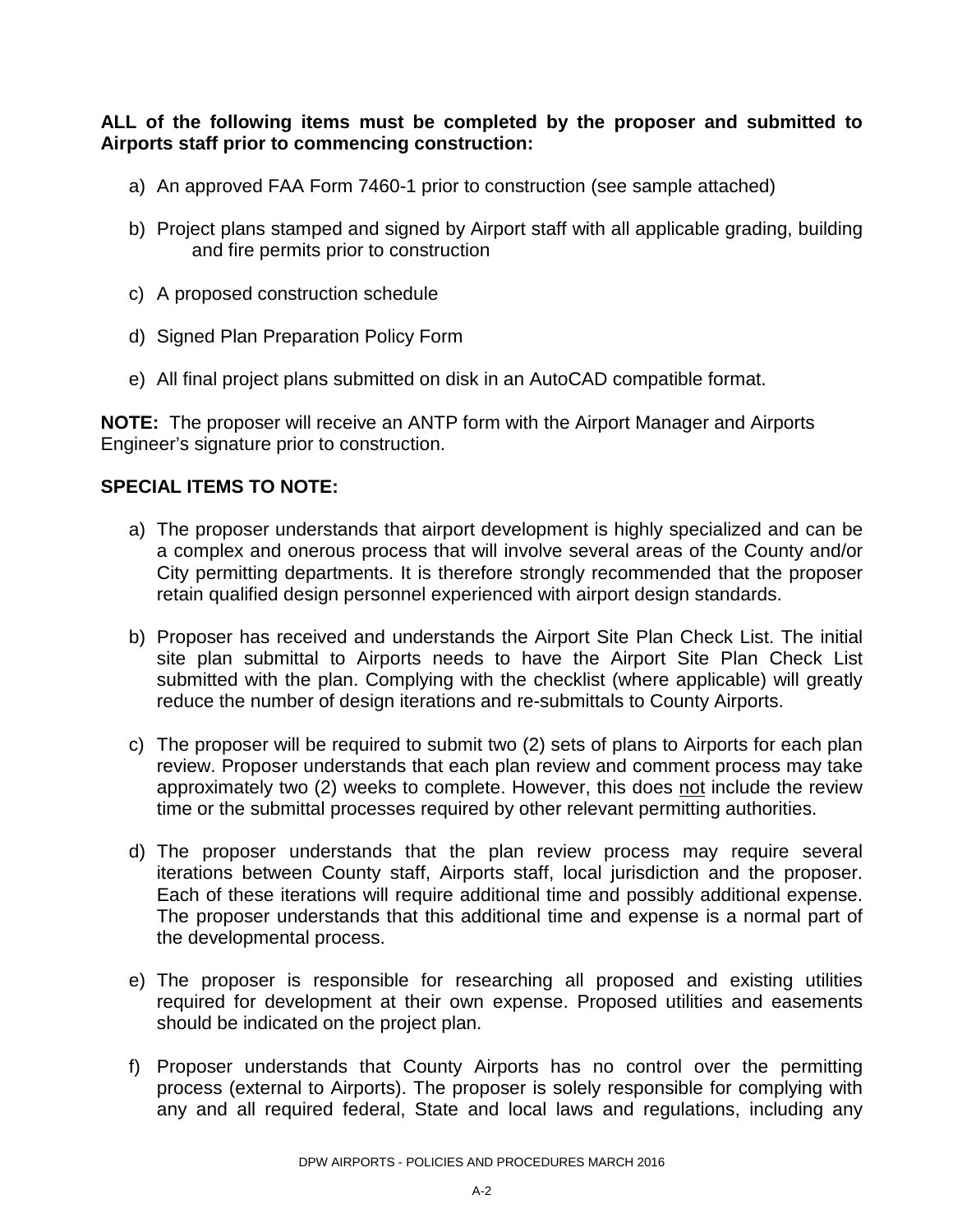**ALL of the following items must be completed by the proposer and submitted to Airports staff prior to commencing construction:**

a) An approved FAA Form 7460-1 prior to construction (see sample attached)

b) Project plans stamped and signed by Airport staff with all applicable grading, building and fire permits prior to construction

c) A proposed construction schedule

d) Signed Plan Preparation Policy Form

e) All final project plans submitted on disk in an AutoCAD compatible format.

**NOTE:** The proposer will receive an ANTP form with the Airport Manager and Airports Engineer's signature prior to construction.

**SPECIAL ITEMS TO NOTE:**

a) The proposer understands that airport development is highly specialized and can be a complex and onerous process that will involve several areas of the County and/or City permitting departments. It is therefore strongly recommended that the proposer retain qualified design personnel experienced with airport design standards.

b) Proposer has received and understands the Airport Site Plan Check List. The initial site plan submittal to Airports needs to have the Airport Site Plan Check List submitted with the plan. Complying with the checklist (where applicable) will greatly reduce the number of design iterations and re-submittals to County Airports.

c) The proposer will be required to submit two (2) sets of plans to Airports for each plan review. Proposer understands that each plan review and comment process may take approximately two (2) weeks to complete. However, this does <u>not</u> include the review time or the submittal processes required by other relevant permitting authorities.

d) The proposer understands that the plan review process may require several iterations between County staff, Airports staff, local jurisdiction and the proposer. Each of these iterations will require additional time and possibly additional expense. The proposer understands that this additional time and expense is a normal part of the developmental process.

e) The proposer is responsible for researching all proposed and existing utilities required for development at their own expense. Proposed utilities and easements should be indicated on the project plan.

f) Proposer understands that County Airports has no control over the permitting process (external to Airports). The proposer is solely responsible for complying with any and all required federal, State and local laws and regulations, including any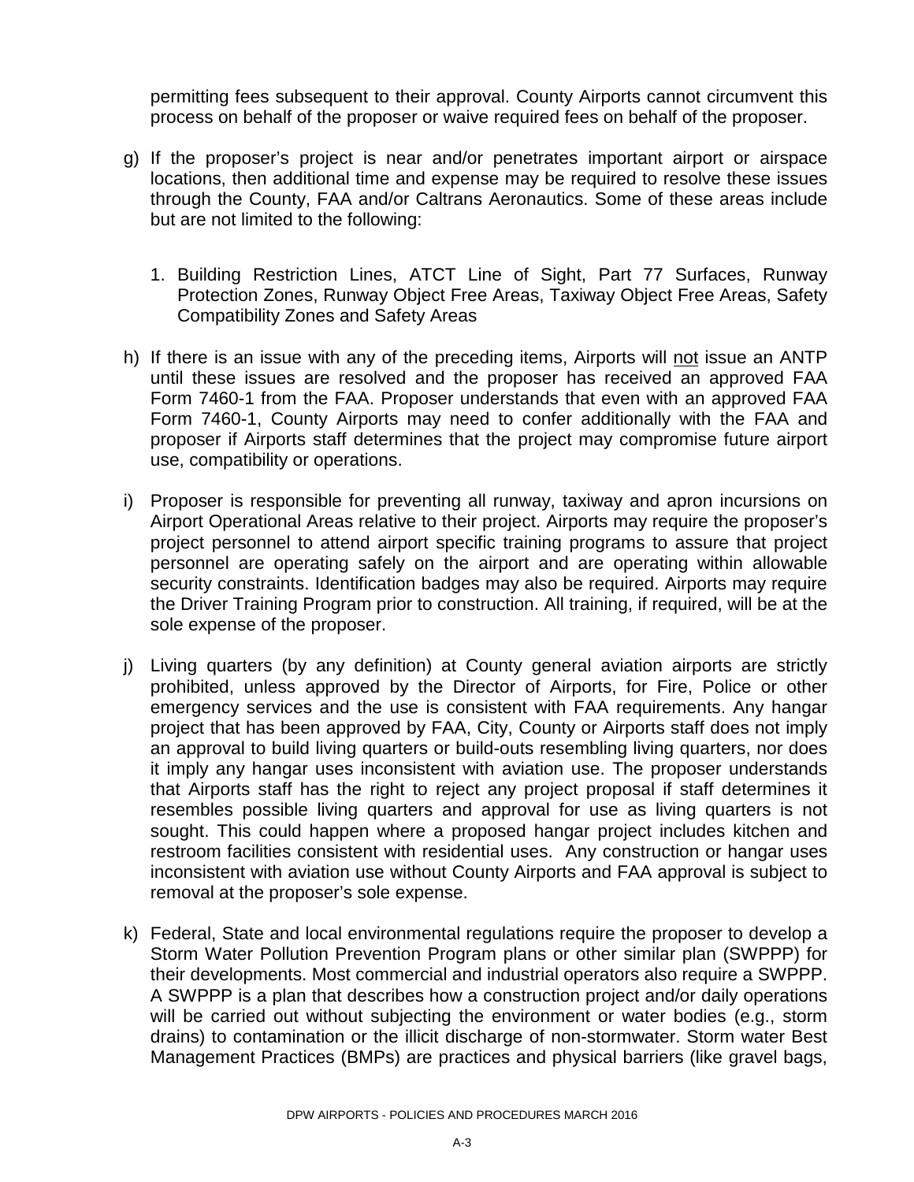permitting fees subsequent to their approval. County Airports cannot circumvent this process on behalf of the proposer or waive required fees on behalf of the proposer.

g) If the proposer's project is near and/or penetrates important airport or airspace locations, then additional time and expense may be required to resolve these issues through the County, FAA and/or Caltrans Aeronautics. Some of these areas include but are not limited to the following:

   1. Building Restriction Lines, ATCT Line of Sight, Part 77 Surfaces, Runway Protection Zones, Runway Object Free Areas, Taxiway Object Free Areas, Safety Compatibility Zones and Safety Areas

h) If there is an issue with any of the preceding items, Airports will <u>not</u> issue an ANTP until these issues are resolved and the proposer has received an approved FAA Form 7460-1 from the FAA. Proposer understands that even with an approved FAA Form 7460-1, County Airports may need to confer additionally with the FAA and proposer if Airports staff determines that the project may compromise future airport use, compatibility or operations.

i) Proposer is responsible for preventing all runway, taxiway and apron incursions on Airport Operational Areas relative to their project. Airports may require the proposer's project personnel to attend airport specific training programs to assure that project personnel are operating safely on the airport and are operating within allowable security constraints. Identification badges may also be required. Airports may require the Driver Training Program prior to construction. All training, if required, will be at the sole expense of the proposer.

j) Living quarters (by any definition) at County general aviation airports are strictly prohibited, unless approved by the Director of Airports, for Fire, Police or other emergency services and the use is consistent with FAA requirements. Any hangar project that has been approved by FAA, City, County or Airports staff does not imply an approval to build living quarters or build-outs resembling living quarters, nor does it imply any hangar uses inconsistent with aviation use. The proposer understands that Airports staff has the right to reject any project proposal if staff determines it resembles possible living quarters and approval for use as living quarters is not sought. This could happen where a proposed hangar project includes kitchen and restroom facilities consistent with residential uses. Any construction or hangar uses inconsistent with aviation use without County Airports and FAA approval is subject to removal at the proposer's sole expense.

k) Federal, State and local environmental regulations require the proposer to develop a Storm Water Pollution Prevention Program plans or other similar plan (SWPPP) for their developments. Most commercial and industrial operators also require a SWPPP. A SWPPP is a plan that describes how a construction project and/or daily operations will be carried out without subjecting the environment or water bodies (e.g., storm drains) to contamination or the illicit discharge of non-stormwater. Storm water Best Management Practices (BMPs) are practices and physical barriers (like gravel bags,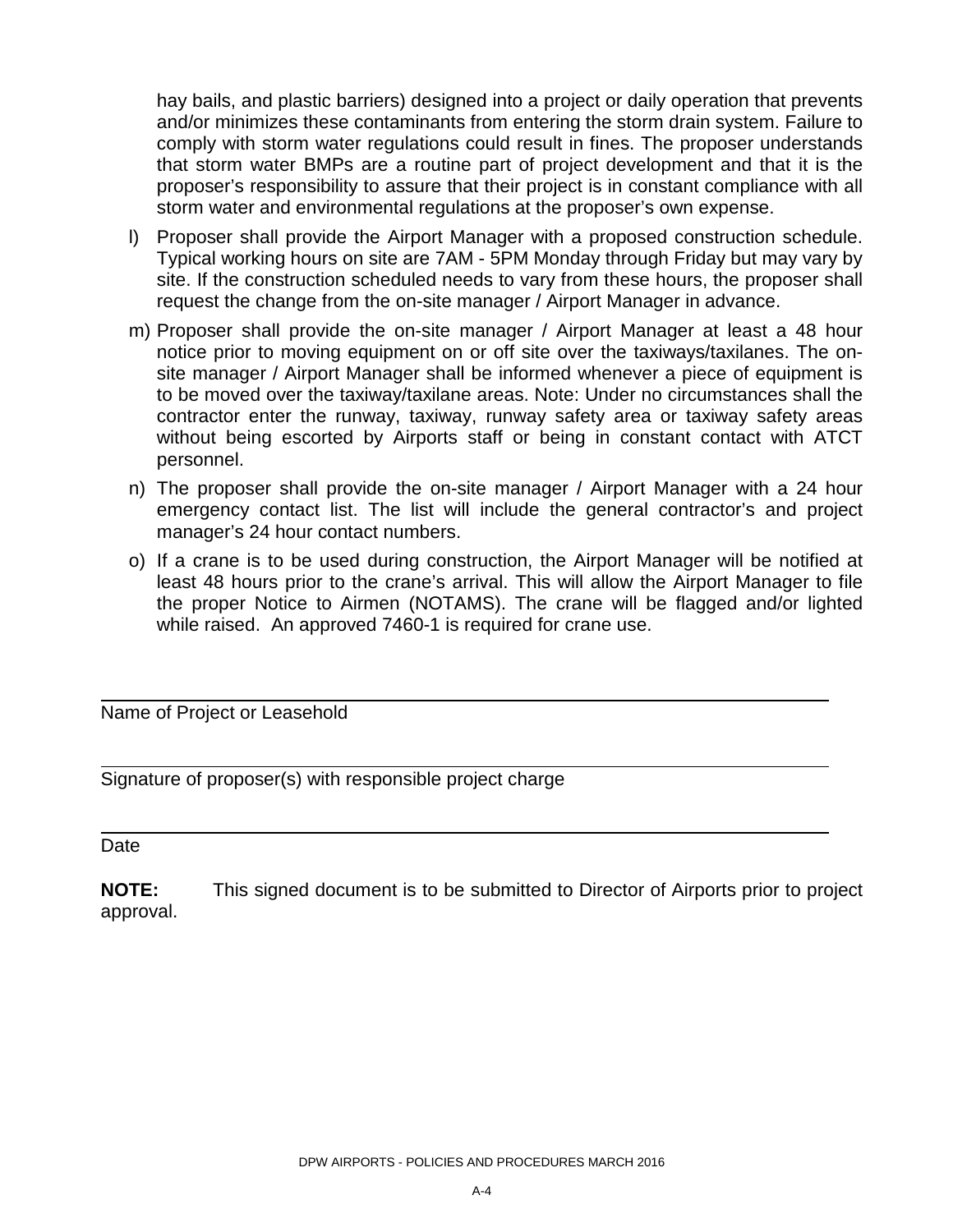hay bails, and plastic barriers) designed into a project or daily operation that prevents and/or minimizes these contaminants from entering the storm drain system. Failure to comply with storm water regulations could result in fines. The proposer understands that storm water BMPs are a routine part of project development and that it is the proposer's responsibility to assure that their project is in constant compliance with all storm water and environmental regulations at the proposer's own expense.

l) Proposer shall provide the Airport Manager with a proposed construction schedule. Typical working hours on site are 7AM - 5PM Monday through Friday but may vary by site. If the construction scheduled needs to vary from these hours, the proposer shall request the change from the on-site manager / Airport Manager in advance.

m) Proposer shall provide the on-site manager / Airport Manager at least a 48 hour notice prior to moving equipment on or off site over the taxiways/taxilanes. The on-site manager / Airport Manager shall be informed whenever a piece of equipment is to be moved over the taxiway/taxilane areas. Note: Under no circumstances shall the contractor enter the runway, taxiway, runway safety area or taxiway safety areas without being escorted by Airports staff or being in constant contact with ATCT personnel.

n) The proposer shall provide the on-site manager / Airport Manager with a 24 hour emergency contact list. The list will include the general contractor's and project manager's 24 hour contact numbers.

o) If a crane is to be used during construction, the Airport Manager will be notified at least 48 hours prior to the crane's arrival. This will allow the Airport Manager to file the proper Notice to Airmen (NOTAMS). The crane will be flagged and/or lighted while raised. An approved 7460-1 is required for crane use.

______________________________________________________________

Name of Project or Leasehold

______________________________________________________________

Signature of proposer(s) with responsible project charge

______________________________________________________________

Date

**NOTE:** This signed document is to be submitted to Director of Airports prior to project approval.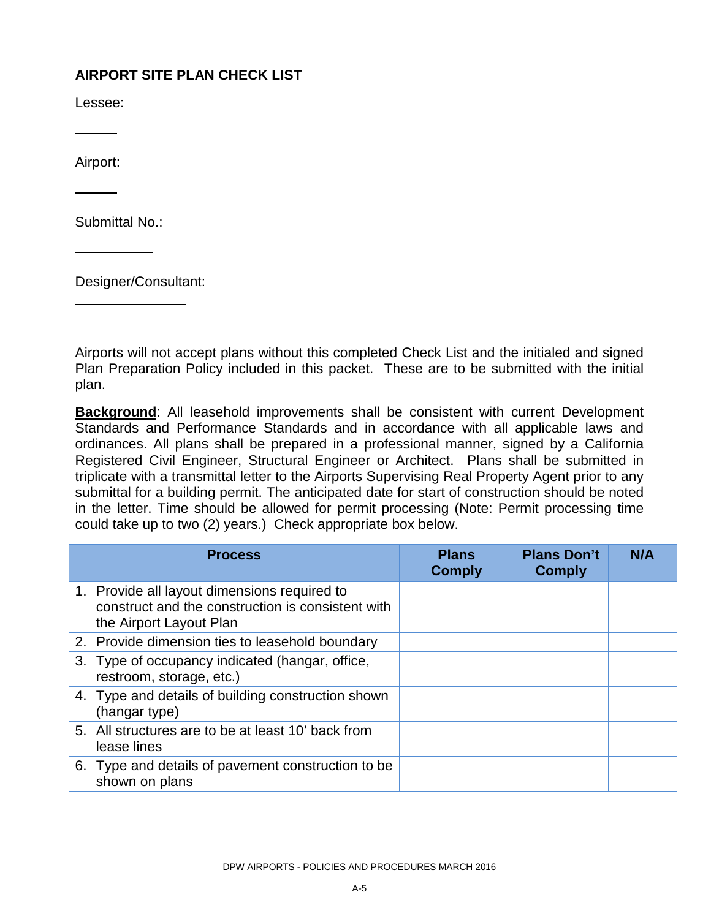## AIRPORT SITE PLAN CHECK LIST

Lessee:

______

Airport:

______

Submittal No.:

__________

Designer/Consultant:

_______________

Airports will not accept plans without this completed Check List and the initialed and signed Plan Preparation Policy included in this packet. These are to be submitted with the initial plan.

**Background**: All leasehold improvements shall be consistent with current Development Standards and Performance Standards and in accordance with all applicable laws and ordinances. All plans shall be prepared in a professional manner, signed by a California Registered Civil Engineer, Structural Engineer or Architect. Plans shall be submitted in triplicate with a transmittal letter to the Airports Supervising Real Property Agent prior to any submittal for a building permit. The anticipated date for start of construction should be noted in the letter. Time should be allowed for permit processing (Note: Permit processing time could take up to two (2) years.) Check appropriate box below.

| Process | Plans Comply | Plans Don't Comply | N/A |
|---|---|---|---|
| 1. Provide all layout dimensions required to construct and the construction is consistent with the Airport Layout Plan | | | |
| 2. Provide dimension ties to leasehold boundary | | | |
| 3. Type of occupancy indicated (hangar, office, restroom, storage, etc.) | | | |
| 4. Type and details of building construction shown (hangar type) | | | |
| 5. All structures are to be at least 10' back from lease lines | | | |
| 6. Type and details of pavement construction to be shown on plans | | | |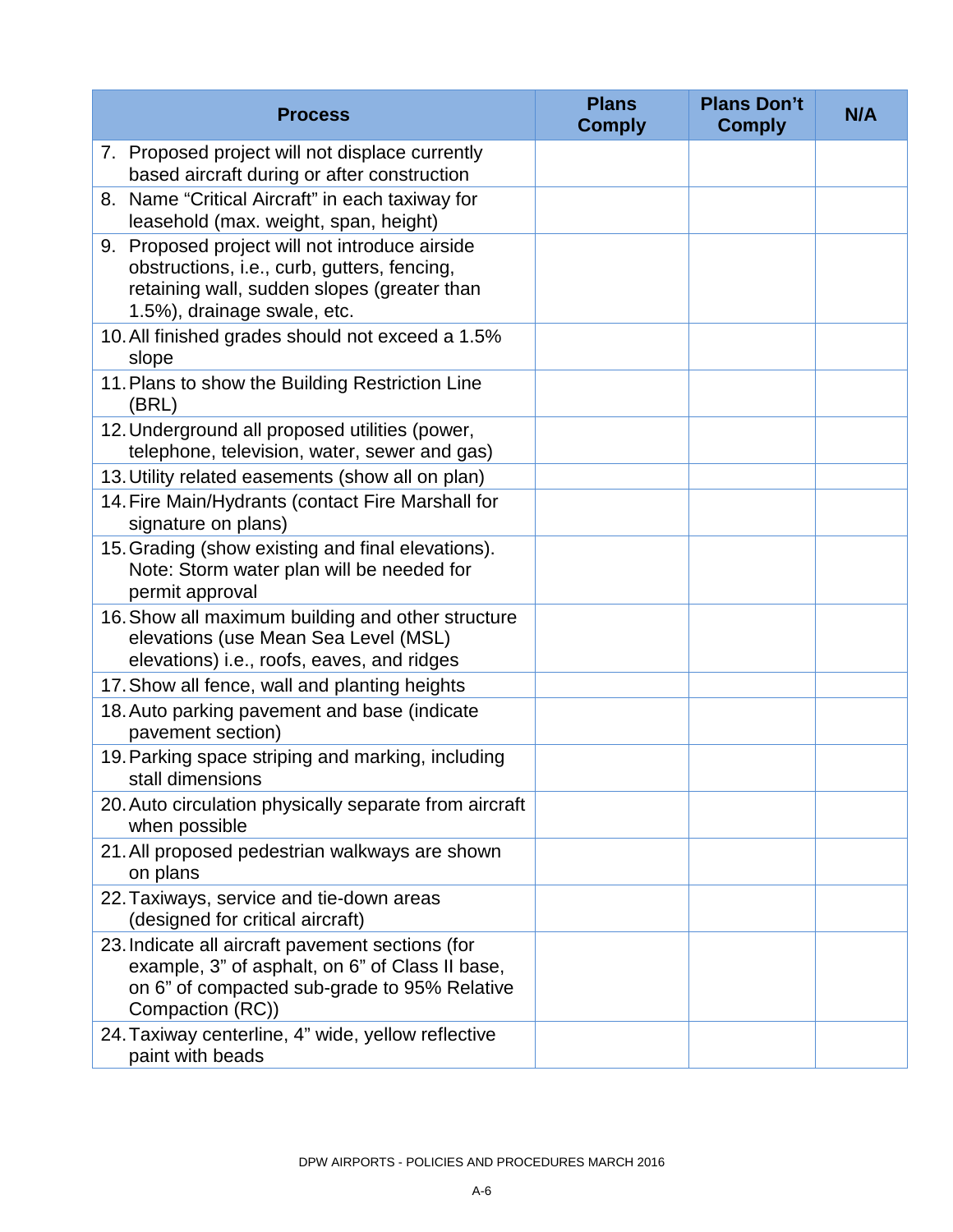| Process | Plans Comply | Plans Don't Comply | N/A |
|---|---|---|---|
| 7. Proposed project will not displace currently based aircraft during or after construction | | | |
| 8. Name "Critical Aircraft" in each taxiway for leasehold (max. weight, span, height) | | | |
| 9. Proposed project will not introduce airside obstructions, i.e., curb, gutters, fencing, retaining wall, sudden slopes (greater than 1.5%), drainage swale, etc. | | | |
| 10. All finished grades should not exceed a 1.5% slope | | | |
| 11. Plans to show the Building Restriction Line (BRL) | | | |
| 12. Underground all proposed utilities (power, telephone, television, water, sewer and gas) | | | |
| 13. Utility related easements (show all on plan) | | | |
| 14. Fire Main/Hydrants (contact Fire Marshall for signature on plans) | | | |
| 15. Grading (show existing and final elevations). Note: Storm water plan will be needed for permit approval | | | |
| 16. Show all maximum building and other structure elevations (use Mean Sea Level (MSL) elevations) i.e., roofs, eaves, and ridges | | | |
| 17. Show all fence, wall and planting heights | | | |
| 18. Auto parking pavement and base (indicate pavement section) | | | |
| 19. Parking space striping and marking, including stall dimensions | | | |
| 20. Auto circulation physically separate from aircraft when possible | | | |
| 21. All proposed pedestrian walkways are shown on plans | | | |
| 22. Taxiways, service and tie-down areas (designed for critical aircraft) | | | |
| 23. Indicate all aircraft pavement sections (for example, 3" of asphalt, on 6" of Class II base, on 6" of compacted sub-grade to 95% Relative Compaction (RC)) | | | |
| 24. Taxiway centerline, 4" wide, yellow reflective paint with beads | | | |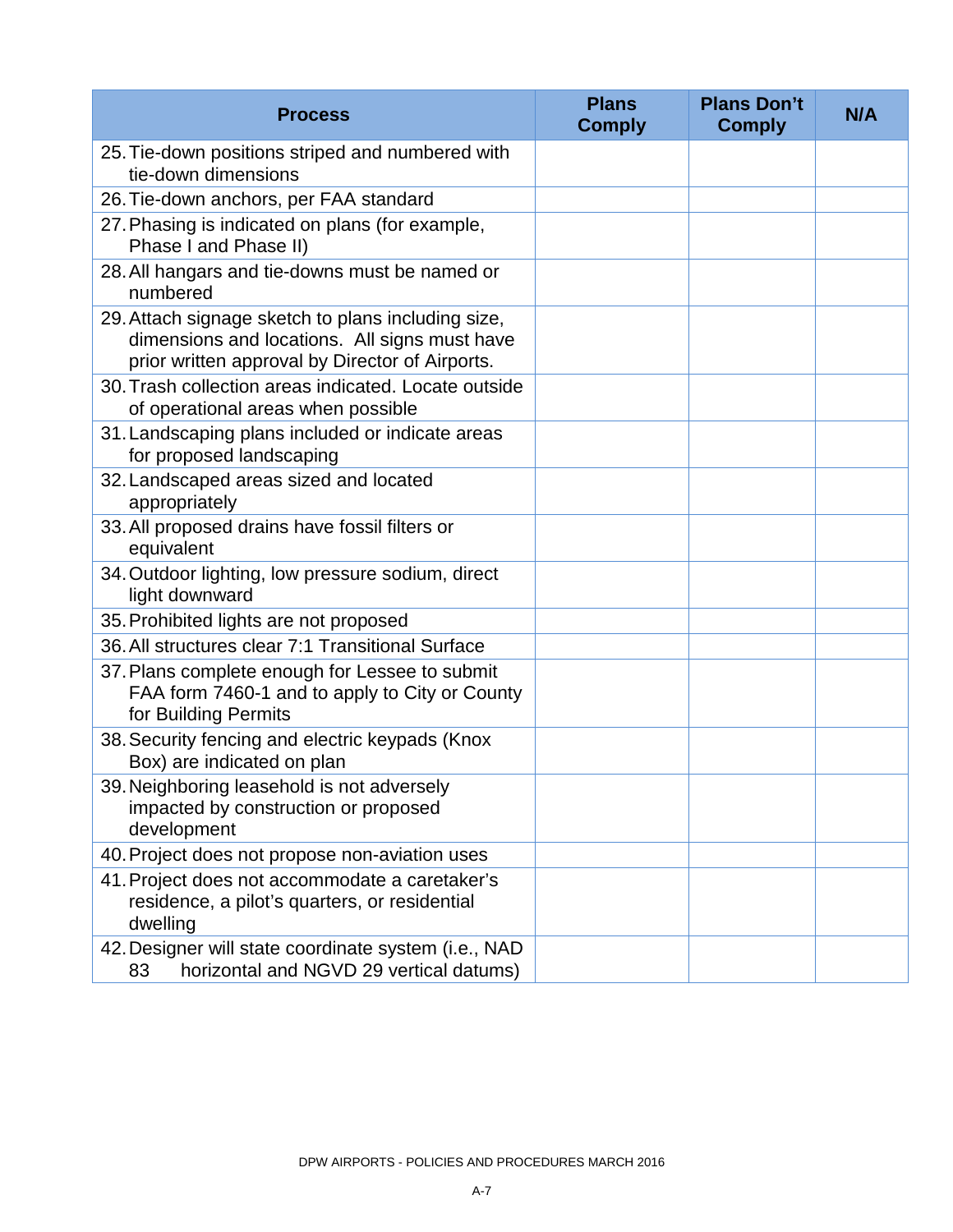| Process | Plans Comply | Plans Don't Comply | N/A |
|---|---|---|---|
| 25. Tie-down positions striped and numbered with tie-down dimensions | | | |
| 26. Tie-down anchors, per FAA standard | | | |
| 27. Phasing is indicated on plans (for example, Phase I and Phase II) | | | |
| 28. All hangars and tie-downs must be named or numbered | | | |
| 29. Attach signage sketch to plans including size, dimensions and locations. All signs must have prior written approval by Director of Airports. | | | |
| 30. Trash collection areas indicated. Locate outside of operational areas when possible | | | |
| 31. Landscaping plans included or indicate areas for proposed landscaping | | | |
| 32. Landscaped areas sized and located appropriately | | | |
| 33. All proposed drains have fossil filters or equivalent | | | |
| 34. Outdoor lighting, low pressure sodium, direct light downward | | | |
| 35. Prohibited lights are not proposed | | | |
| 36. All structures clear 7:1 Transitional Surface | | | |
| 37. Plans complete enough for Lessee to submit FAA form 7460-1 and to apply to City or County for Building Permits | | | |
| 38. Security fencing and electric keypads (Knox Box) are indicated on plan | | | |
| 39. Neighboring leasehold is not adversely impacted by construction or proposed development | | | |
| 40. Project does not propose non-aviation uses | | | |
| 41. Project does not accommodate a caretaker's residence, a pilot's quarters, or residential dwelling | | | |
| 42. Designer will state coordinate system (i.e., NAD 83 horizontal and NGVD 29 vertical datums) | | | |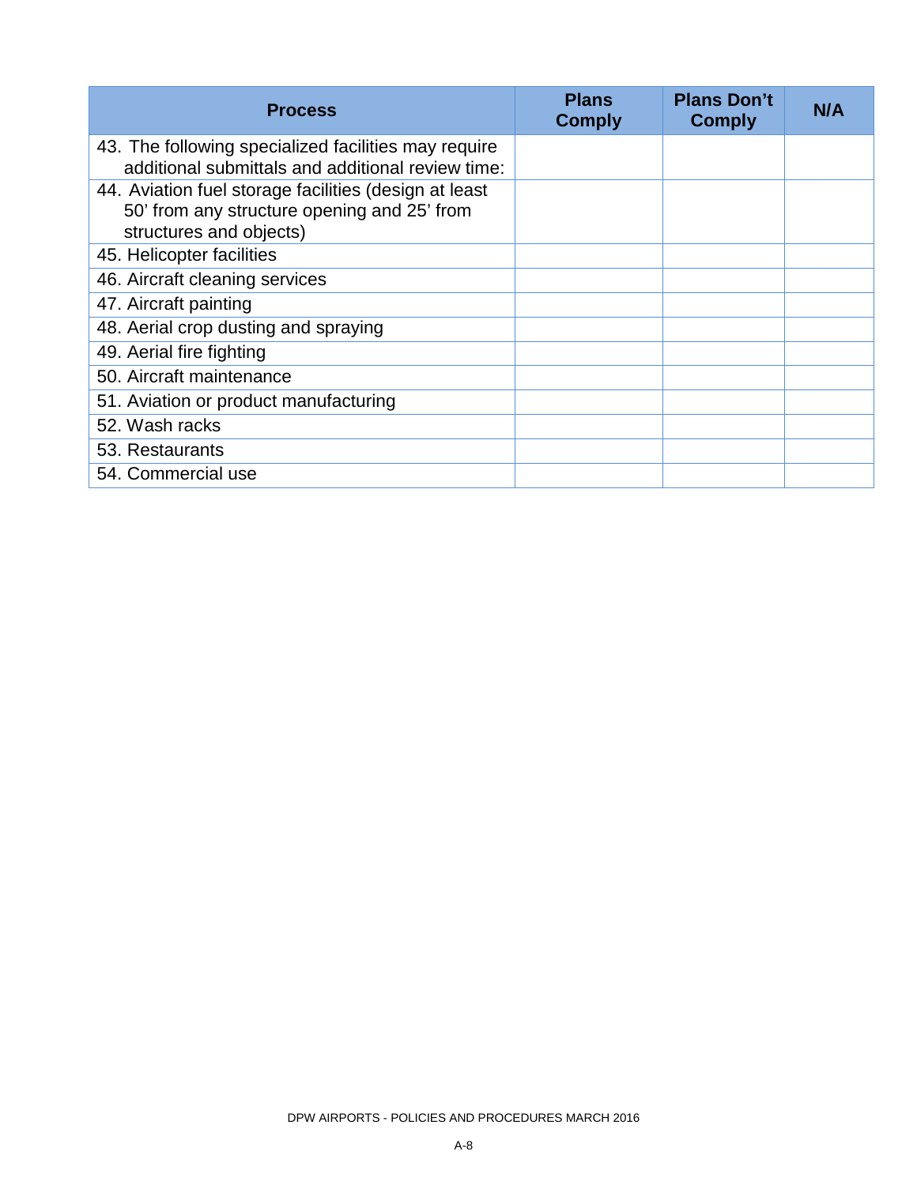| Process | Plans Comply | Plans Don't Comply | N/A |
| --- | --- | --- | --- |
| 43. The following specialized facilities may require additional submittals and additional review time: | | | |
| 44. Aviation fuel storage facilities (design at least 50' from any structure opening and 25' from structures and objects) | | | |
| 45. Helicopter facilities | | | |
| 46. Aircraft cleaning services | | | |
| 47. Aircraft painting | | | |
| 48. Aerial crop dusting and spraying | | | |
| 49. Aerial fire fighting | | | |
| 50. Aircraft maintenance | | | |
| 51. Aviation or product manufacturing | | | |
| 52. Wash racks | | | |
| 53. Restaurants | | | |
| 54. Commercial use | | | |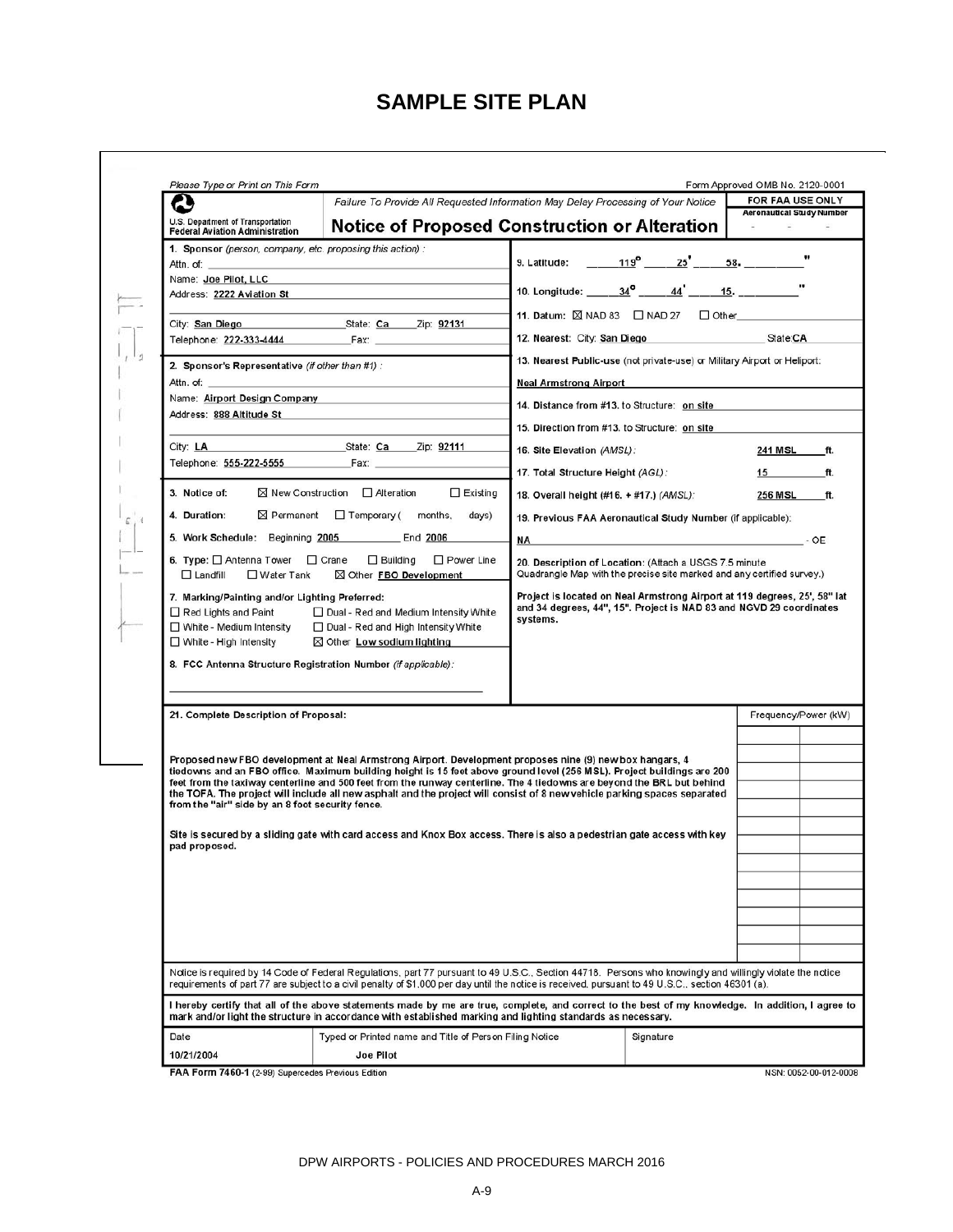# SAMPLE SITE PLAN

Please Type or Print on This Form

Form Approved OMB No. 2120-0001

U.S. Department of Transportation
Federal Aviation Administration

Failure To Provide All Requested Information May Delay Processing of Your Notice

## Notice of Proposed Construction or Alteration

FOR FAA USE ONLY
Aeronautical Study Number

**1. Sponsor** *(person, company, etc. proposing this action)* :
Attn. of:
Name: Joe Pilot, LLC
Address: 2222 Aviation St

City: San Diego State: Ca Zip: 92131
Telephone: 222-333-4444 Fax:

**2. Sponsor's Representative** *(if other than #1)* :
Attn. of:
Name: Airport Design Company
Address: 888 Altitude St

City: LA State: Ca Zip: 92111
Telephone: 555-222-5555 Fax:

**3. Notice of:** ☒ New Construction ☐ Alteration ☐ Existing

**4. Duration:** ☒ Permanent ☐ Temporary ( months, days)

**5. Work Schedule:** Beginning 2005 End 2006

**6. Type:** ☐ Antenna Tower ☐ Crane ☐ Building ☐ Power Line ☐ Landfill ☐ Water Tank ☒ Other FBO Development

**7. Marking/Painting and/or Lighting Preferred:**
☐ Red Lights and Paint
☐ Dual - Red and Medium Intensity White
☐ White - Medium Intensity
☐ Dual - Red and High Intensity White
☐ White - High Intensity
☒ Other Low sodium lighting

**8. FCC Antenna Structure Registration Number** *(if applicable)*:

**9. Latitude:** 119° 25' 58. "

**10. Longitude:** 34° 44' 15. "

**11. Datum:** ☒ NAD 83 ☐ NAD 27 ☐ Other

**12. Nearest:** City: San Diego State: CA

**13. Nearest Public-use** (not private-use) or Military Airport or Heliport:
Neal Armstrong Airport

**14. Distance from #13. to Structure:** on site

**15. Direction from #13. to Structure:** on site

**16. Site Elevation** *(AMSL)*: 241 MSL ft.

**17. Total Structure Height** *(AGL)*: 15 ft.

**18. Overall height (#16. + #17.)** *(AMSL)*: 256 MSL ft.

**19. Previous FAA Aeronautical Study Number** (if applicable):
NA - OE

**20. Description of Location:** (Attach a USGS 7.5 minute Quadrangle Map with the precise site marked and any certified survey.)

Project is located on Neal Armstrong Airport at 119 degrees, 25', 58" lat and 34 degrees, 44", 15". Project is NAD 83 and NGVD 29 coordinates systems.

**21. Complete Description of Proposal:** | Frequency/Power (kW)

Proposed new FBO development at Neal Armstrong Airport. Development proposes nine (9) new box hangars, 4 tiedowns and an FBO office. Maximum building height is 15 feet above ground level (256 MSL). Project buildings are 200 feet from the taxiway centerline and 500 feet from the runway centerline. The 4 tiedowns are beyond the BRL but behind the TOFA. The project will include all new asphalt and the project will consist of 8 new vehicle parking spaces separated from the "air" side by an 8 foot security fence.

Site is secured by a sliding gate with card access and Knox Box access. There is also a pedestrian gate access with key pad proposed.

Notice is required by 14 Code of Federal Regulations, part 77 pursuant to 49 U.S.C., Section 44718. Persons who knowingly and willingly violate the notice requirements of part 77 are subject to a civil penalty of $1,000 per day until the notice is received, pursuant to 49 U.S.C., section 46301 (a).

**I hereby certify that all of the above statements made by me are true, complete, and correct to the best of my knowledge. In addition, I agree to mark and/or light the structure in accordance with established marking and lighting standards as necessary.**

| Date | Typed or Printed name and Title of Person Filing Notice | Signature |
|---|---|---|
| 10/21/2004 | Joe Pilot | |

**FAA Form 7460-1** (2-99) Supercedes Previous Edition

NSN: 0052-00-012-0008

DPW AIRPORTS - POLICIES AND PROCEDURES MARCH 2016

A-9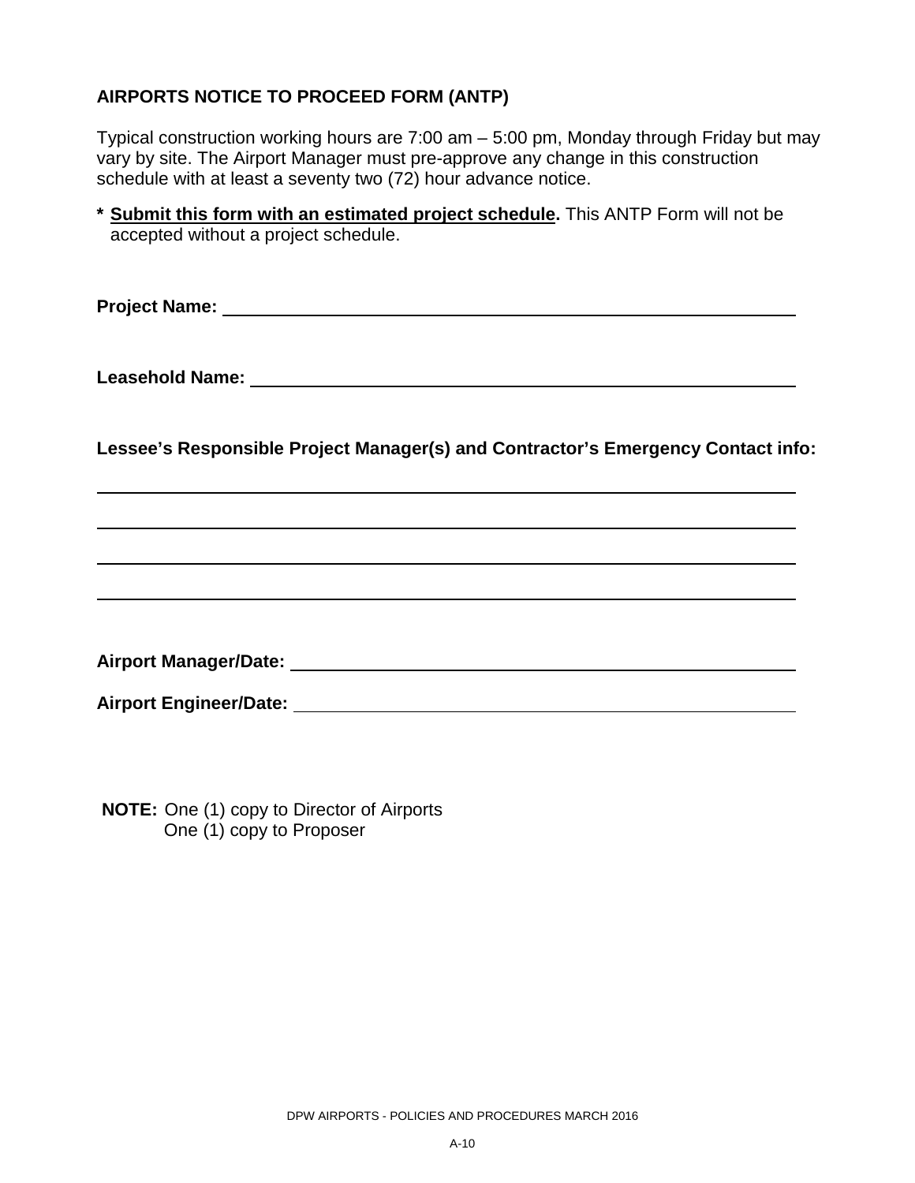## AIRPORTS NOTICE TO PROCEED FORM (ANTP)

Typical construction working hours are 7:00 am – 5:00 pm, Monday through Friday but may vary by site. The Airport Manager must pre-approve any change in this construction schedule with at least a seventy two (72) hour advance notice.

**\* <u>Submit this form with an estimated project schedule</u>.** This ANTP Form will not be accepted without a project schedule.

**Project Name:** ______________________________________________

**Leasehold Name:** ______________________________________________

**Lessee's Responsible Project Manager(s) and Contractor's Emergency Contact info:**

______________________________________________

______________________________________________

______________________________________________

______________________________________________

**Airport Manager/Date:** ______________________________________________

**Airport Engineer/Date:** ______________________________________________

**NOTE:** One (1) copy to Director of Airports
One (1) copy to Proposer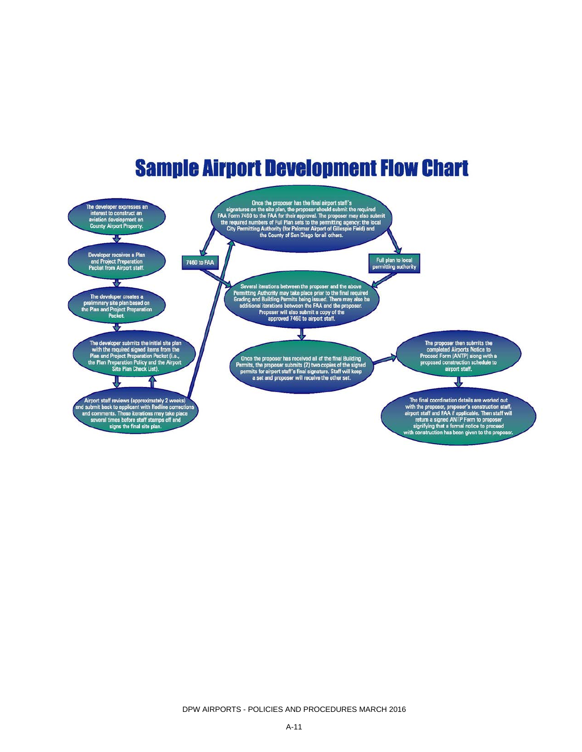# Sample Airport Development Flow Chart

The developer expresses an interest to construct an aviation development on County Airport Property.

Developer receives a Plan and Project Preparation Packet from Airport staff.

The developer creates a preliminary site plan based on the Plan and Project Preparation Packet.

The developer submits the initial site plan with the required signed items from the Plan and Project Preparation Packet (i.e., the Plan Preparation Policy and the Airport Site Plan Check List).

Airport staff reviews (approximately 2 weeks) and submit back to applicant with Redline corrections and comments. These iterations may take place several times before staff stamps off and signs the final site plan.

Once the proposer has the final airport staff's signatures on the site plan, the proposer should submit the required FAA Form 7460 to the FAA for their approval. The proposer may also submit the required numbers of Full Plan sets to the permitting agency: the local City Permitting Authority (for Palomar Airport of Gillespie Field) and the County of San Diego for all others.

7460 to FAA

Full plan to local permitting authority

Several iterations between the proposer and the above Permitting Authority may take place prior to the final required Grading and Building Permits being issued. There may also be additional iterations between the FAA and the proposer. Proposer will also submit a copy of the approved 7460 to airport staff.

Once the proposer has received all of the final Building Permits, the proposer submits (2) two copies of the signed permits for airport staff's final signature. Staff will keep a set and proposer will receive the other set.

The proposer then submits the completed Airports Notice to Proceed Form (ANTP) along with a proposed construction schedule to airport staff.

The final coordination details are worked out with the proposer, proposer's construction staff, airport staff and FAA if applicable. Then staff will return a signed ANTP Form to proposer signifying that a formal notice to proceed with construction has been given to the proposer.

DPW AIRPORTS - POLICIES AND PROCEDURES MARCH 2016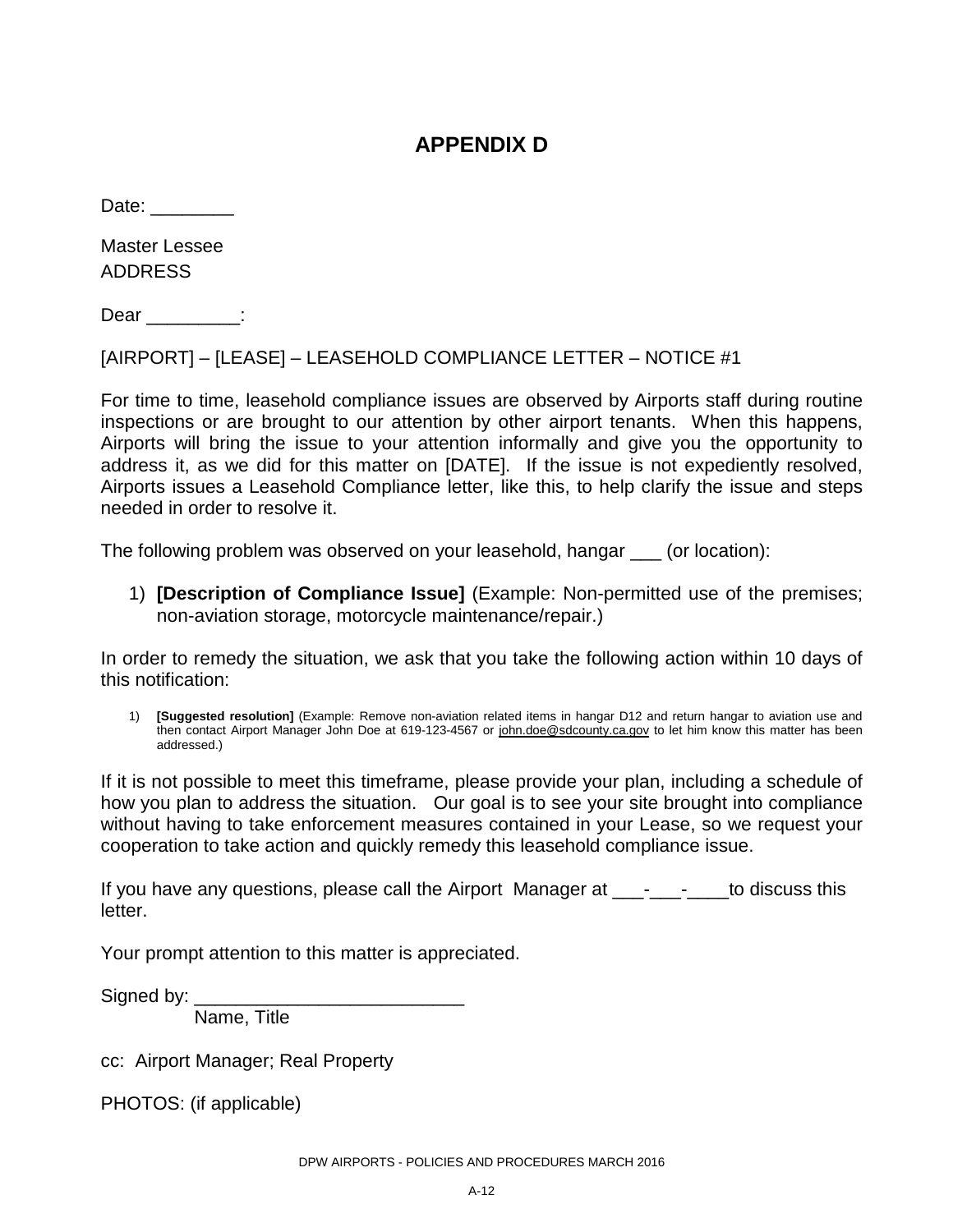# APPENDIX D

Date: ________

Master Lessee
ADDRESS

Dear _________:

[AIRPORT] – [LEASE] – LEASEHOLD COMPLIANCE LETTER – NOTICE #1

For time to time, leasehold compliance issues are observed by Airports staff during routine inspections or are brought to our attention by other airport tenants. When this happens, Airports will bring the issue to your attention informally and give you the opportunity to address it, as we did for this matter on [DATE]. If the issue is not expediently resolved, Airports issues a Leasehold Compliance letter, like this, to help clarify the issue and steps needed in order to resolve it.

The following problem was observed on your leasehold, hangar ___ (or location):

1) **[Description of Compliance Issue]** (Example: Non-permitted use of the premises; non-aviation storage, motorcycle maintenance/repair.)

In order to remedy the situation, we ask that you take the following action within 10 days of this notification:

1) **[Suggested resolution]** (Example: Remove non-aviation related items in hangar D12 and return hangar to aviation use and then contact Airport Manager John Doe at 619-123-4567 or john.doe@sdcounty.ca.gov to let him know this matter has been addressed.)

If it is not possible to meet this timeframe, please provide your plan, including a schedule of how you plan to address the situation. Our goal is to see your site brought into compliance without having to take enforcement measures contained in your Lease, so we request your cooperation to take action and quickly remedy this leasehold compliance issue.

If you have any questions, please call the Airport Manager at ___-___-____to discuss this letter.

Your prompt attention to this matter is appreciated.

Signed by: __________________________
Name, Title

cc: Airport Manager; Real Property

PHOTOS: (if applicable)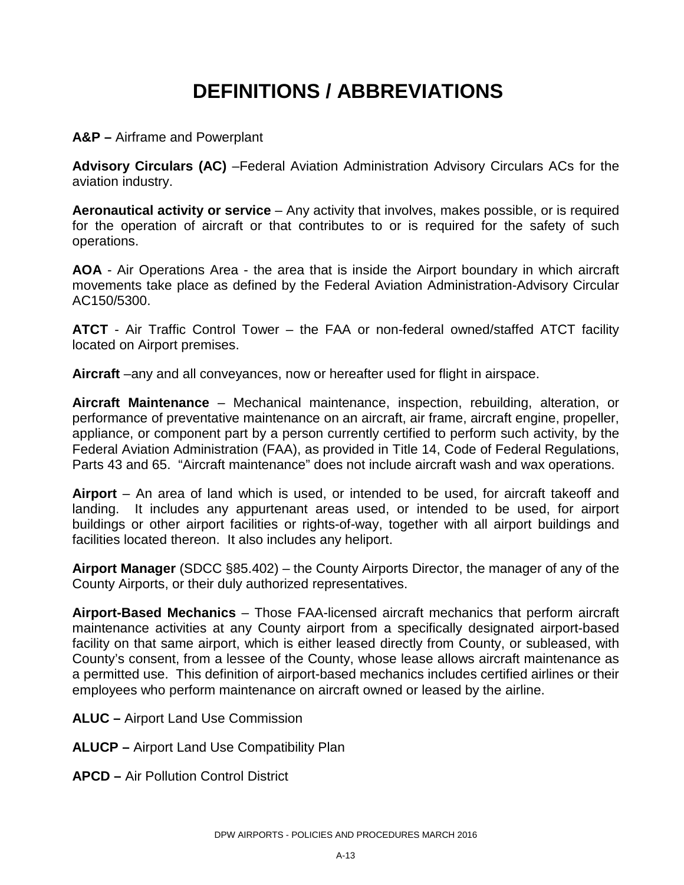# DEFINITIONS / ABBREVIATIONS

**A&P –** Airframe and Powerplant

**Advisory Circulars (AC)** –Federal Aviation Administration Advisory Circulars ACs for the aviation industry.

**Aeronautical activity or service** – Any activity that involves, makes possible, or is required for the operation of aircraft or that contributes to or is required for the safety of such operations.

**AOA** - Air Operations Area - the area that is inside the Airport boundary in which aircraft movements take place as defined by the Federal Aviation Administration-Advisory Circular AC150/5300.

**ATCT** - Air Traffic Control Tower – the FAA or non-federal owned/staffed ATCT facility located on Airport premises.

**Aircraft** –any and all conveyances, now or hereafter used for flight in airspace.

**Aircraft Maintenance** – Mechanical maintenance, inspection, rebuilding, alteration, or performance of preventative maintenance on an aircraft, air frame, aircraft engine, propeller, appliance, or component part by a person currently certified to perform such activity, by the Federal Aviation Administration (FAA), as provided in Title 14, Code of Federal Regulations, Parts 43 and 65. "Aircraft maintenance" does not include aircraft wash and wax operations.

**Airport** – An area of land which is used, or intended to be used, for aircraft takeoff and landing. It includes any appurtenant areas used, or intended to be used, for airport buildings or other airport facilities or rights-of-way, together with all airport buildings and facilities located thereon. It also includes any heliport.

**Airport Manager** (SDCC §85.402) – the County Airports Director, the manager of any of the County Airports, or their duly authorized representatives.

**Airport-Based Mechanics** – Those FAA-licensed aircraft mechanics that perform aircraft maintenance activities at any County airport from a specifically designated airport-based facility on that same airport, which is either leased directly from County, or subleased, with County's consent, from a lessee of the County, whose lease allows aircraft maintenance as a permitted use. This definition of airport-based mechanics includes certified airlines or their employees who perform maintenance on aircraft owned or leased by the airline.

**ALUC –** Airport Land Use Commission

**ALUCP –** Airport Land Use Compatibility Plan

**APCD –** Air Pollution Control District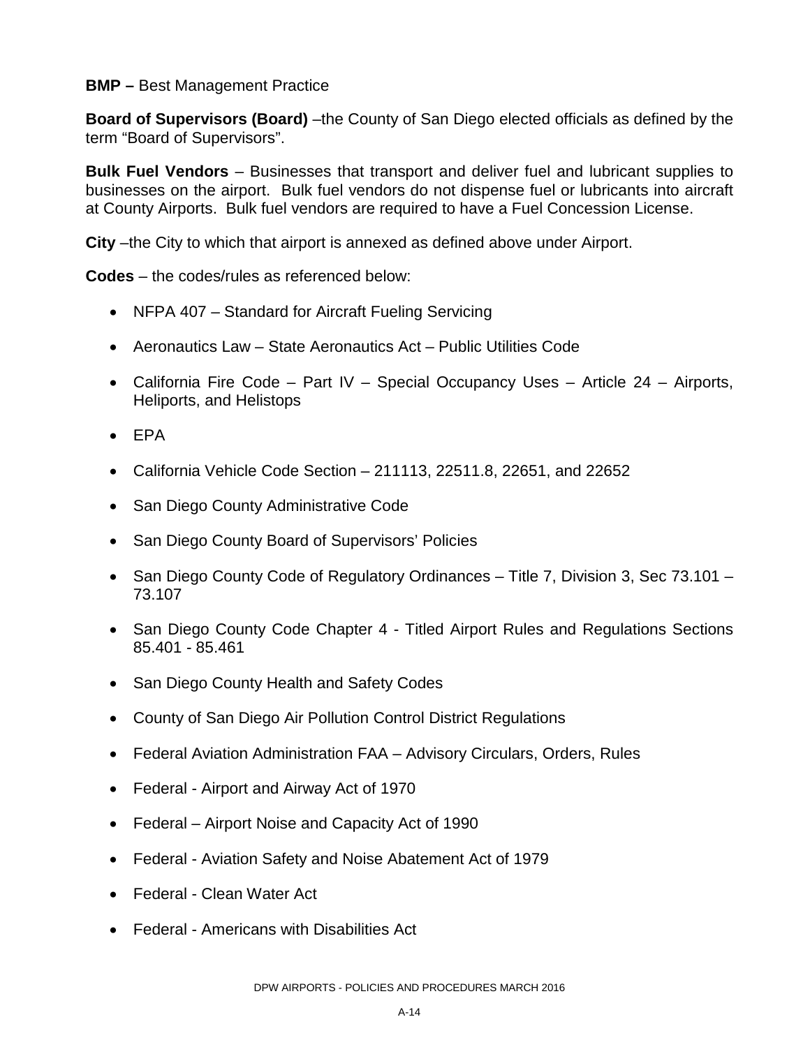**BMP –** Best Management Practice

**Board of Supervisors (Board)** –the County of San Diego elected officials as defined by the term "Board of Supervisors".

**Bulk Fuel Vendors** – Businesses that transport and deliver fuel and lubricant supplies to businesses on the airport. Bulk fuel vendors do not dispense fuel or lubricants into aircraft at County Airports. Bulk fuel vendors are required to have a Fuel Concession License.

**City** –the City to which that airport is annexed as defined above under Airport.

**Codes** – the codes/rules as referenced below:

- NFPA 407 – Standard for Aircraft Fueling Servicing
- Aeronautics Law – State Aeronautics Act – Public Utilities Code
- California Fire Code – Part IV – Special Occupancy Uses – Article 24 – Airports, Heliports, and Helistops
- EPA
- California Vehicle Code Section – 211113, 22511.8, 22651, and 22652
- San Diego County Administrative Code
- San Diego County Board of Supervisors' Policies
- San Diego County Code of Regulatory Ordinances – Title 7, Division 3, Sec 73.101 – 73.107
- San Diego County Code Chapter 4 - Titled Airport Rules and Regulations Sections 85.401 - 85.461
- San Diego County Health and Safety Codes
- County of San Diego Air Pollution Control District Regulations
- Federal Aviation Administration FAA – Advisory Circulars, Orders, Rules
- Federal - Airport and Airway Act of 1970
- Federal – Airport Noise and Capacity Act of 1990
- Federal - Aviation Safety and Noise Abatement Act of 1979
- Federal - Clean Water Act
- Federal - Americans with Disabilities Act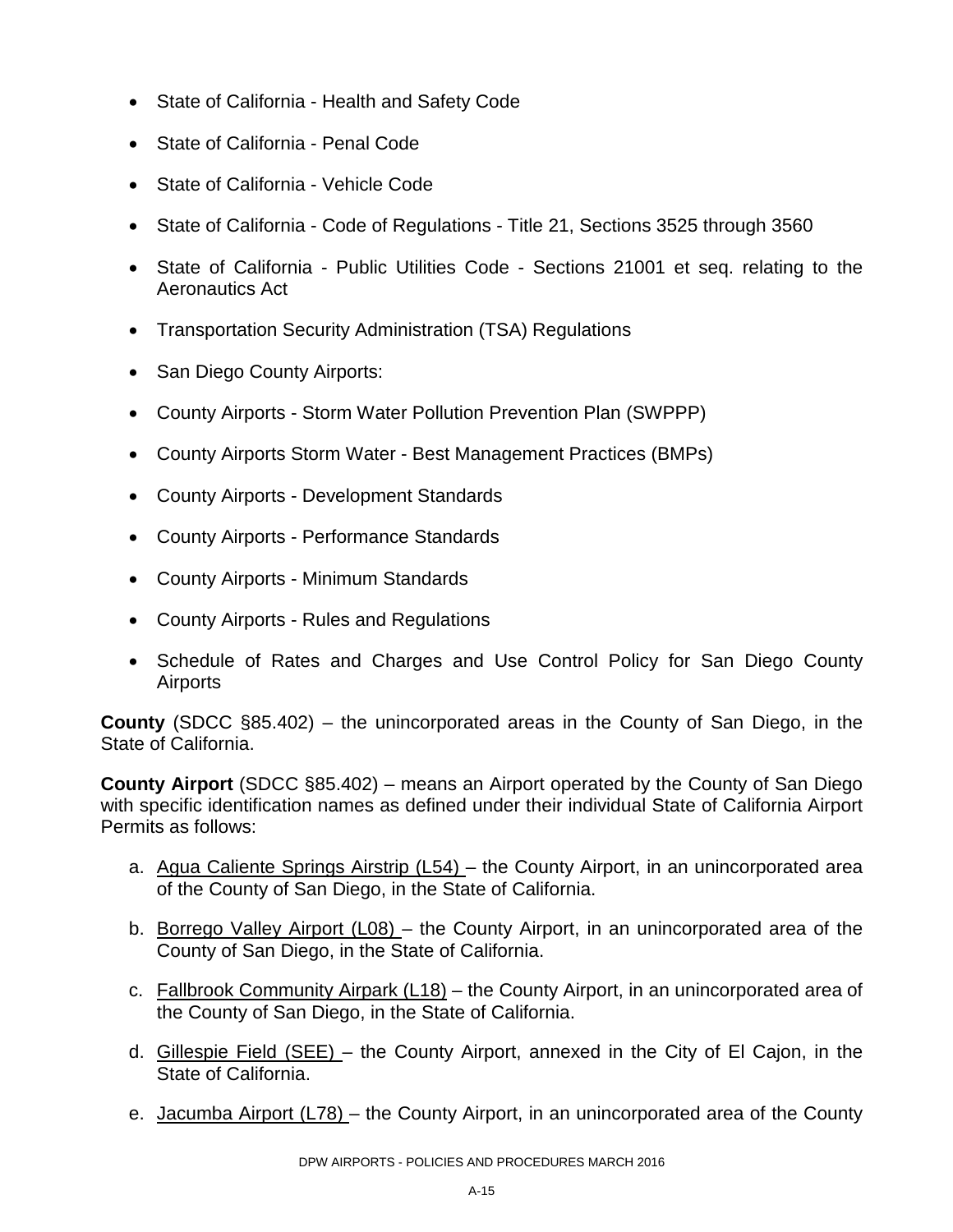- State of California - Health and Safety Code
- State of California - Penal Code
- State of California - Vehicle Code
- State of California - Code of Regulations - Title 21, Sections 3525 through 3560
- State of California - Public Utilities Code - Sections 21001 et seq. relating to the Aeronautics Act
- Transportation Security Administration (TSA) Regulations
- San Diego County Airports:
- County Airports - Storm Water Pollution Prevention Plan (SWPPP)
- County Airports Storm Water - Best Management Practices (BMPs)
- County Airports - Development Standards
- County Airports - Performance Standards
- County Airports - Minimum Standards
- County Airports - Rules and Regulations
- Schedule of Rates and Charges and Use Control Policy for San Diego County Airports

**County** (SDCC §85.402) – the unincorporated areas in the County of San Diego, in the State of California.

**County Airport** (SDCC §85.402) – means an Airport operated by the County of San Diego with specific identification names as defined under their individual State of California Airport Permits as follows:

a. Agua Caliente Springs Airstrip (L54) – the County Airport, in an unincorporated area of the County of San Diego, in the State of California.

b. Borrego Valley Airport (L08) – the County Airport, in an unincorporated area of the County of San Diego, in the State of California.

c. Fallbrook Community Airpark (L18) – the County Airport, in an unincorporated area of the County of San Diego, in the State of California.

d. Gillespie Field (SEE) – the County Airport, annexed in the City of El Cajon, in the State of California.

e. Jacumba Airport (L78) – the County Airport, in an unincorporated area of the County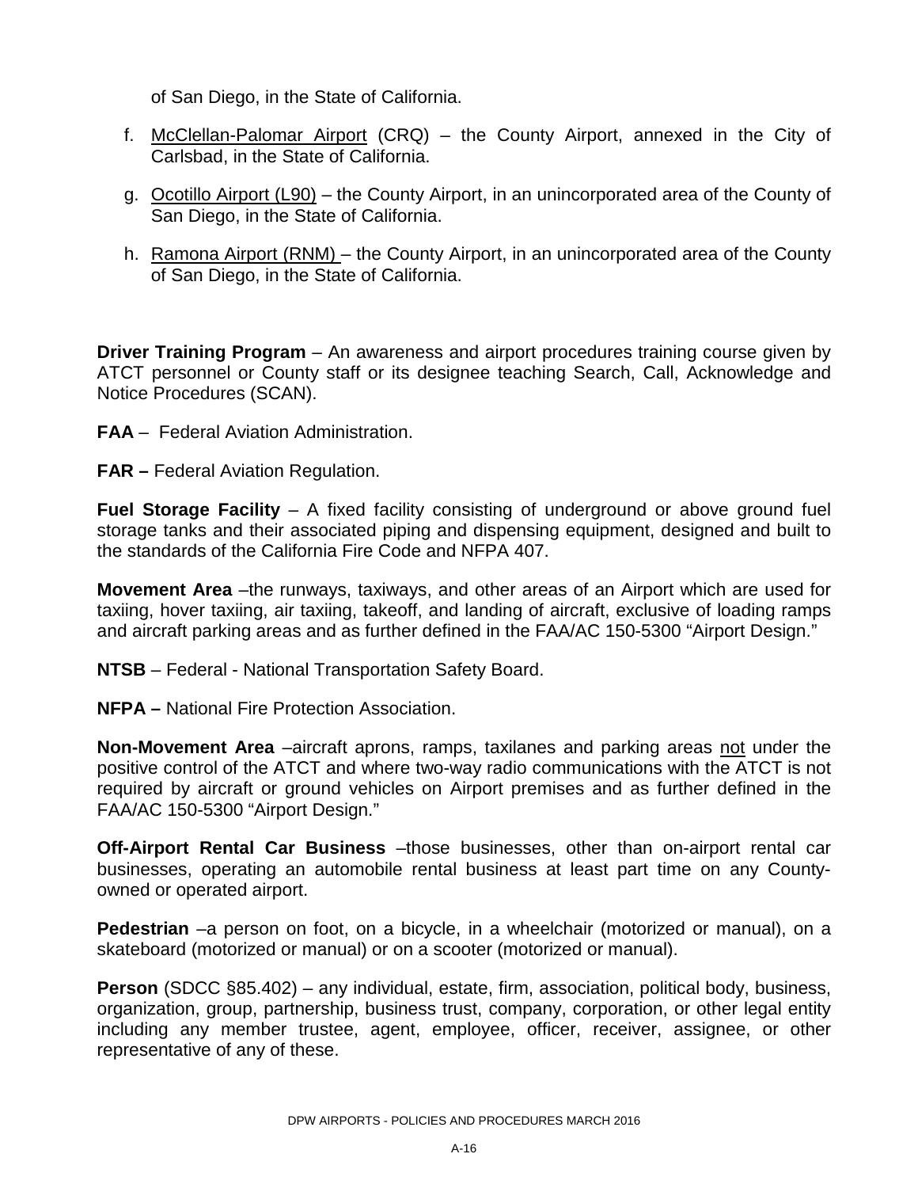of San Diego, in the State of California.

f. McClellan-Palomar Airport (CRQ) – the County Airport, annexed in the City of Carlsbad, in the State of California.

g. Ocotillo Airport (L90) – the County Airport, in an unincorporated area of the County of San Diego, in the State of California.

h. Ramona Airport (RNM) – the County Airport, in an unincorporated area of the County of San Diego, in the State of California.

**Driver Training Program** – An awareness and airport procedures training course given by ATCT personnel or County staff or its designee teaching Search, Call, Acknowledge and Notice Procedures (SCAN).

**FAA** – Federal Aviation Administration.

**FAR –** Federal Aviation Regulation.

**Fuel Storage Facility** – A fixed facility consisting of underground or above ground fuel storage tanks and their associated piping and dispensing equipment, designed and built to the standards of the California Fire Code and NFPA 407.

**Movement Area** –the runways, taxiways, and other areas of an Airport which are used for taxiing, hover taxiing, air taxiing, takeoff, and landing of aircraft, exclusive of loading ramps and aircraft parking areas and as further defined in the FAA/AC 150-5300 "Airport Design."

**NTSB** – Federal - National Transportation Safety Board.

**NFPA –** National Fire Protection Association.

**Non-Movement Area** –aircraft aprons, ramps, taxilanes and parking areas not under the positive control of the ATCT and where two-way radio communications with the ATCT is not required by aircraft or ground vehicles on Airport premises and as further defined in the FAA/AC 150-5300 "Airport Design."

**Off-Airport Rental Car Business** –those businesses, other than on-airport rental car businesses, operating an automobile rental business at least part time on any County-owned or operated airport.

**Pedestrian** –a person on foot, on a bicycle, in a wheelchair (motorized or manual), on a skateboard (motorized or manual) or on a scooter (motorized or manual).

**Person** (SDCC §85.402) – any individual, estate, firm, association, political body, business, organization, group, partnership, business trust, company, corporation, or other legal entity including any member trustee, agent, employee, officer, receiver, assignee, or other representative of any of these.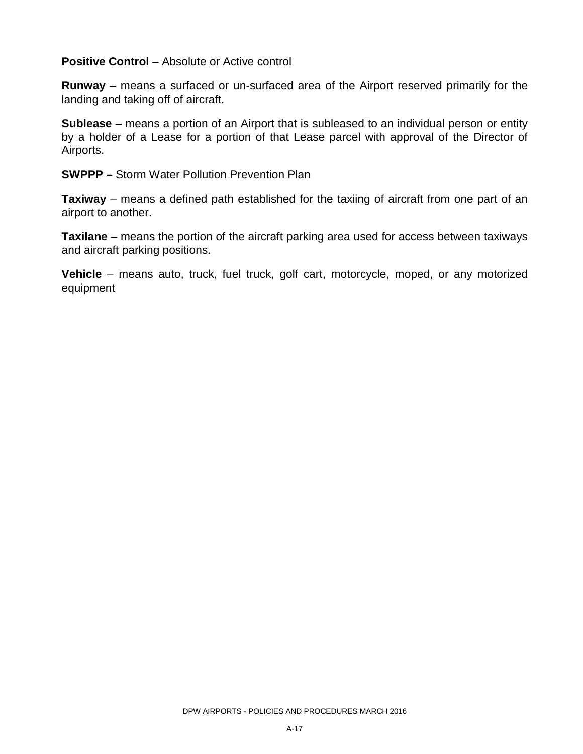**Positive Control** – Absolute or Active control

**Runway** – means a surfaced or un-surfaced area of the Airport reserved primarily for the landing and taking off of aircraft.

**Sublease** – means a portion of an Airport that is subleased to an individual person or entity by a holder of a Lease for a portion of that Lease parcel with approval of the Director of Airports.

**SWPPP –** Storm Water Pollution Prevention Plan

**Taxiway** – means a defined path established for the taxiing of aircraft from one part of an airport to another.

**Taxilane** – means the portion of the aircraft parking area used for access between taxiways and aircraft parking positions.

**Vehicle** – means auto, truck, fuel truck, golf cart, motorcycle, moped, or any motorized equipment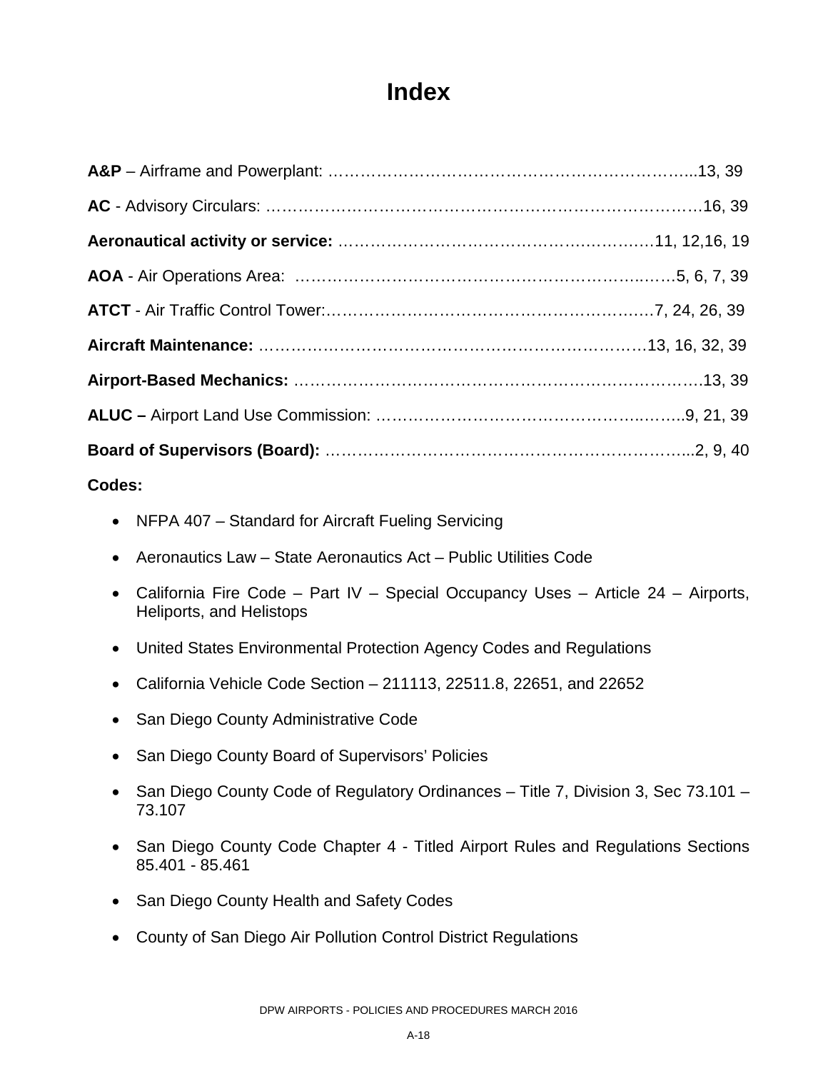# Index

**A&P** – Airframe and Powerplant: ……………………………………………………………..13, 39

**AC** - Advisory Circulars: ……………………………………………………………………16, 39

**Aeronautical activity or service:** ……………………………………………………11, 12,16, 19

**AOA** - Air Operations Area: ……………………………………………………………5, 6, 7, 39

**ATCT** - Air Traffic Control Tower:……………………………………………………7, 24, 26, 39

**Aircraft Maintenance:** ……………………………………………………………13, 16, 32, 39

**Airport-Based Mechanics:** ………………………………………………………………….13, 39

**ALUC –** Airport Land Use Commission: ……………………………………………..9, 21, 39

**Board of Supervisors (Board):** …………………………………………………………...2, 9, 40

**Codes:**

- NFPA 407 – Standard for Aircraft Fueling Servicing
- Aeronautics Law – State Aeronautics Act – Public Utilities Code
- California Fire Code – Part IV – Special Occupancy Uses – Article 24 – Airports, Heliports, and Helistops
- United States Environmental Protection Agency Codes and Regulations
- California Vehicle Code Section – 211113, 22511.8, 22651, and 22652
- San Diego County Administrative Code
- San Diego County Board of Supervisors' Policies
- San Diego County Code of Regulatory Ordinances – Title 7, Division 3, Sec 73.101 – 73.107
- San Diego County Code Chapter 4 - Titled Airport Rules and Regulations Sections 85.401 - 85.461
- San Diego County Health and Safety Codes
- County of San Diego Air Pollution Control District Regulations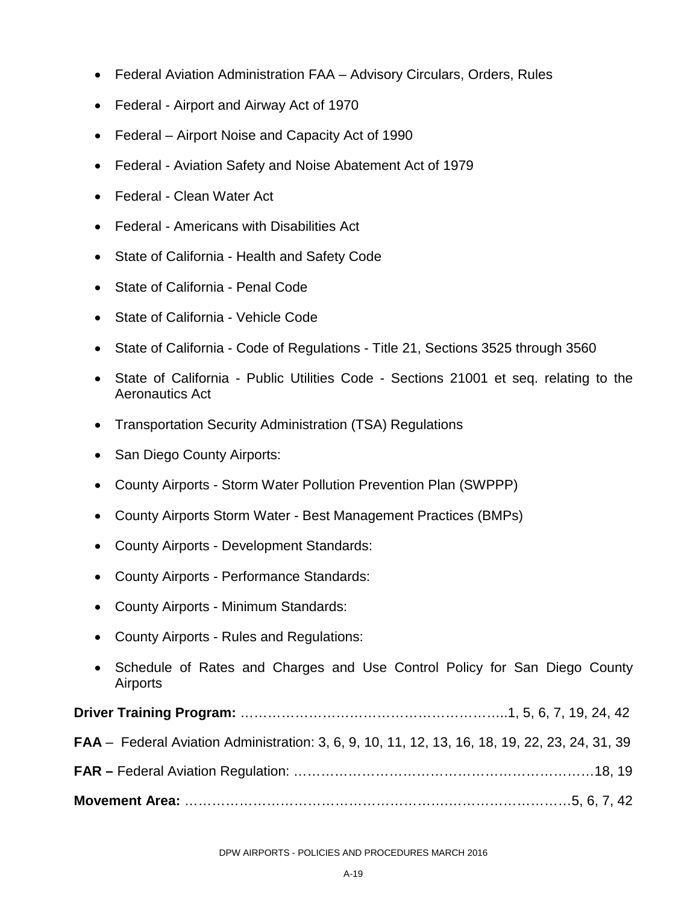- Federal Aviation Administration FAA – Advisory Circulars, Orders, Rules
- Federal - Airport and Airway Act of 1970
- Federal – Airport Noise and Capacity Act of 1990
- Federal - Aviation Safety and Noise Abatement Act of 1979
- Federal - Clean Water Act
- Federal - Americans with Disabilities Act
- State of California - Health and Safety Code
- State of California - Penal Code
- State of California - Vehicle Code
- State of California - Code of Regulations - Title 21, Sections 3525 through 3560
- State of California - Public Utilities Code - Sections 21001 et seq. relating to the Aeronautics Act
- Transportation Security Administration (TSA) Regulations
- San Diego County Airports:
- County Airports - Storm Water Pollution Prevention Plan (SWPPP)
- County Airports Storm Water - Best Management Practices (BMPs)
- County Airports - Development Standards:
- County Airports - Performance Standards:
- County Airports - Minimum Standards:
- County Airports - Rules and Regulations:
- Schedule of Rates and Charges and Use Control Policy for San Diego County Airports

**Driver Training Program:** …………………………………………………....1, 5, 6, 7, 19, 24, 42

**FAA** – Federal Aviation Administration: 3, 6, 9, 10, 11, 12, 13, 16, 18, 19, 22, 23, 24, 31, 39

**FAR –** Federal Aviation Regulation: ………………………………………………………18, 19

**Movement Area:** ……………………………………………………………………….5, 6, 7, 42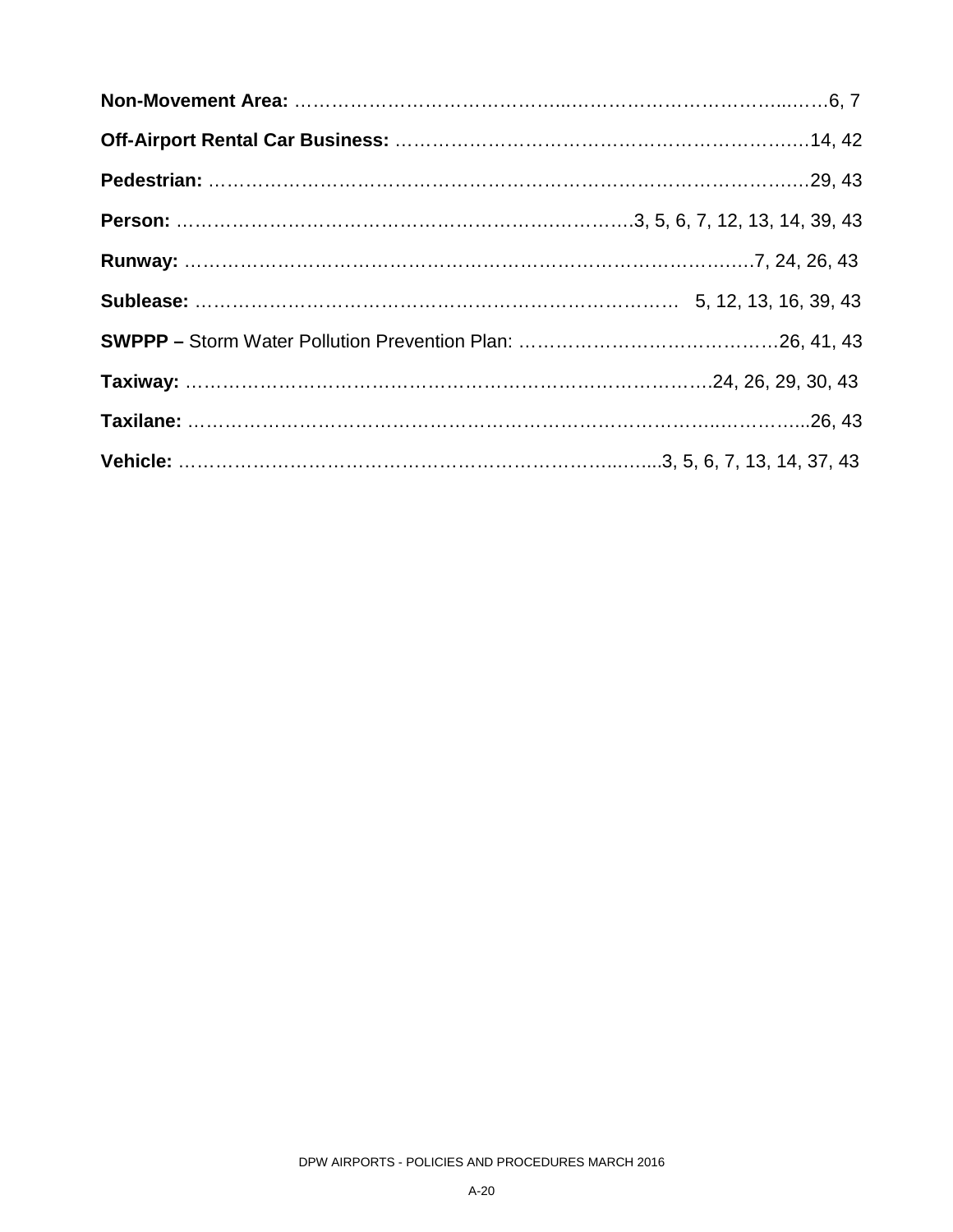**Non-Movement Area:** ……………………………………...……………………………...……6, 7

**Off-Airport Rental Car Business:** ………………………………………………………………14, 42

**Pedestrian:** ………………………………………………………………………………………29, 43

**Person:** ……………………………………………………………………3, 5, 6, 7, 12, 13, 14, 39, 43

**Runway:** …………………………………………………………………………………7, 24, 26, 43

**Sublease:** ………………………………………………………………………… 5, 12, 13, 16, 39, 43

**SWPPP –** Storm Water Pollution Prevention Plan: ……………………………………26, 41, 43

**Taxiway:** ………………………………………………………………………….24, 26, 29, 30, 43

**Taxilane:** ……………………………………………………………………………………...26, 43

**Vehicle:** ……………………………………………………………………....…...3, 5, 6, 7, 13, 14, 37, 43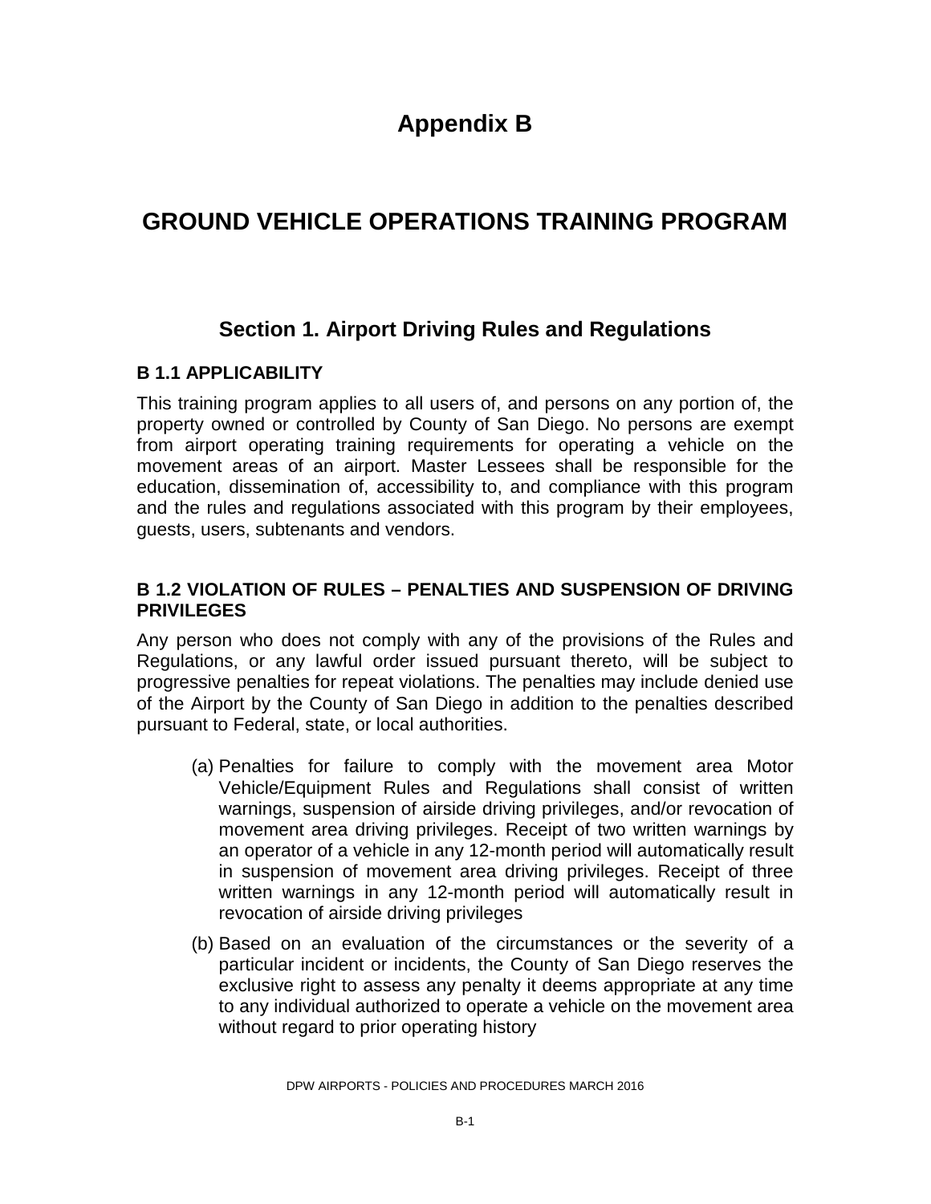# Appendix B

# GROUND VEHICLE OPERATIONS TRAINING PROGRAM

## Section 1. Airport Driving Rules and Regulations

### B 1.1 APPLICABILITY

This training program applies to all users of, and persons on any portion of, the property owned or controlled by County of San Diego. No persons are exempt from airport operating training requirements for operating a vehicle on the movement areas of an airport. Master Lessees shall be responsible for the education, dissemination of, accessibility to, and compliance with this program and the rules and regulations associated with this program by their employees, guests, users, subtenants and vendors.

### B 1.2 VIOLATION OF RULES – PENALTIES AND SUSPENSION OF DRIVING PRIVILEGES

Any person who does not comply with any of the provisions of the Rules and Regulations, or any lawful order issued pursuant thereto, will be subject to progressive penalties for repeat violations. The penalties may include denied use of the Airport by the County of San Diego in addition to the penalties described pursuant to Federal, state, or local authorities.

(a) Penalties for failure to comply with the movement area Motor Vehicle/Equipment Rules and Regulations shall consist of written warnings, suspension of airside driving privileges, and/or revocation of movement area driving privileges. Receipt of two written warnings by an operator of a vehicle in any 12-month period will automatically result in suspension of movement area driving privileges. Receipt of three written warnings in any 12-month period will automatically result in revocation of airside driving privileges

(b) Based on an evaluation of the circumstances or the severity of a particular incident or incidents, the County of San Diego reserves the exclusive right to assess any penalty it deems appropriate at any time to any individual authorized to operate a vehicle on the movement area without regard to prior operating history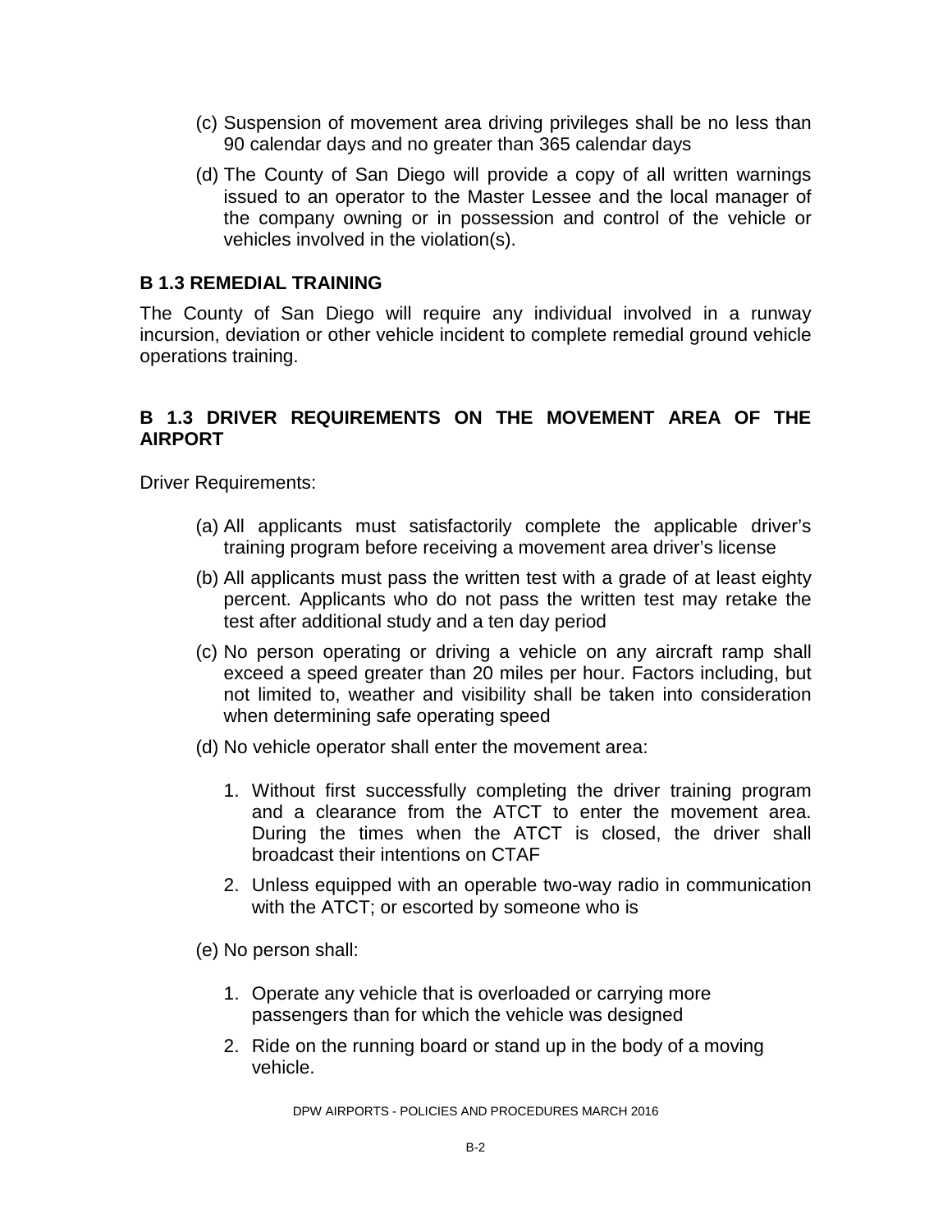(c) Suspension of movement area driving privileges shall be no less than 90 calendar days and no greater than 365 calendar days

(d) The County of San Diego will provide a copy of all written warnings issued to an operator to the Master Lessee and the local manager of the company owning or in possession and control of the vehicle or vehicles involved in the violation(s).

### B 1.3 REMEDIAL TRAINING

The County of San Diego will require any individual involved in a runway incursion, deviation or other vehicle incident to complete remedial ground vehicle operations training.

### B 1.3 DRIVER REQUIREMENTS ON THE MOVEMENT AREA OF THE AIRPORT

Driver Requirements:

(a) All applicants must satisfactorily complete the applicable driver's training program before receiving a movement area driver's license

(b) All applicants must pass the written test with a grade of at least eighty percent. Applicants who do not pass the written test may retake the test after additional study and a ten day period

(c) No person operating or driving a vehicle on any aircraft ramp shall exceed a speed greater than 20 miles per hour. Factors including, but not limited to, weather and visibility shall be taken into consideration when determining safe operating speed

(d) No vehicle operator shall enter the movement area:

1. Without first successfully completing the driver training program and a clearance from the ATCT to enter the movement area. During the times when the ATCT is closed, the driver shall broadcast their intentions on CTAF
2. Unless equipped with an operable two-way radio in communication with the ATCT; or escorted by someone who is

(e) No person shall:

1. Operate any vehicle that is overloaded or carrying more passengers than for which the vehicle was designed
2. Ride on the running board or stand up in the body of a moving vehicle.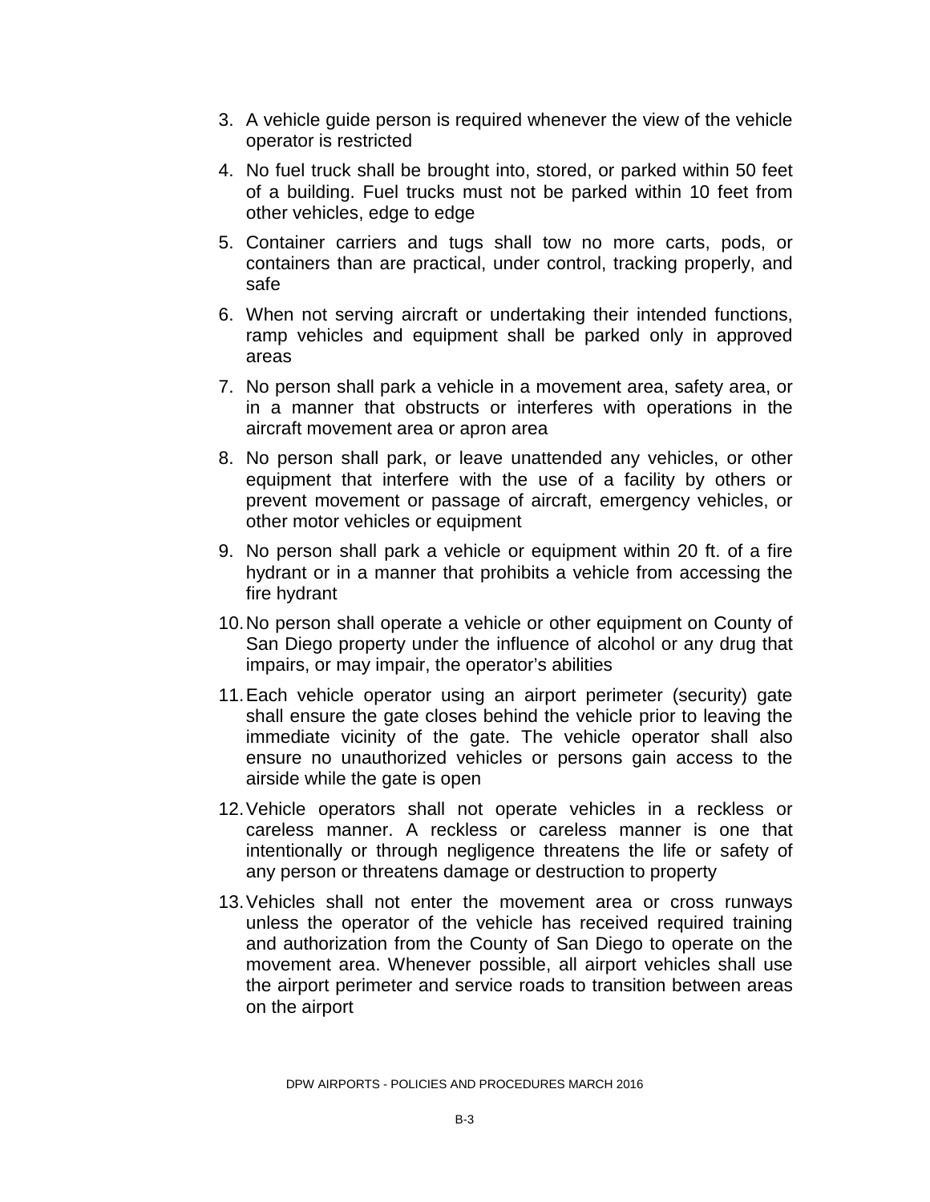3. A vehicle guide person is required whenever the view of the vehicle operator is restricted
4. No fuel truck shall be brought into, stored, or parked within 50 feet of a building. Fuel trucks must not be parked within 10 feet from other vehicles, edge to edge
5. Container carriers and tugs shall tow no more carts, pods, or containers than are practical, under control, tracking properly, and safe
6. When not serving aircraft or undertaking their intended functions, ramp vehicles and equipment shall be parked only in approved areas
7. No person shall park a vehicle in a movement area, safety area, or in a manner that obstructs or interferes with operations in the aircraft movement area or apron area
8. No person shall park, or leave unattended any vehicles, or other equipment that interfere with the use of a facility by others or prevent movement or passage of aircraft, emergency vehicles, or other motor vehicles or equipment
9. No person shall park a vehicle or equipment within 20 ft. of a fire hydrant or in a manner that prohibits a vehicle from accessing the fire hydrant
10. No person shall operate a vehicle or other equipment on County of San Diego property under the influence of alcohol or any drug that impairs, or may impair, the operator's abilities
11. Each vehicle operator using an airport perimeter (security) gate shall ensure the gate closes behind the vehicle prior to leaving the immediate vicinity of the gate. The vehicle operator shall also ensure no unauthorized vehicles or persons gain access to the airside while the gate is open
12. Vehicle operators shall not operate vehicles in a reckless or careless manner. A reckless or careless manner is one that intentionally or through negligence threatens the life or safety of any person or threatens damage or destruction to property
13. Vehicles shall not enter the movement area or cross runways unless the operator of the vehicle has received required training and authorization from the County of San Diego to operate on the movement area. Whenever possible, all airport vehicles shall use the airport perimeter and service roads to transition between areas on the airport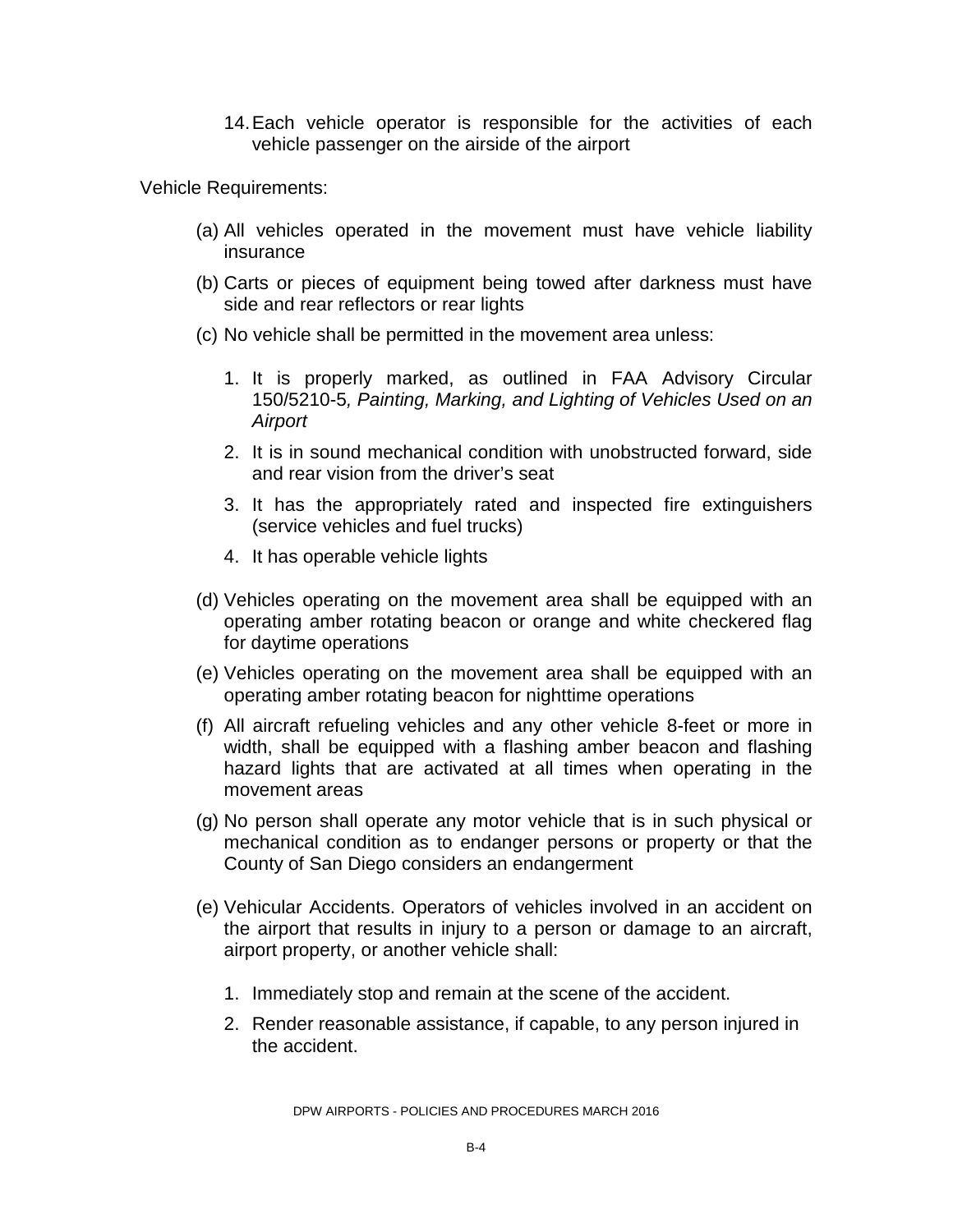14. Each vehicle operator is responsible for the activities of each vehicle passenger on the airside of the airport

Vehicle Requirements:

(a) All vehicles operated in the movement must have vehicle liability insurance

(b) Carts or pieces of equipment being towed after darkness must have side and rear reflectors or rear lights

(c) No vehicle shall be permitted in the movement area unless:

   1. It is properly marked, as outlined in FAA Advisory Circular 150/5210-5*, Painting, Marking, and Lighting of Vehicles Used on an Airport*
   2. It is in sound mechanical condition with unobstructed forward, side and rear vision from the driver's seat
   3. It has the appropriately rated and inspected fire extinguishers (service vehicles and fuel trucks)
   4. It has operable vehicle lights

(d) Vehicles operating on the movement area shall be equipped with an operating amber rotating beacon or orange and white checkered flag for daytime operations

(e) Vehicles operating on the movement area shall be equipped with an operating amber rotating beacon for nighttime operations

(f) All aircraft refueling vehicles and any other vehicle 8-feet or more in width, shall be equipped with a flashing amber beacon and flashing hazard lights that are activated at all times when operating in the movement areas

(g) No person shall operate any motor vehicle that is in such physical or mechanical condition as to endanger persons or property or that the County of San Diego considers an endangerment

(e) Vehicular Accidents. Operators of vehicles involved in an accident on the airport that results in injury to a person or damage to an aircraft, airport property, or another vehicle shall:

   1. Immediately stop and remain at the scene of the accident.
   2. Render reasonable assistance, if capable, to any person injured in the accident.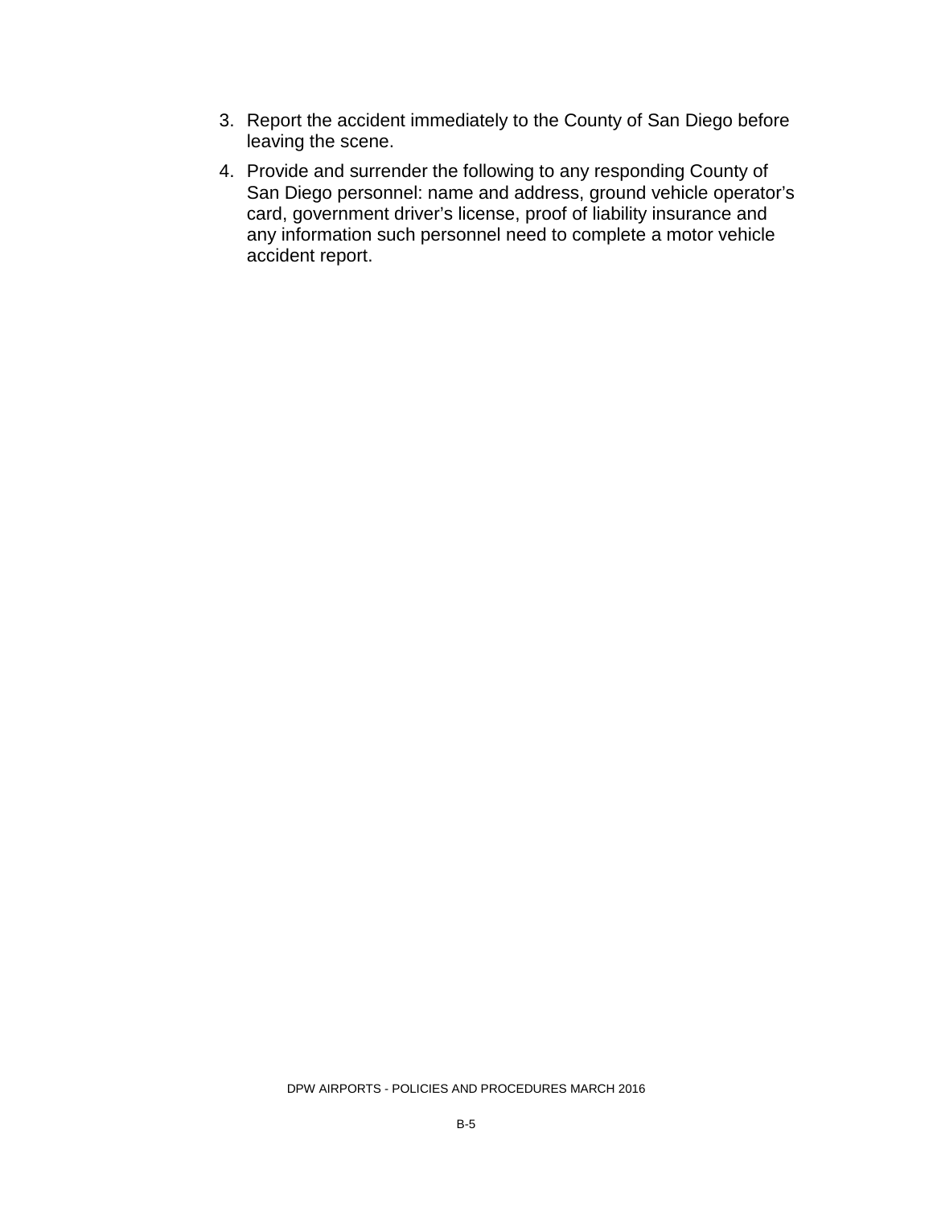3. Report the accident immediately to the County of San Diego before leaving the scene.
4. Provide and surrender the following to any responding County of San Diego personnel: name and address, ground vehicle operator's card, government driver's license, proof of liability insurance and any information such personnel need to complete a motor vehicle accident report.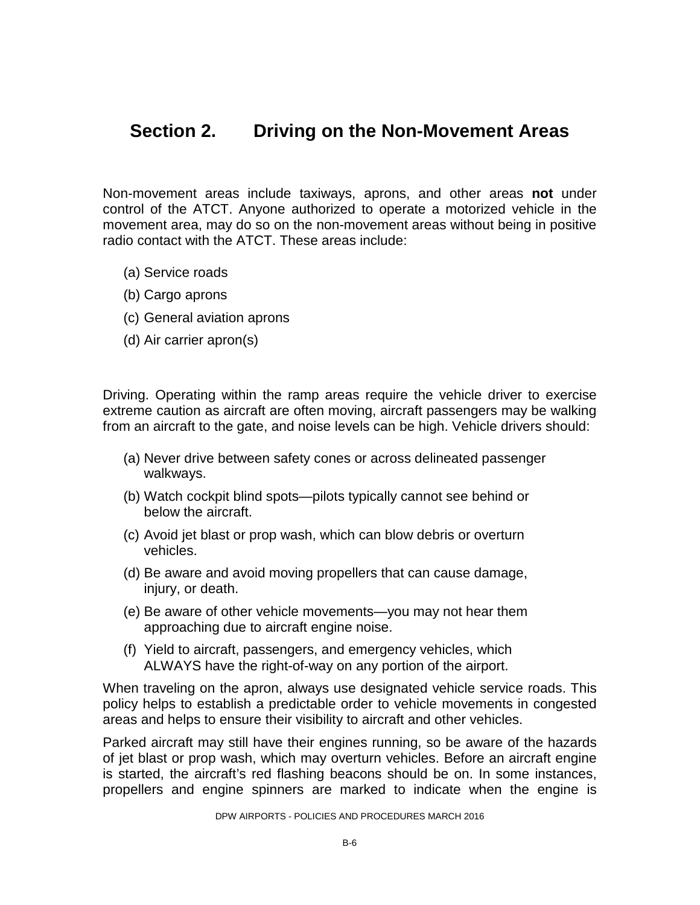## Section 2. Driving on the Non-Movement Areas

Non-movement areas include taxiways, aprons, and other areas **not** under control of the ATCT. Anyone authorized to operate a motorized vehicle in the movement area, may do so on the non-movement areas without being in positive radio contact with the ATCT. These areas include:

(a) Service roads

(b) Cargo aprons

(c) General aviation aprons

(d) Air carrier apron(s)

Driving. Operating within the ramp areas require the vehicle driver to exercise extreme caution as aircraft are often moving, aircraft passengers may be walking from an aircraft to the gate, and noise levels can be high. Vehicle drivers should:

(a) Never drive between safety cones or across delineated passenger walkways.

(b) Watch cockpit blind spots—pilots typically cannot see behind or below the aircraft.

(c) Avoid jet blast or prop wash, which can blow debris or overturn vehicles.

(d) Be aware and avoid moving propellers that can cause damage, injury, or death.

(e) Be aware of other vehicle movements—you may not hear them approaching due to aircraft engine noise.

(f) Yield to aircraft, passengers, and emergency vehicles, which ALWAYS have the right-of-way on any portion of the airport.

When traveling on the apron, always use designated vehicle service roads. This policy helps to establish a predictable order to vehicle movements in congested areas and helps to ensure their visibility to aircraft and other vehicles.

Parked aircraft may still have their engines running, so be aware of the hazards of jet blast or prop wash, which may overturn vehicles. Before an aircraft engine is started, the aircraft's red flashing beacons should be on. In some instances, propellers and engine spinners are marked to indicate when the engine is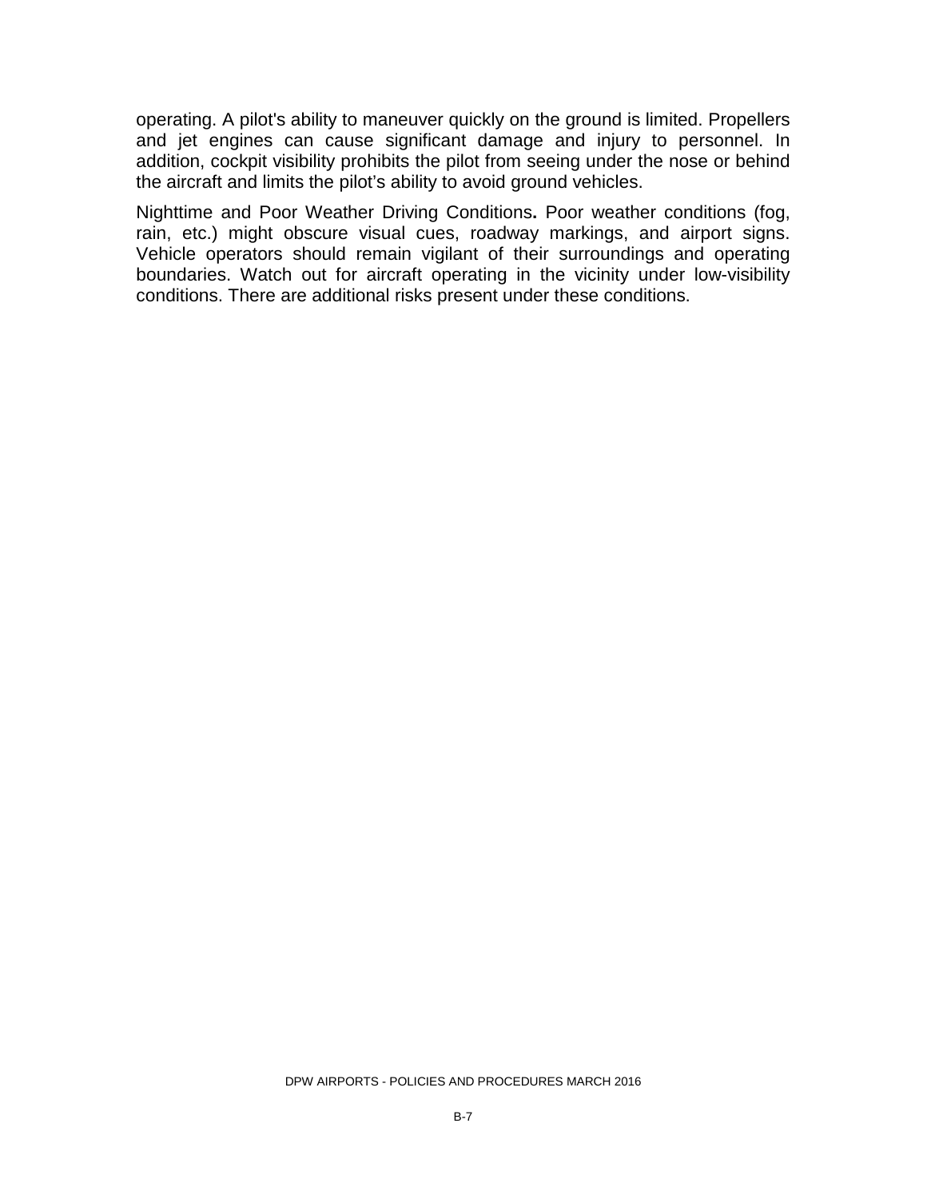operating. A pilot's ability to maneuver quickly on the ground is limited. Propellers and jet engines can cause significant damage and injury to personnel. In addition, cockpit visibility prohibits the pilot from seeing under the nose or behind the aircraft and limits the pilot's ability to avoid ground vehicles.

Nighttime and Poor Weather Driving Conditions**.** Poor weather conditions (fog, rain, etc.) might obscure visual cues, roadway markings, and airport signs. Vehicle operators should remain vigilant of their surroundings and operating boundaries. Watch out for aircraft operating in the vicinity under low-visibility conditions. There are additional risks present under these conditions.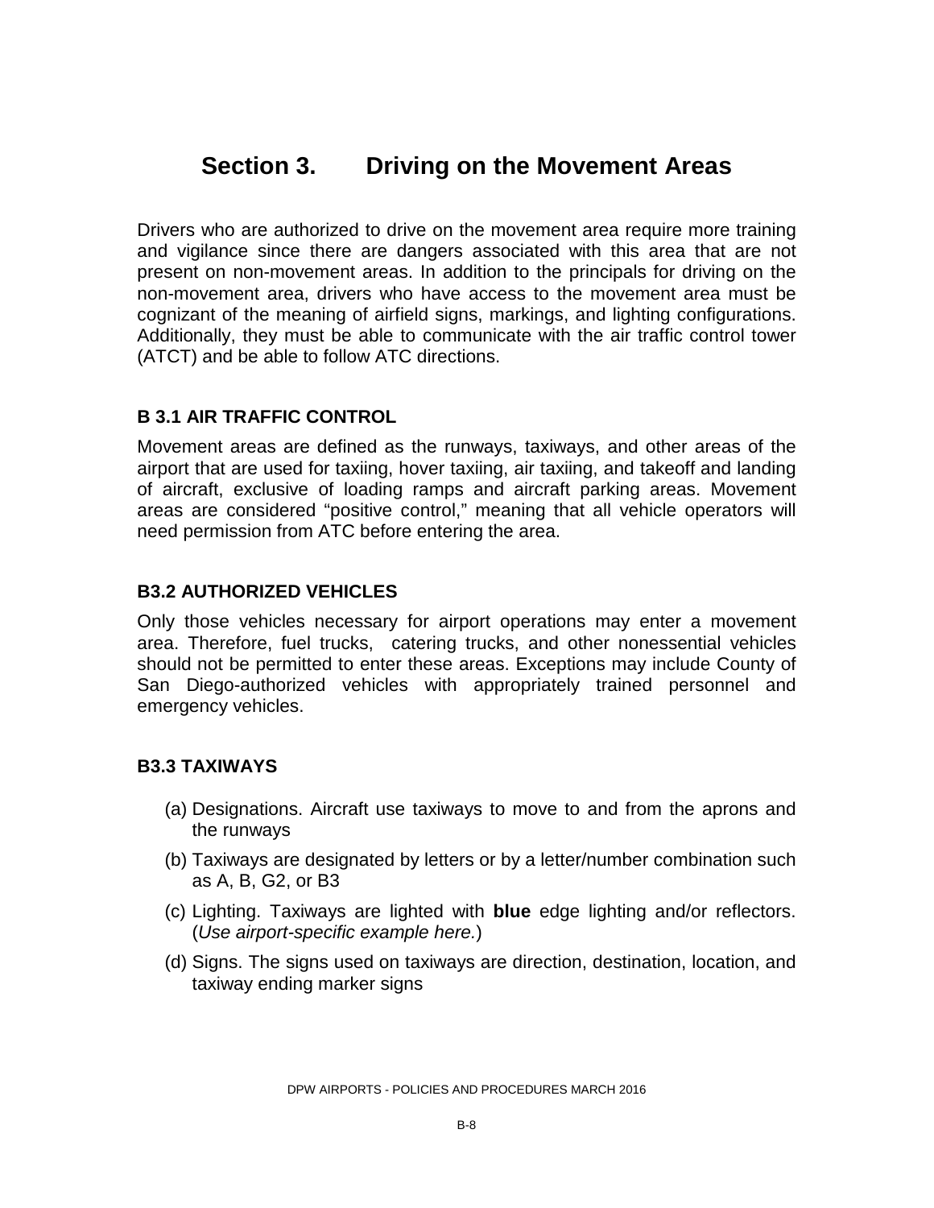# Section 3. Driving on the Movement Areas

Drivers who are authorized to drive on the movement area require more training and vigilance since there are dangers associated with this area that are not present on non-movement areas. In addition to the principals for driving on the non-movement area, drivers who have access to the movement area must be cognizant of the meaning of airfield signs, markings, and lighting configurations. Additionally, they must be able to communicate with the air traffic control tower (ATCT) and be able to follow ATC directions.

### B 3.1 AIR TRAFFIC CONTROL

Movement areas are defined as the runways, taxiways, and other areas of the airport that are used for taxiing, hover taxiing, air taxiing, and takeoff and landing of aircraft, exclusive of loading ramps and aircraft parking areas. Movement areas are considered "positive control," meaning that all vehicle operators will need permission from ATC before entering the area.

### B3.2 AUTHORIZED VEHICLES

Only those vehicles necessary for airport operations may enter a movement area. Therefore, fuel trucks, catering trucks, and other nonessential vehicles should not be permitted to enter these areas. Exceptions may include County of San Diego-authorized vehicles with appropriately trained personnel and emergency vehicles.

### B3.3 TAXIWAYS

(a) Designations. Aircraft use taxiways to move to and from the aprons and the runways

(b) Taxiways are designated by letters or by a letter/number combination such as A, B, G2, or B3

(c) Lighting. Taxiways are lighted with **blue** edge lighting and/or reflectors. (*Use airport-specific example here.*)

(d) Signs. The signs used on taxiways are direction, destination, location, and taxiway ending marker signs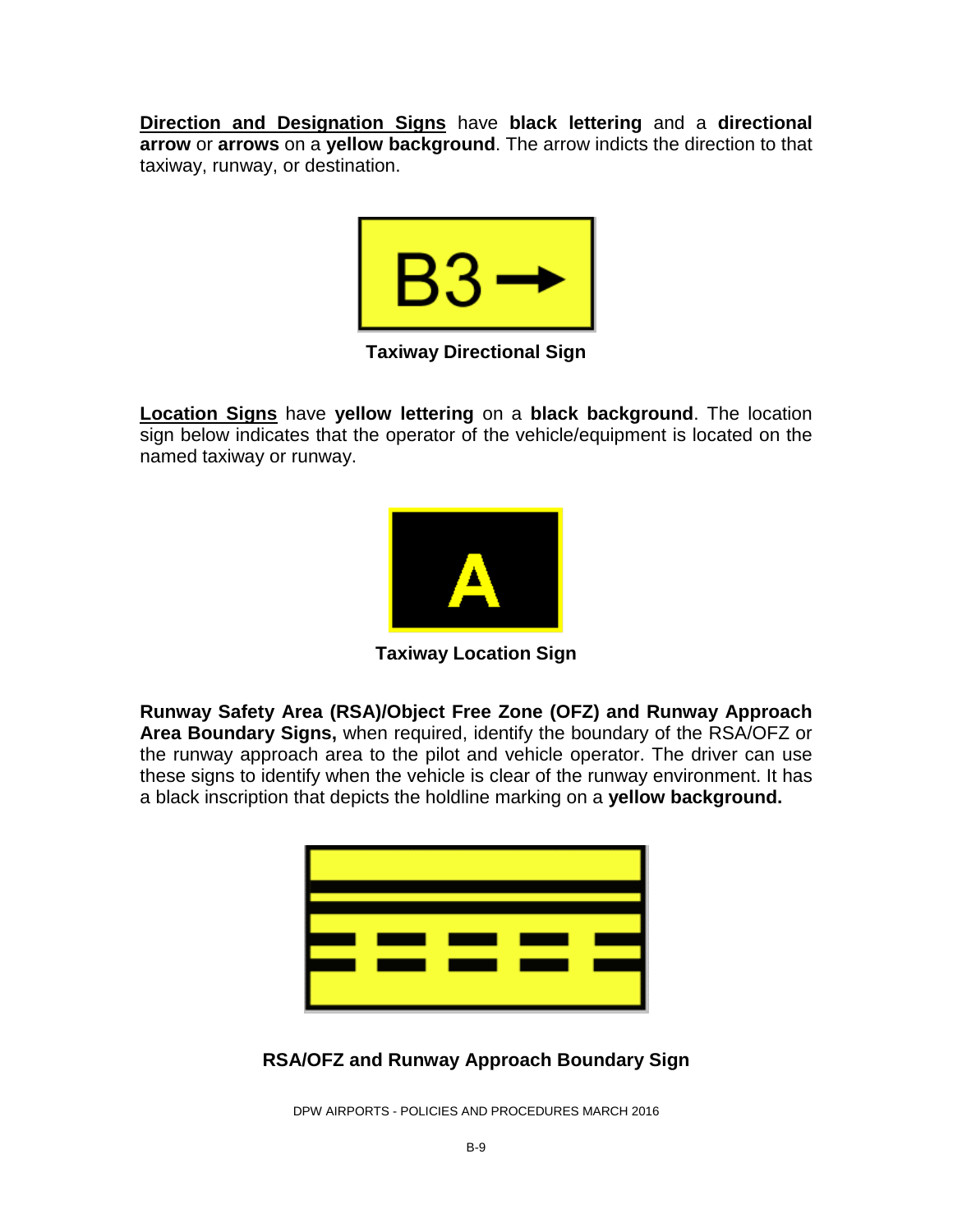**Direction and Designation Signs** have **black lettering** and a **directional arrow** or **arrows** on a **yellow background**. The arrow indicts the direction to that taxiway, runway, or destination.

**Taxiway Directional Sign**

**Location Signs** have **yellow lettering** on a **black background**. The location sign below indicates that the operator of the vehicle/equipment is located on the named taxiway or runway.

**Taxiway Location Sign**

**Runway Safety Area (RSA)/Object Free Zone (OFZ) and Runway Approach Area Boundary Signs,** when required, identify the boundary of the RSA/OFZ or the runway approach area to the pilot and vehicle operator. The driver can use these signs to identify when the vehicle is clear of the runway environment. It has a black inscription that depicts the holdline marking on a **yellow background.**

**RSA/OFZ and Runway Approach Boundary Sign**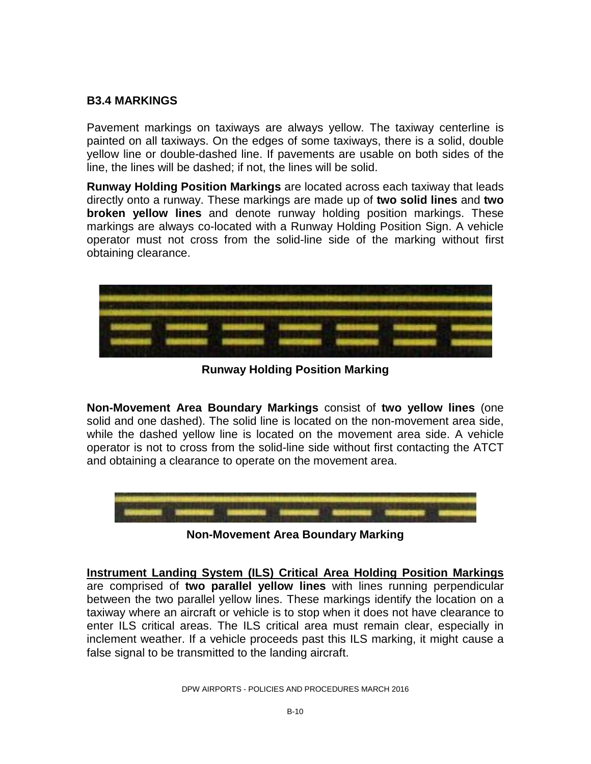### B3.4 MARKINGS

Pavement markings on taxiways are always yellow. The taxiway centerline is painted on all taxiways. On the edges of some taxiways, there is a solid, double yellow line or double-dashed line. If pavements are usable on both sides of the line, the lines will be dashed; if not, the lines will be solid.

**Runway Holding Position Markings** are located across each taxiway that leads directly onto a runway. These markings are made up of **two solid lines** and **two broken yellow lines** and denote runway holding position markings. These markings are always co-located with a Runway Holding Position Sign. A vehicle operator must not cross from the solid-line side of the marking without first obtaining clearance.

**Runway Holding Position Marking**

**Non-Movement Area Boundary Markings** consist of **two yellow lines** (one solid and one dashed). The solid line is located on the non-movement area side, while the dashed yellow line is located on the movement area side. A vehicle operator is not to cross from the solid-line side without first contacting the ATCT and obtaining a clearance to operate on the movement area.

**Non-Movement Area Boundary Marking**

**Instrument Landing System (ILS) Critical Area Holding Position Markings** are comprised of **two parallel yellow lines** with lines running perpendicular between the two parallel yellow lines. These markings identify the location on a taxiway where an aircraft or vehicle is to stop when it does not have clearance to enter ILS critical areas. The ILS critical area must remain clear, especially in inclement weather. If a vehicle proceeds past this ILS marking, it might cause a false signal to be transmitted to the landing aircraft.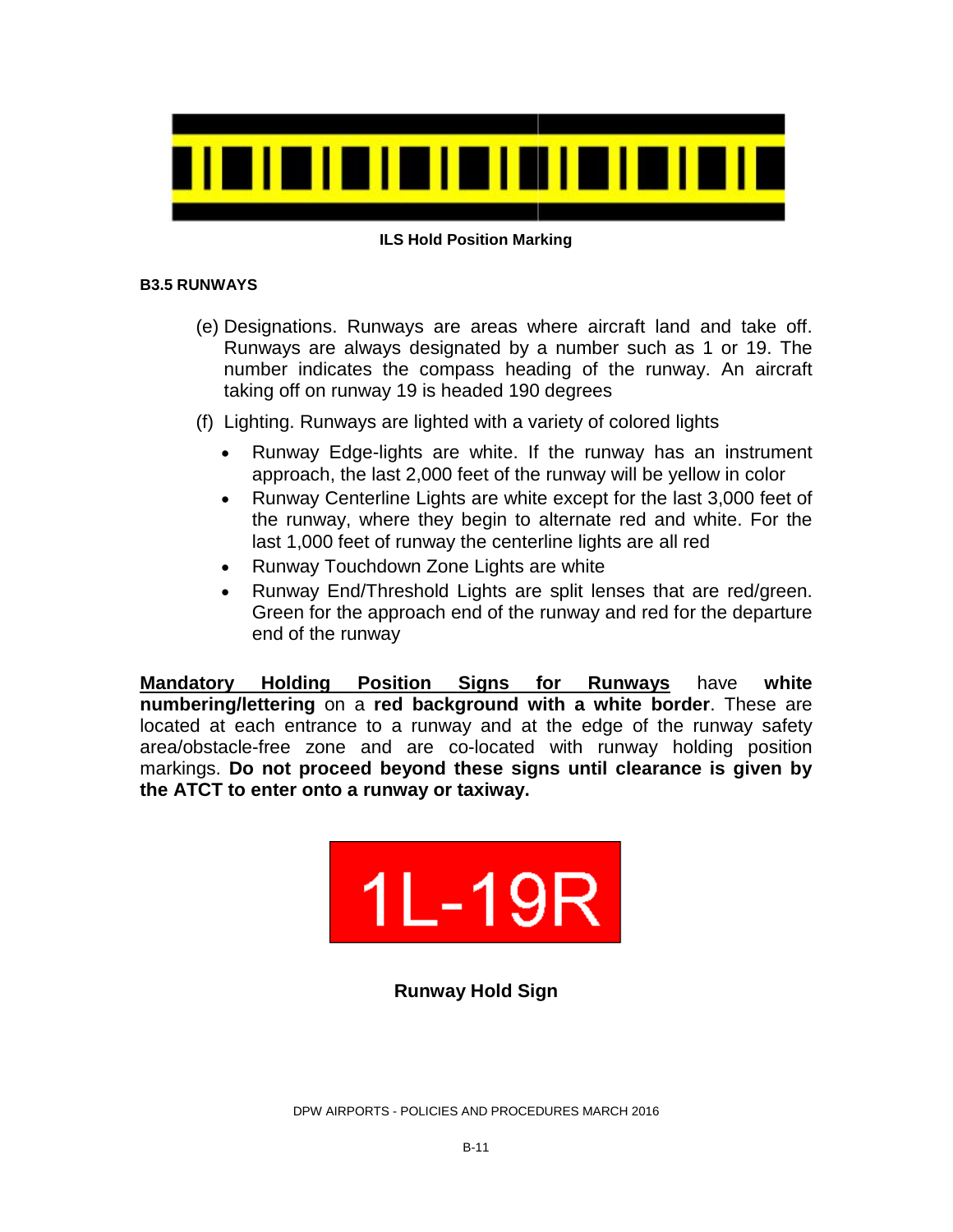ILS Hold Position Marking

### B3.5 RUNWAYS

(e) Designations. Runways are areas where aircraft land and take off. Runways are always designated by a number such as 1 or 19. The number indicates the compass heading of the runway. An aircraft taking off on runway 19 is headed 190 degrees

(f) Lighting. Runways are lighted with a variety of colored lights

- Runway Edge-lights are white. If the runway has an instrument approach, the last 2,000 feet of the runway will be yellow in color
- Runway Centerline Lights are white except for the last 3,000 feet of the runway, where they begin to alternate red and white. For the last 1,000 feet of runway the centerline lights are all red
- Runway Touchdown Zone Lights are white
- Runway End/Threshold Lights are split lenses that are red/green. Green for the approach end of the runway and red for the departure end of the runway

<u>Mandatory Holding Position Signs for Runways</u> have **white numbering/lettering** on a **red background with a white border**. These are located at each entrance to a runway and at the edge of the runway safety area/obstacle-free zone and are co-located with runway holding position markings. **Do not proceed beyond these signs until clearance is given by the ATCT to enter onto a runway or taxiway.**

1L-19R

**Runway Hold Sign**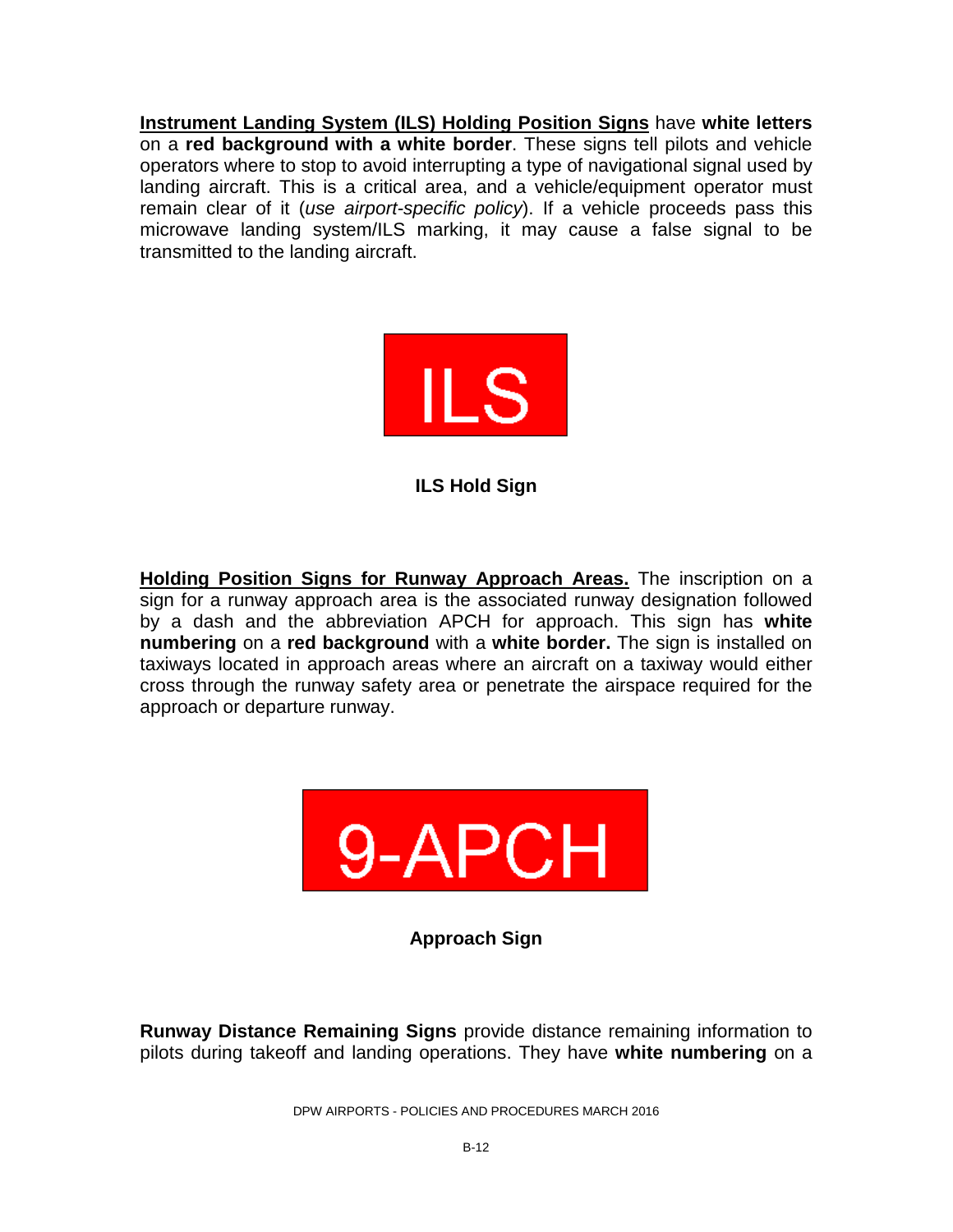**<u>Instrument Landing System (ILS) Holding Position Signs</u>** have **white letters** on a **red background with a white border**. These signs tell pilots and vehicle operators where to stop to avoid interrupting a type of navigational signal used by landing aircraft. This is a critical area, and a vehicle/equipment operator must remain clear of it (*use airport-specific policy*). If a vehicle proceeds pass this microwave landing system/ILS marking, it may cause a false signal to be transmitted to the landing aircraft.

ILS

**ILS Hold Sign**

**<u>Holding Position Signs for Runway Approach Areas.</u>** The inscription on a sign for a runway approach area is the associated runway designation followed by a dash and the abbreviation APCH for approach. This sign has **white numbering** on a **red background** with a **white border.** The sign is installed on taxiways located in approach areas where an aircraft on a taxiway would either cross through the runway safety area or penetrate the airspace required for the approach or departure runway.

9-APCH

**Approach Sign**

**Runway Distance Remaining Signs** provide distance remaining information to pilots during takeoff and landing operations. They have **white numbering** on a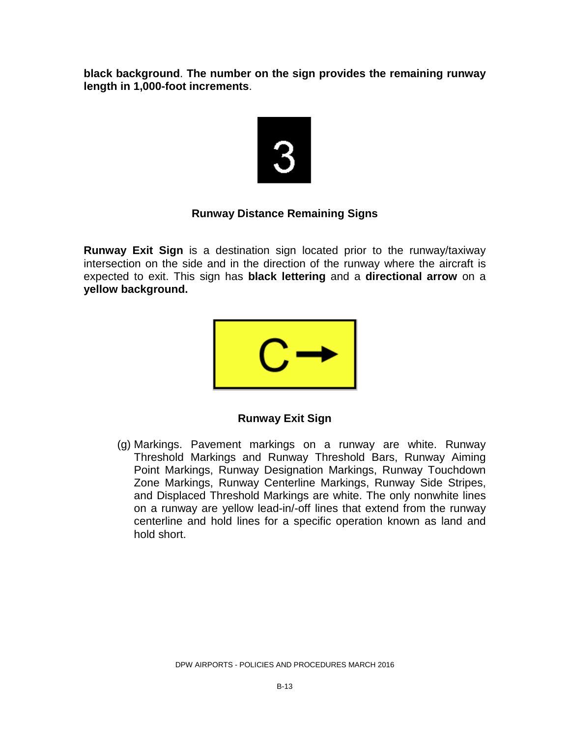**black background**. **The number on the sign provides the remaining runway length in 1,000-foot increments**.

3

**Runway Distance Remaining Signs**

**Runway Exit Sign** is a destination sign located prior to the runway/taxiway intersection on the side and in the direction of the runway where the aircraft is expected to exit. This sign has **black lettering** and a **directional arrow** on a **yellow background.**

C→

**Runway Exit Sign**

(g) Markings. Pavement markings on a runway are white. Runway Threshold Markings and Runway Threshold Bars, Runway Aiming Point Markings, Runway Designation Markings, Runway Touchdown Zone Markings, Runway Centerline Markings, Runway Side Stripes, and Displaced Threshold Markings are white. The only nonwhite lines on a runway are yellow lead-in/-off lines that extend from the runway centerline and hold lines for a specific operation known as land and hold short.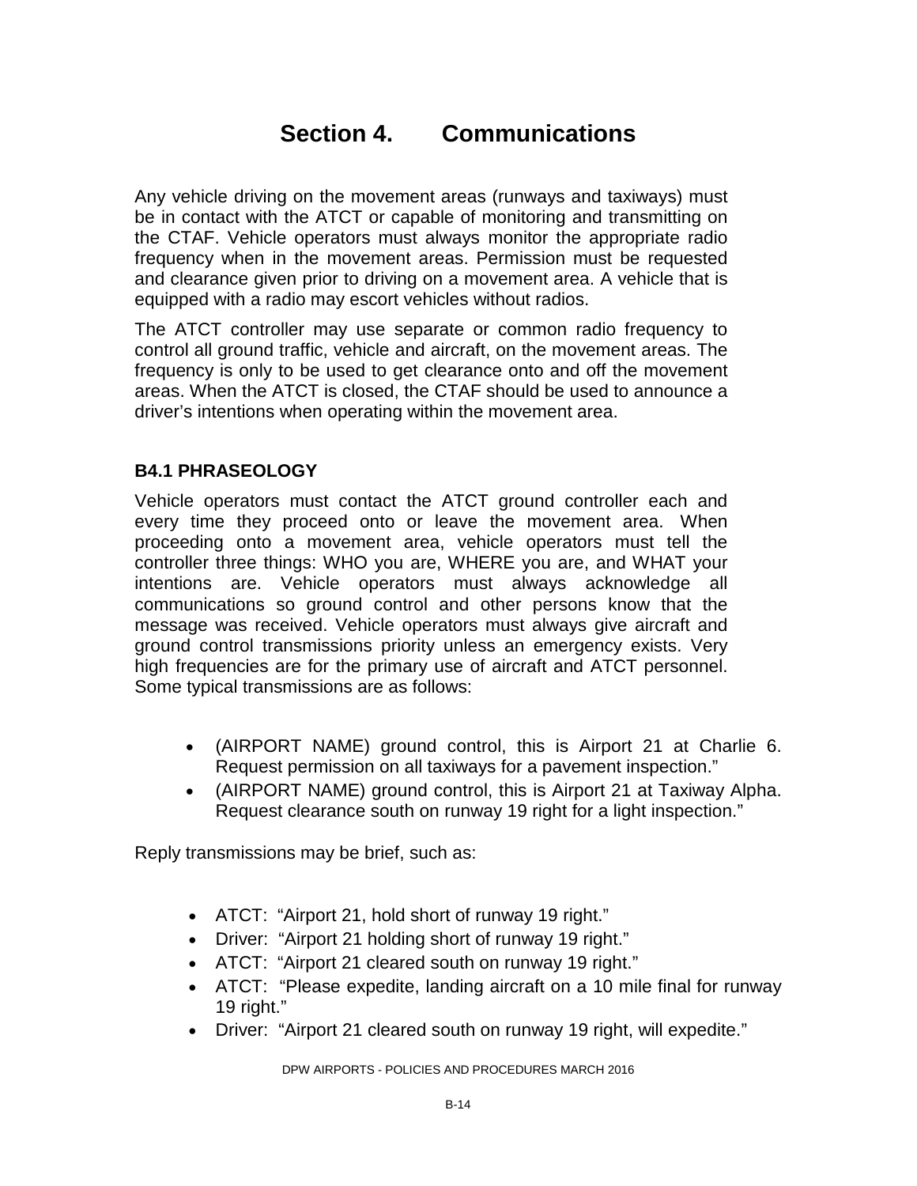# Section 4. Communications

Any vehicle driving on the movement areas (runways and taxiways) must be in contact with the ATCT or capable of monitoring and transmitting on the CTAF. Vehicle operators must always monitor the appropriate radio frequency when in the movement areas. Permission must be requested and clearance given prior to driving on a movement area. A vehicle that is equipped with a radio may escort vehicles without radios.

The ATCT controller may use separate or common radio frequency to control all ground traffic, vehicle and aircraft, on the movement areas. The frequency is only to be used to get clearance onto and off the movement areas. When the ATCT is closed, the CTAF should be used to announce a driver's intentions when operating within the movement area.

### B4.1 PHRASEOLOGY

Vehicle operators must contact the ATCT ground controller each and every time they proceed onto or leave the movement area. When proceeding onto a movement area, vehicle operators must tell the controller three things: WHO you are, WHERE you are, and WHAT your intentions are. Vehicle operators must always acknowledge all communications so ground control and other persons know that the message was received. Vehicle operators must always give aircraft and ground control transmissions priority unless an emergency exists. Very high frequencies are for the primary use of aircraft and ATCT personnel. Some typical transmissions are as follows:

- (AIRPORT NAME) ground control, this is Airport 21 at Charlie 6. Request permission on all taxiways for a pavement inspection."
- (AIRPORT NAME) ground control, this is Airport 21 at Taxiway Alpha. Request clearance south on runway 19 right for a light inspection."

Reply transmissions may be brief, such as:

- ATCT: "Airport 21, hold short of runway 19 right."
- Driver: "Airport 21 holding short of runway 19 right."
- ATCT: "Airport 21 cleared south on runway 19 right."
- ATCT: "Please expedite, landing aircraft on a 10 mile final for runway 19 right."
- Driver: "Airport 21 cleared south on runway 19 right, will expedite."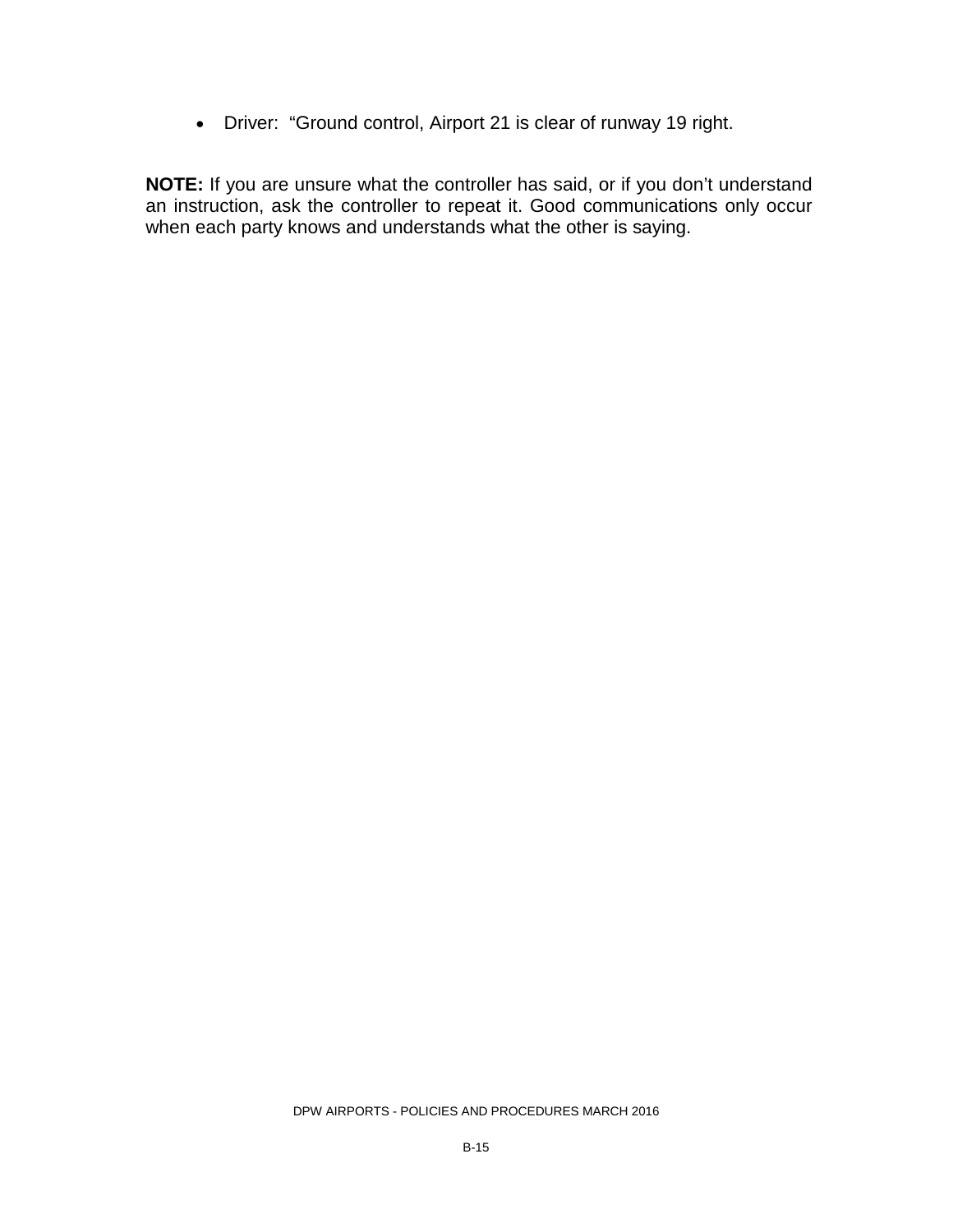- Driver: "Ground control, Airport 21 is clear of runway 19 right.

**NOTE:** If you are unsure what the controller has said, or if you don't understand an instruction, ask the controller to repeat it. Good communications only occur when each party knows and understands what the other is saying.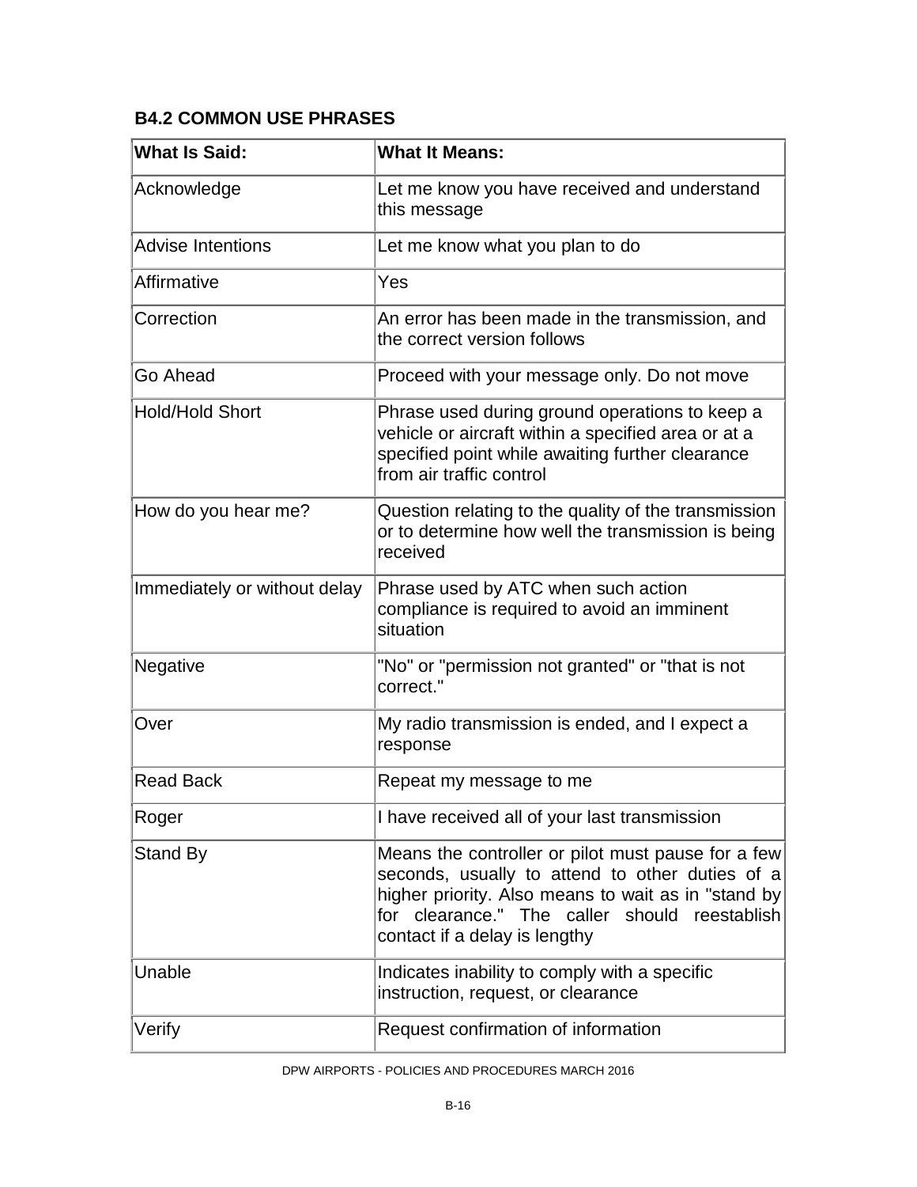## B4.2 COMMON USE PHRASES

| What Is Said: | What It Means: |
|---|---|
| Acknowledge | Let me know you have received and understand this message |
| Advise Intentions | Let me know what you plan to do |
| Affirmative | Yes |
| Correction | An error has been made in the transmission, and the correct version follows |
| Go Ahead | Proceed with your message only. Do not move |
| Hold/Hold Short | Phrase used during ground operations to keep a vehicle or aircraft within a specified area or at a specified point while awaiting further clearance from air traffic control |
| How do you hear me? | Question relating to the quality of the transmission or to determine how well the transmission is being received |
| Immediately or without delay | Phrase used by ATC when such action compliance is required to avoid an imminent situation |
| Negative | "No" or "permission not granted" or "that is not correct." |
| Over | My radio transmission is ended, and I expect a response |
| Read Back | Repeat my message to me |
| Roger | I have received all of your last transmission |
| Stand By | Means the controller or pilot must pause for a few seconds, usually to attend to other duties of a higher priority. Also means to wait as in "stand by for clearance." The caller should reestablish contact if a delay is lengthy |
| Unable | Indicates inability to comply with a specific instruction, request, or clearance |
| Verify | Request confirmation of information |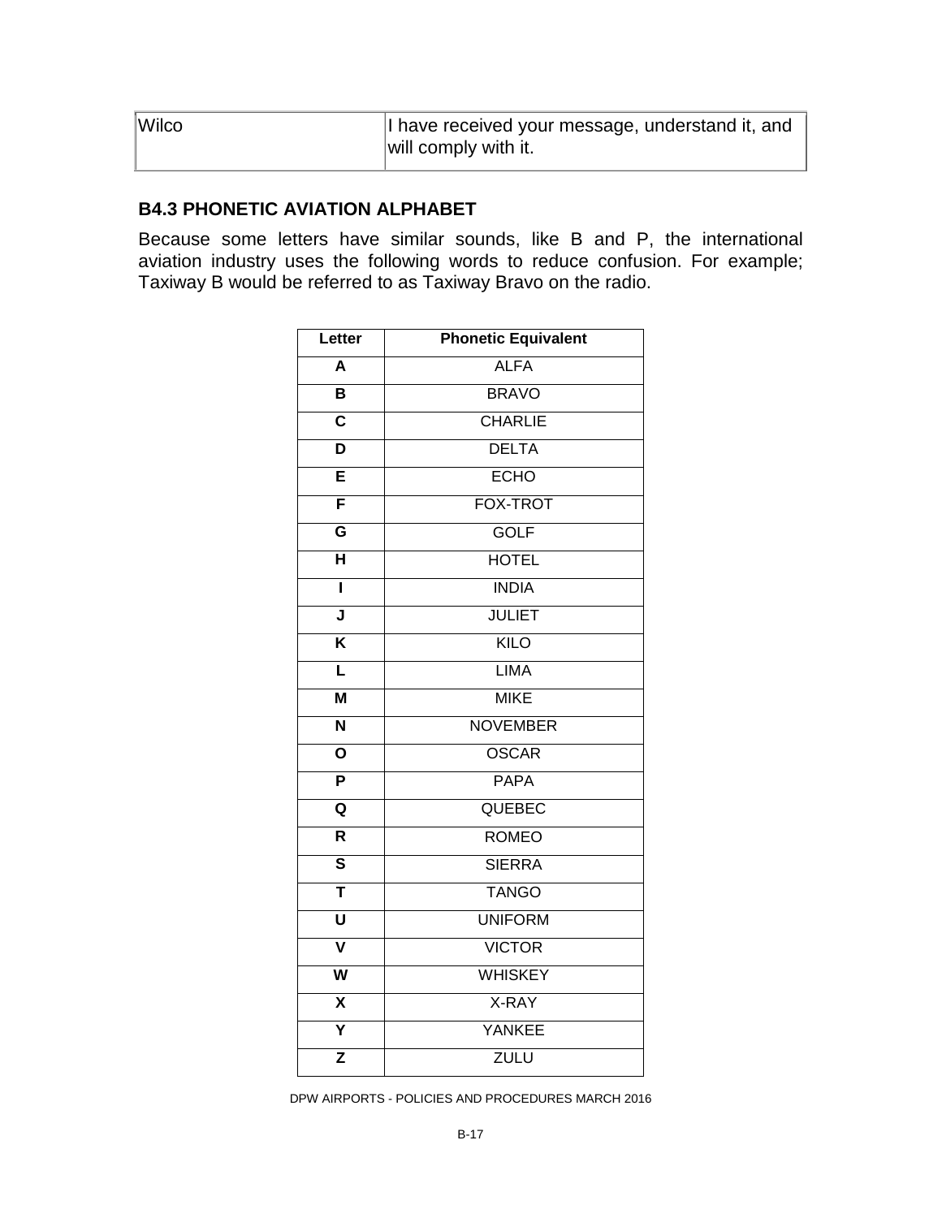| | |
|---|---|
| Wilco | I have received your message, understand it, and will comply with it. |

### B4.3 PHONETIC AVIATION ALPHABET

Because some letters have similar sounds, like B and P, the international aviation industry uses the following words to reduce confusion. For example; Taxiway B would be referred to as Taxiway Bravo on the radio.

| Letter | Phonetic Equivalent |
|---|---|
| A | ALFA |
| B | BRAVO |
| C | CHARLIE |
| D | DELTA |
| E | ECHO |
| F | FOX-TROT |
| G | GOLF |
| H | HOTEL |
| I | INDIA |
| J | JULIET |
| K | KILO |
| L | LIMA |
| M | MIKE |
| N | NOVEMBER |
| O | OSCAR |
| P | PAPA |
| Q | QUEBEC |
| R | ROMEO |
| S | SIERRA |
| T | TANGO |
| U | UNIFORM |
| V | VICTOR |
| W | WHISKEY |
| X | X-RAY |
| Y | YANKEE |
| Z | ZULU |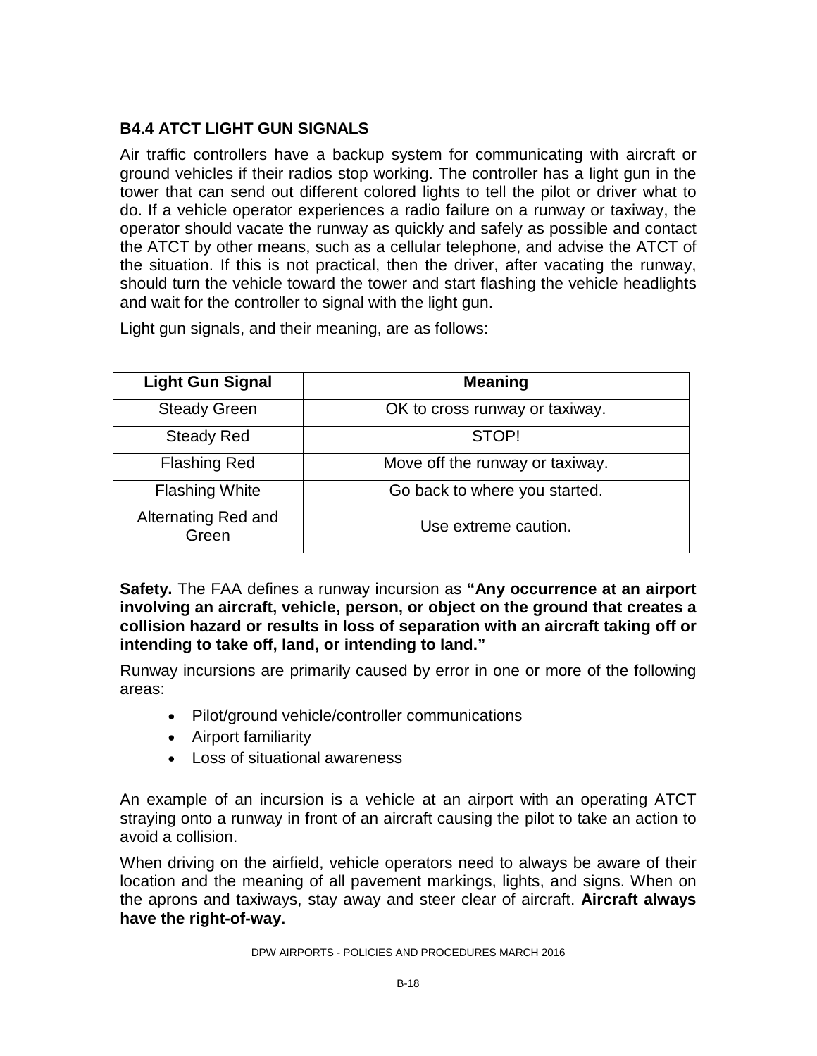### B4.4 ATCT LIGHT GUN SIGNALS

Air traffic controllers have a backup system for communicating with aircraft or ground vehicles if their radios stop working. The controller has a light gun in the tower that can send out different colored lights to tell the pilot or driver what to do. If a vehicle operator experiences a radio failure on a runway or taxiway, the operator should vacate the runway as quickly and safely as possible and contact the ATCT by other means, such as a cellular telephone, and advise the ATCT of the situation. If this is not practical, then the driver, after vacating the runway, should turn the vehicle toward the tower and start flashing the vehicle headlights and wait for the controller to signal with the light gun.

Light gun signals, and their meaning, are as follows:

| Light Gun Signal | Meaning |
|---|---|
| Steady Green | OK to cross runway or taxiway. |
| Steady Red | STOP! |
| Flashing Red | Move off the runway or taxiway. |
| Flashing White | Go back to where you started. |
| Alternating Red and Green | Use extreme caution. |

**Safety.** The FAA defines a runway incursion as **"Any occurrence at an airport involving an aircraft, vehicle, person, or object on the ground that creates a collision hazard or results in loss of separation with an aircraft taking off or intending to take off, land, or intending to land."**

Runway incursions are primarily caused by error in one or more of the following areas:

- Pilot/ground vehicle/controller communications
- Airport familiarity
- Loss of situational awareness

An example of an incursion is a vehicle at an airport with an operating ATCT straying onto a runway in front of an aircraft causing the pilot to take an action to avoid a collision.

When driving on the airfield, vehicle operators need to always be aware of their location and the meaning of all pavement markings, lights, and signs. When on the aprons and taxiways, stay away and steer clear of aircraft. **Aircraft always have the right-of-way.**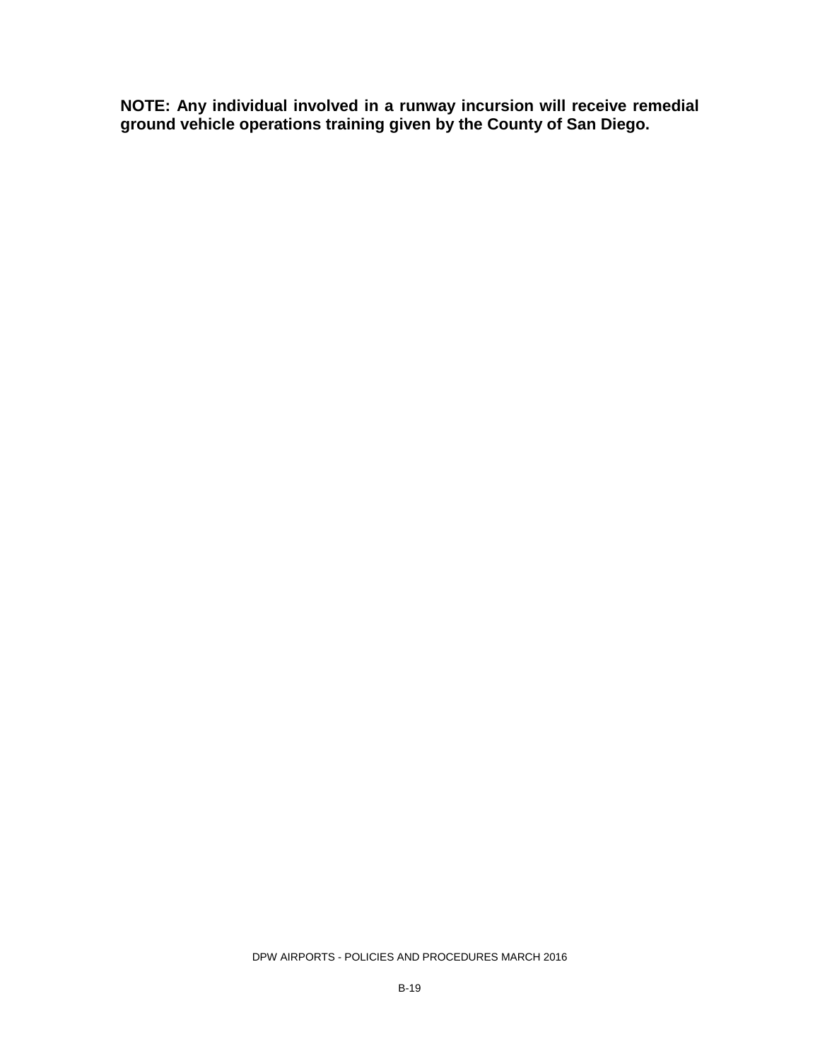**NOTE: Any individual involved in a runway incursion will receive remedial ground vehicle operations training given by the County of San Diego.**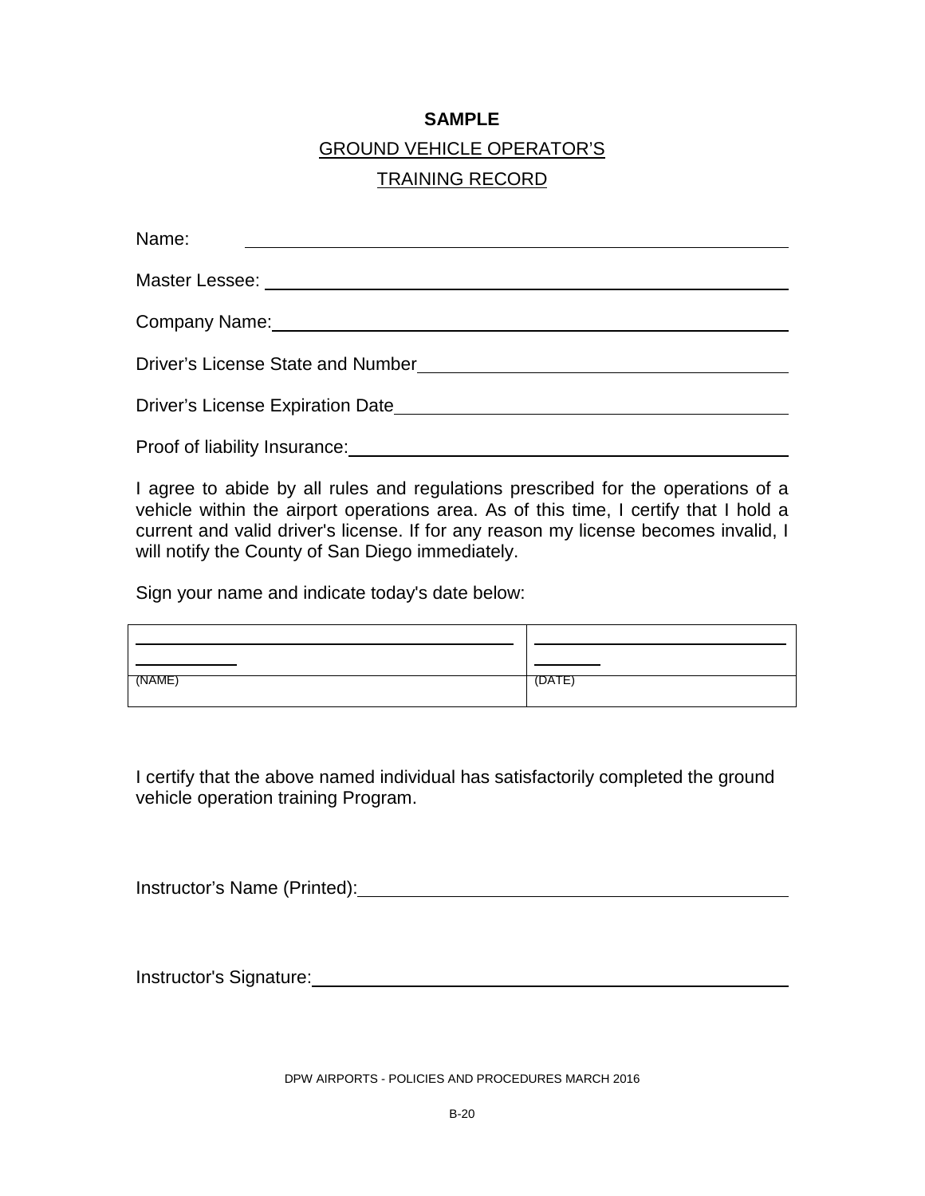**SAMPLE**

GROUND VEHICLE OPERATOR'S

TRAINING RECORD

Name: ______________________________________________

Master Lessee: ______________________________________________

Company Name: ______________________________________________

Driver's License State and Number ______________________________________________

Driver's License Expiration Date ______________________________________________

Proof of liability Insurance: ______________________________________________

I agree to abide by all rules and regulations prescribed for the operations of a vehicle within the airport operations area. As of this time, I certify that I hold a current and valid driver's license. If for any reason my license becomes invalid, I will notify the County of San Diego immediately.

Sign your name and indicate today's date below:

| | |
|---|---|
| ______________________________ | ______________________________ |
| (NAME) | (DATE) |

I certify that the above named individual has satisfactorily completed the ground vehicle operation training Program.

Instructor's Name (Printed): ______________________________________________

Instructor's Signature: ______________________________________________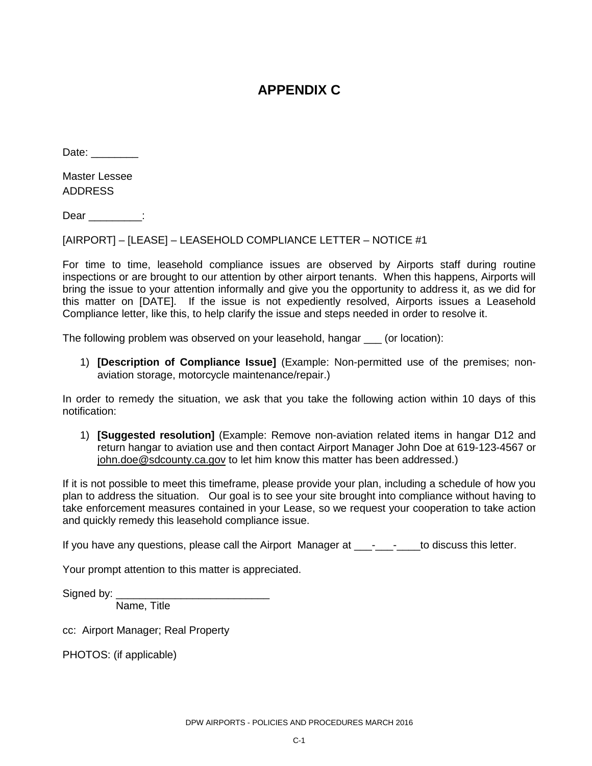# APPENDIX C

Date: ________

Master Lessee
ADDRESS

Dear _________:

[AIRPORT] – [LEASE] – LEASEHOLD COMPLIANCE LETTER – NOTICE #1

For time to time, leasehold compliance issues are observed by Airports staff during routine inspections or are brought to our attention by other airport tenants. When this happens, Airports will bring the issue to your attention informally and give you the opportunity to address it, as we did for this matter on [DATE]. If the issue is not expediently resolved, Airports issues a Leasehold Compliance letter, like this, to help clarify the issue and steps needed in order to resolve it.

The following problem was observed on your leasehold, hangar ___ (or location):

1) **[Description of Compliance Issue]** (Example: Non-permitted use of the premises; non-aviation storage, motorcycle maintenance/repair.)

In order to remedy the situation, we ask that you take the following action within 10 days of this notification:

1) **[Suggested resolution]** (Example: Remove non-aviation related items in hangar D12 and return hangar to aviation use and then contact Airport Manager John Doe at 619-123-4567 or john.doe@sdcounty.ca.gov to let him know this matter has been addressed.)

If it is not possible to meet this timeframe, please provide your plan, including a schedule of how you plan to address the situation. Our goal is to see your site brought into compliance without having to take enforcement measures contained in your Lease, so we request your cooperation to take action and quickly remedy this leasehold compliance issue.

If you have any questions, please call the Airport Manager at ___-___-____to discuss this letter.

Your prompt attention to this matter is appreciated.

Signed by: _________________________
Name, Title

cc: Airport Manager; Real Property

PHOTOS: (if applicable)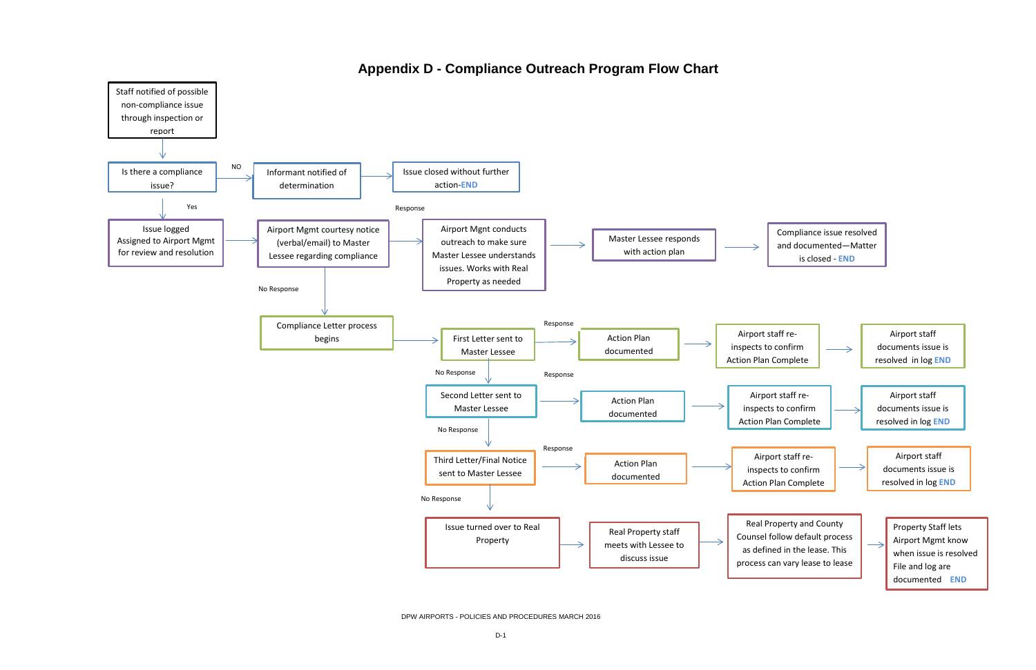# Appendix D - Compliance Outreach Program Flow Chart

Staff notified of possible non-compliance issue through inspection or report

Is there a compliance issue?

NO

Informant notified of determination

Issue closed without further action-END

Yes

Issue logged Assigned to Airport Mgmt for review and resolution

Airport Mgmt courtesy notice (verbal/email) to Master Lessee regarding compliance

Response

Airport Mgmt conducts outreach to make sure Master Lessee understands issues. Works with Real Property as needed

Master Lessee responds with action plan

Compliance issue resolved and documented—Matter is closed - END

No Response

Compliance Letter process begins

First Letter sent to Master Lessee

Response

Action Plan documented

Airport staff re-inspects to confirm Action Plan Complete

Airport staff documents issue is resolved in log END

No Response

Second Letter sent to Master Lessee

Response

Action Plan documented

Airport staff re-inspects to confirm Action Plan Complete

Airport staff documents issue is resolved in log END

No Response

Third Letter/Final Notice sent to Master Lessee

Response

Action Plan documented

Airport staff re-inspects to confirm Action Plan Complete

Airport staff documents issue is resolved in log END

No Response

Issue turned over to Real Property

Real Property staff meets with Lessee to discuss issue

Real Property and County Counsel follow default process as defined in the lease. This process can vary lease to lease

Property Staff lets Airport Mgmt know when issue is resolved File and log are documented END

DPW AIRPORTS - POLICIES AND PROCEDURES MARCH 2016